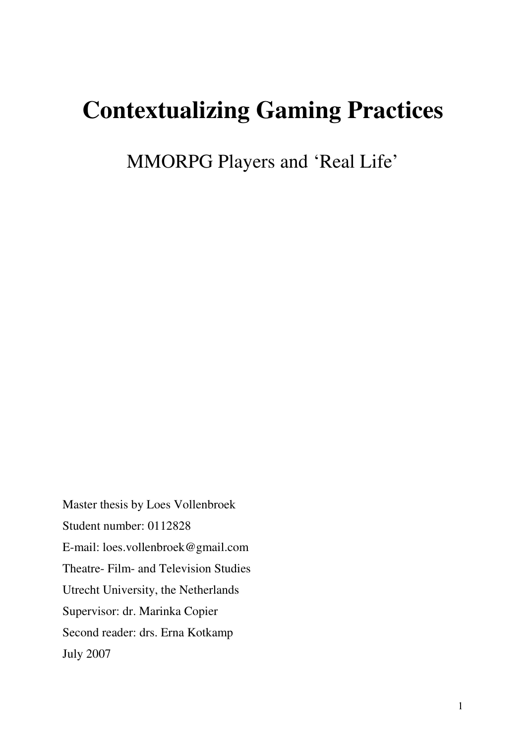# Contextualizing Gaming Practices

## MMORPG Players and 'Real Life'

Master thesis by Loes Vollenbroek

Student number: 0112828

E-mail: loes.vollenbroek@gmail.com

Theatre- Film- and Television Studies

Utrecht University, the Netherlands

Supervisor: dr. Marinka Copier

Second reader: drs. Erna Kotkamp

July 2007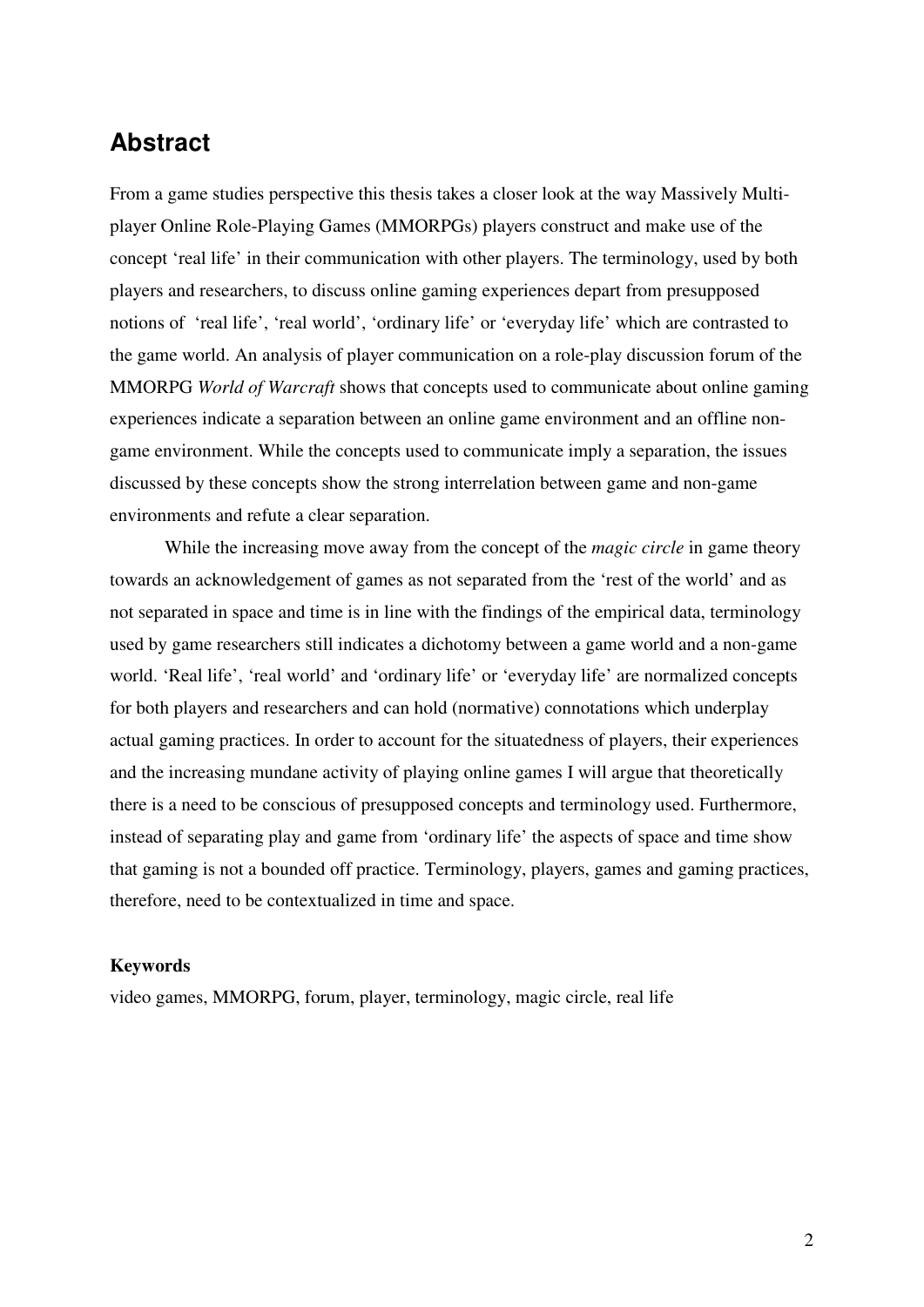# Abstract

From a game studies perspective this thesis takes a closer look at the way Massively Multi-player Online Role-Playing Games (MMORPGs) players construct and make use of the concept 'real life' in their communication with other players. The terminology, used by both players and researchers, to discuss online gaming experiences depart from presupposed notions of 'real life', 'real world', 'ordinary life' or 'everyday life' which are contrasted to the game world. An analysis of player communication on a role-play discussion forum of the MMORPG *World of Warcraft* shows that concepts used to communicate about online gaming experiences indicate a separation between an online game environment and an offline non-game environment. While the concepts used to communicate imply a separation, the issues discussed by these concepts show the strong interrelation between game and non-game environments and refute a clear separation.

While the increasing move away from the concept of the *magic circle* in game theory towards an acknowledgement of games as not separated from the 'rest of the world' and as not separated in space and time is in line with the findings of the empirical data, terminology used by game researchers still indicates a dichotomy between a game world and a non-game world. 'Real life', 'real world' and 'ordinary life' or 'everyday life' are normalized concepts for both players and researchers and can hold (normative) connotations which underplay actual gaming practices. In order to account for the situatedness of players, their experiences and the increasing mundane activity of playing online games I will argue that theoretically there is a need to be conscious of presupposed concepts and terminology used. Furthermore, instead of separating play and game from 'ordinary life' the aspects of space and time show that gaming is not a bounded off practice. Terminology, players, games and gaming practices, therefore, need to be contextualized in time and space.

**Keywords**

video games, MMORPG, forum, player, terminology, magic circle, real life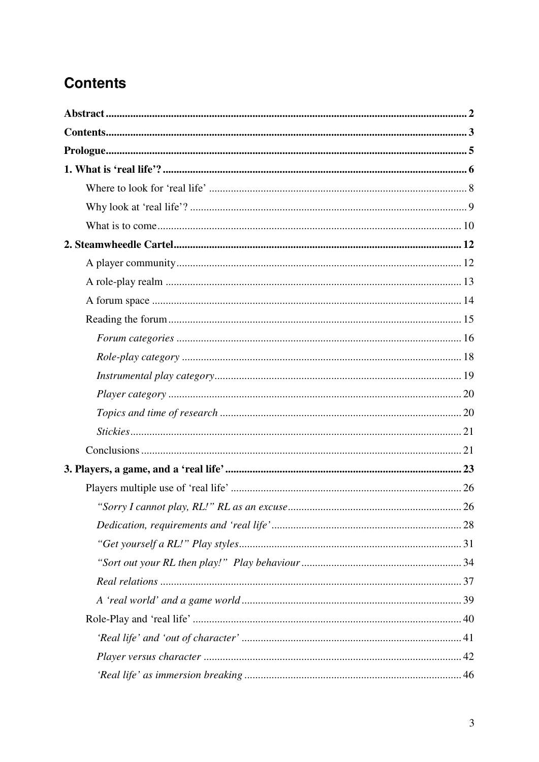# Contents

**Abstract** .......... **2**

**Contents** .......... **3**

**Prologue** .......... **5**

**1. What is 'real life'?** .......... **6**

- Where to look for 'real life' .......... 8
- Why look at 'real life'? .......... 9
- What is to come .......... 10

**2. Steamwheedle Cartel** .......... **12**

- A player community .......... 12
- A role-play realm .......... 13
- A forum space .......... 14
- Reading the forum .......... 15
  - *Forum categories* .......... 16
  - *Role-play category* .......... 18
  - *Instrumental play category* .......... 19
  - *Player category* .......... 20
  - *Topics and time of research* .......... 20
  - *Stickies* .......... 21
- Conclusions .......... 21

**3. Players, a game, and a 'real life'** .......... **23**

- Players multiple use of 'real life' .......... 26
  - *"Sorry I cannot play, RL!" RL as an excuse* .......... 26
  - *Dedication, requirements and 'real life'* .......... 28
  - *"Get yourself a RL!" Play styles* .......... 31
  - *"Sort out your RL then play!" Play behaviour* .......... 34
  - *Real relations* .......... 37
  - *A 'real world' and a game world* .......... 39
- Role-Play and 'real life' .......... 40
  - *'Real life' and 'out of character'* .......... 41
  - *Player versus character* .......... 42
  - *'Real life' as immersion breaking* .......... 46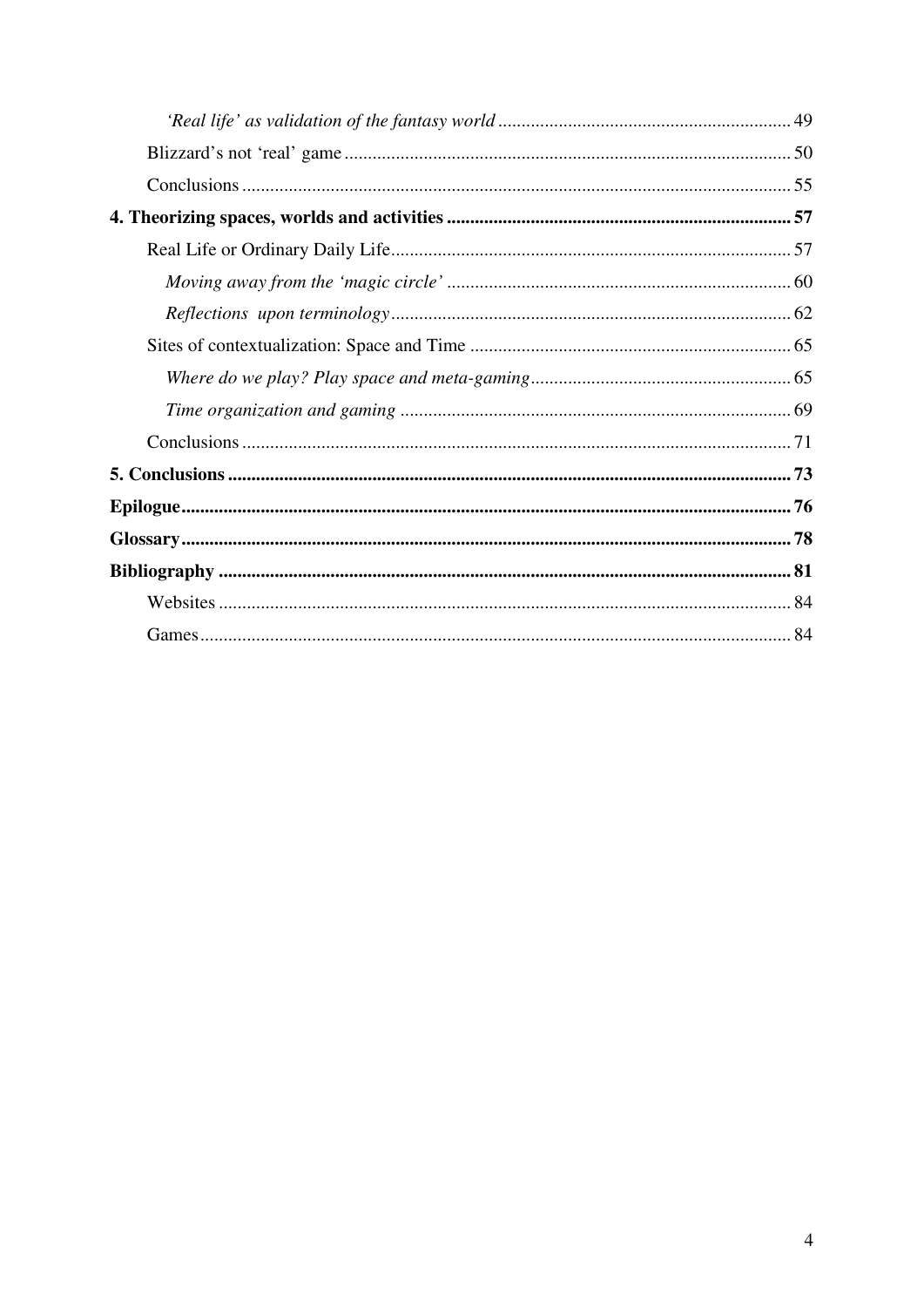*'Real life' as validation of the fantasy world* ... 49

Blizzard's not 'real' game ... 50

Conclusions ... 55

**4. Theorizing spaces, worlds and activities ... 57**

Real Life or Ordinary Daily Life ... 57

*Moving away from the 'magic circle'* ... 60

*Reflections upon terminology* ... 62

Sites of contextualization: Space and Time ... 65

*Where do we play? Play space and meta-gaming* ... 65

*Time organization and gaming* ... 69

Conclusions ... 71

**5. Conclusions ... 73**

**Epilogue ... 76**

**Glossary ... 78**

**Bibliography ... 81**

Websites ... 84

Games ... 84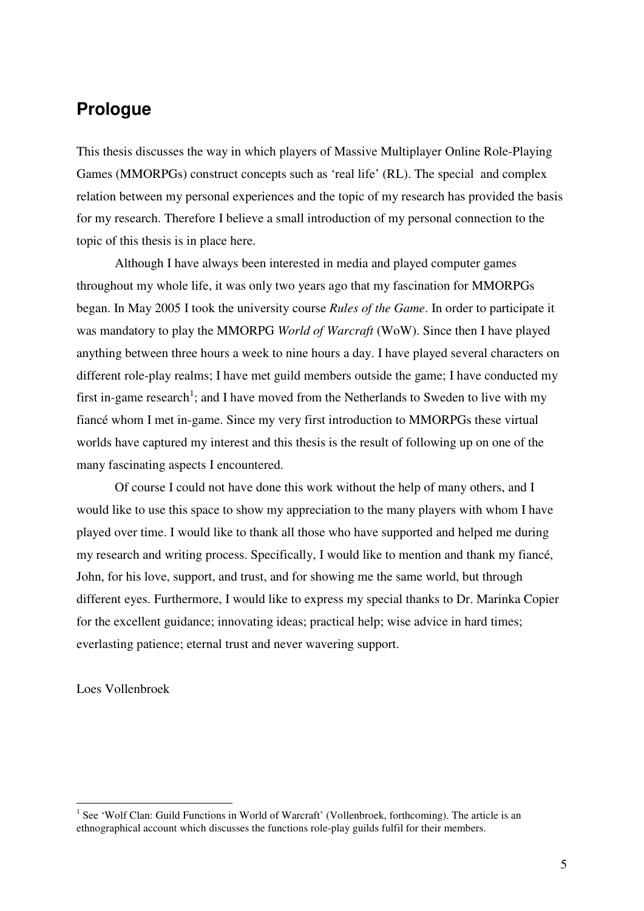## Prologue

This thesis discusses the way in which players of Massive Multiplayer Online Role-Playing Games (MMORPGs) construct concepts such as 'real life' (RL). The special and complex relation between my personal experiences and the topic of my research has provided the basis for my research. Therefore I believe a small introduction of my personal connection to the topic of this thesis is in place here.

Although I have always been interested in media and played computer games throughout my whole life, it was only two years ago that my fascination for MMORPGs began. In May 2005 I took the university course *Rules of the Game*. In order to participate it was mandatory to play the MMORPG *World of Warcraft* (WoW). Since then I have played anything between three hours a week to nine hours a day. I have played several characters on different role-play realms; I have met guild members outside the game; I have conducted my first in-game research[1]; and I have moved from the Netherlands to Sweden to live with my fiancé whom I met in-game. Since my very first introduction to MMORPGs these virtual worlds have captured my interest and this thesis is the result of following up on one of the many fascinating aspects I encountered.

Of course I could not have done this work without the help of many others, and I would like to use this space to show my appreciation to the many players with whom I have played over time. I would like to thank all those who have supported and helped me during my research and writing process. Specifically, I would like to mention and thank my fiancé, John, for his love, support, and trust, and for showing me the same world, but through different eyes. Furthermore, I would like to express my special thanks to Dr. Marinka Copier for the excellent guidance; innovating ideas; practical help; wise advice in hard times; everlasting patience; eternal trust and never wavering support.

Loes Vollenbroek

---

[1] See 'Wolf Clan: Guild Functions in World of Warcraft' (Vollenbroek, forthcoming). The article is an ethnographical account which discusses the functions role-play guilds fulfil for their members.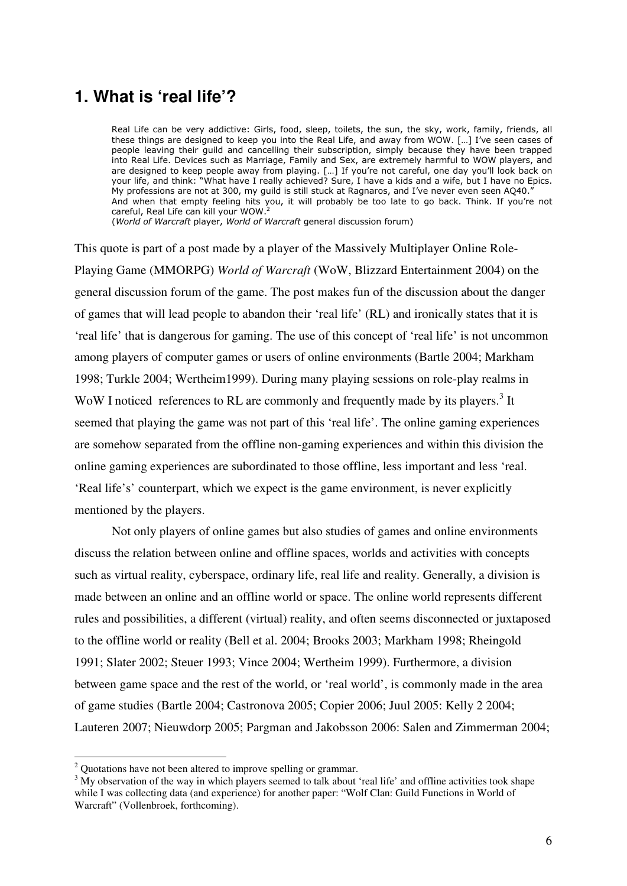## 1. What is 'real life'?

> Real Life can be very addictive: Girls, food, sleep, toilets, the sun, the sky, work, family, friends, all these things are designed to keep you into the Real Life, and away from WOW. […] I've seen cases of people leaving their guild and cancelling their subscription, simply because they have been trapped into Real Life. Devices such as Marriage, Family and Sex, are extremely harmful to WOW players, and are designed to keep people away from playing. […] If you're not careful, one day you'll look back on your life, and think: "What have I really achieved? Sure, I have a kids and a wife, but I have no Epics. My professions are not at 300, my guild is still stuck at Ragnaros, and I've never even seen AQ40." And when that empty feeling hits you, it will probably be too late to go back. Think. If you're not careful, Real Life can kill your WOW.[2]
> (*World of Warcraft* player, *World of Warcraft* general discussion forum)

This quote is part of a post made by a player of the Massively Multiplayer Online Role-Playing Game (MMORPG) *World of Warcraft* (WoW, Blizzard Entertainment 2004) on the general discussion forum of the game. The post makes fun of the discussion about the danger of games that will lead people to abandon their 'real life' (RL) and ironically states that it is 'real life' that is dangerous for gaming. The use of this concept of 'real life' is not uncommon among players of computer games or users of online environments (Bartle 2004; Markham 1998; Turkle 2004; Wertheim1999). During many playing sessions on role-play realms in WoW I noticed references to RL are commonly and frequently made by its players.[3] It seemed that playing the game was not part of this 'real life'. The online gaming experiences are somehow separated from the offline non-gaming experiences and within this division the online gaming experiences are subordinated to those offline, less important and less 'real. 'Real life's' counterpart, which we expect is the game environment, is never explicitly mentioned by the players.

Not only players of online games but also studies of games and online environments discuss the relation between online and offline spaces, worlds and activities with concepts such as virtual reality, cyberspace, ordinary life, real life and reality. Generally, a division is made between an online and an offline world or space. The online world represents different rules and possibilities, a different (virtual) reality, and often seems disconnected or juxtaposed to the offline world or reality (Bell et al. 2004; Brooks 2003; Markham 1998; Rheingold 1991; Slater 2002; Steuer 1993; Vince 2004; Wertheim 1999). Furthermore, a division between game space and the rest of the world, or 'real world', is commonly made in the area of game studies (Bartle 2004; Castronova 2005; Copier 2006; Juul 2005: Kelly 2 2004; Lauteren 2007; Nieuwdorp 2005; Pargman and Jakobsson 2006: Salen and Zimmerman 2004;

---

[2] Quotations have not been altered to improve spelling or grammar.

[3] My observation of the way in which players seemed to talk about 'real life' and offline activities took shape while I was collecting data (and experience) for another paper: "Wolf Clan: Guild Functions in World of Warcraft" (Vollenbroek, forthcoming).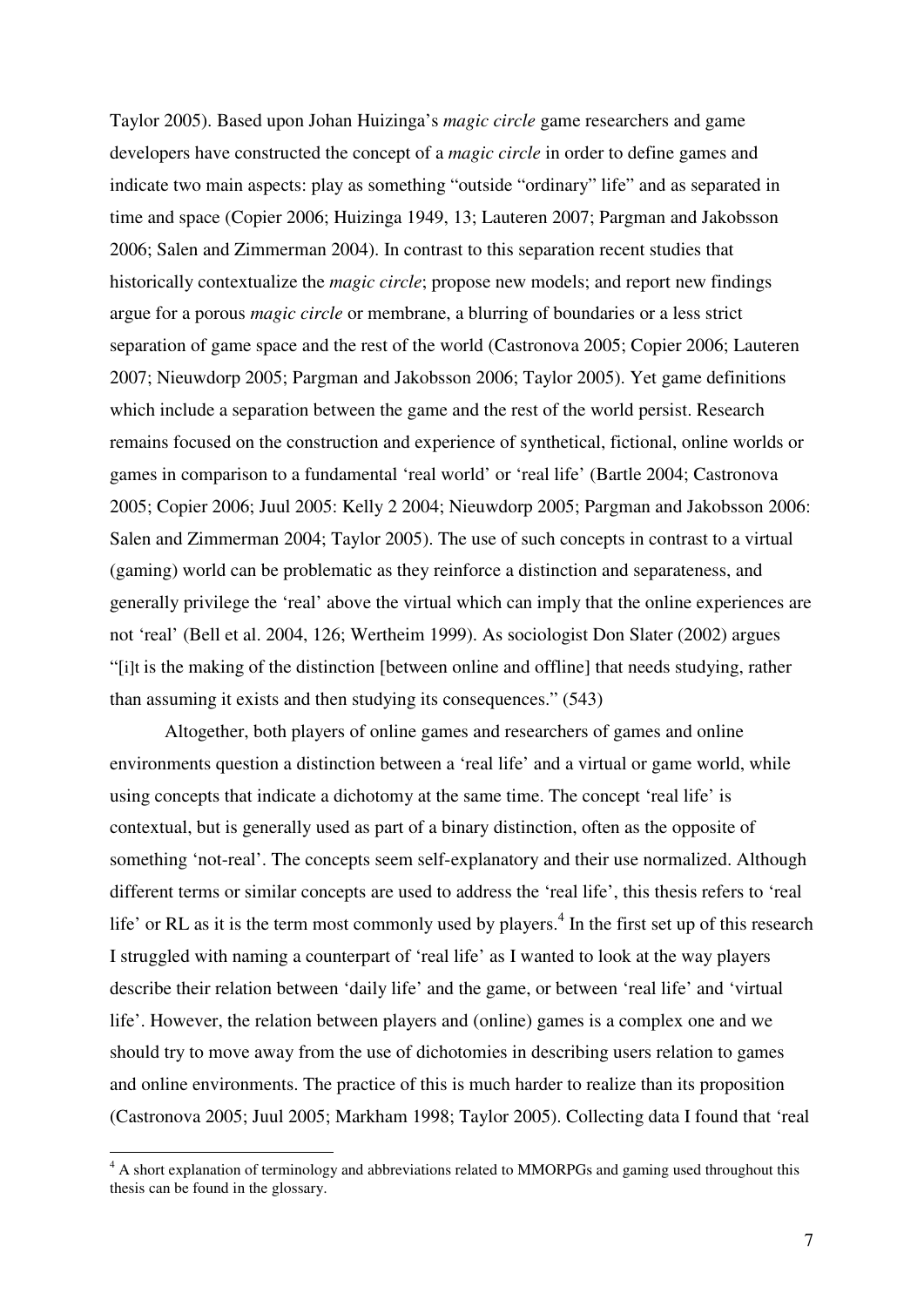Taylor 2005). Based upon Johan Huizinga's *magic circle* game researchers and game developers have constructed the concept of a *magic circle* in order to define games and indicate two main aspects: play as something "outside "ordinary" life" and as separated in time and space (Copier 2006; Huizinga 1949, 13; Lauteren 2007; Pargman and Jakobsson 2006; Salen and Zimmerman 2004). In contrast to this separation recent studies that historically contextualize the *magic circle*; propose new models; and report new findings argue for a porous *magic circle* or membrane, a blurring of boundaries or a less strict separation of game space and the rest of the world (Castronova 2005; Copier 2006; Lauteren 2007; Nieuwdorp 2005; Pargman and Jakobsson 2006; Taylor 2005). Yet game definitions which include a separation between the game and the rest of the world persist. Research remains focused on the construction and experience of synthetical, fictional, online worlds or games in comparison to a fundamental 'real world' or 'real life' (Bartle 2004; Castronova 2005; Copier 2006; Juul 2005: Kelly 2 2004; Nieuwdorp 2005; Pargman and Jakobsson 2006: Salen and Zimmerman 2004; Taylor 2005). The use of such concepts in contrast to a virtual (gaming) world can be problematic as they reinforce a distinction and separateness, and generally privilege the 'real' above the virtual which can imply that the online experiences are not 'real' (Bell et al. 2004, 126; Wertheim 1999). As sociologist Don Slater (2002) argues "[i]t is the making of the distinction [between online and offline] that needs studying, rather than assuming it exists and then studying its consequences." (543)

Altogether, both players of online games and researchers of games and online environments question a distinction between a 'real life' and a virtual or game world, while using concepts that indicate a dichotomy at the same time. The concept 'real life' is contextual, but is generally used as part of a binary distinction, often as the opposite of something 'not-real'. The concepts seem self-explanatory and their use normalized. Although different terms or similar concepts are used to address the 'real life', this thesis refers to 'real life' or RL as it is the term most commonly used by players.[4] In the first set up of this research I struggled with naming a counterpart of 'real life' as I wanted to look at the way players describe their relation between 'daily life' and the game, or between 'real life' and 'virtual life'. However, the relation between players and (online) games is a complex one and we should try to move away from the use of dichotomies in describing users relation to games and online environments. The practice of this is much harder to realize than its proposition (Castronova 2005; Juul 2005; Markham 1998; Taylor 2005). Collecting data I found that 'real

[4] A short explanation of terminology and abbreviations related to MMORPGs and gaming used throughout this thesis can be found in the glossary.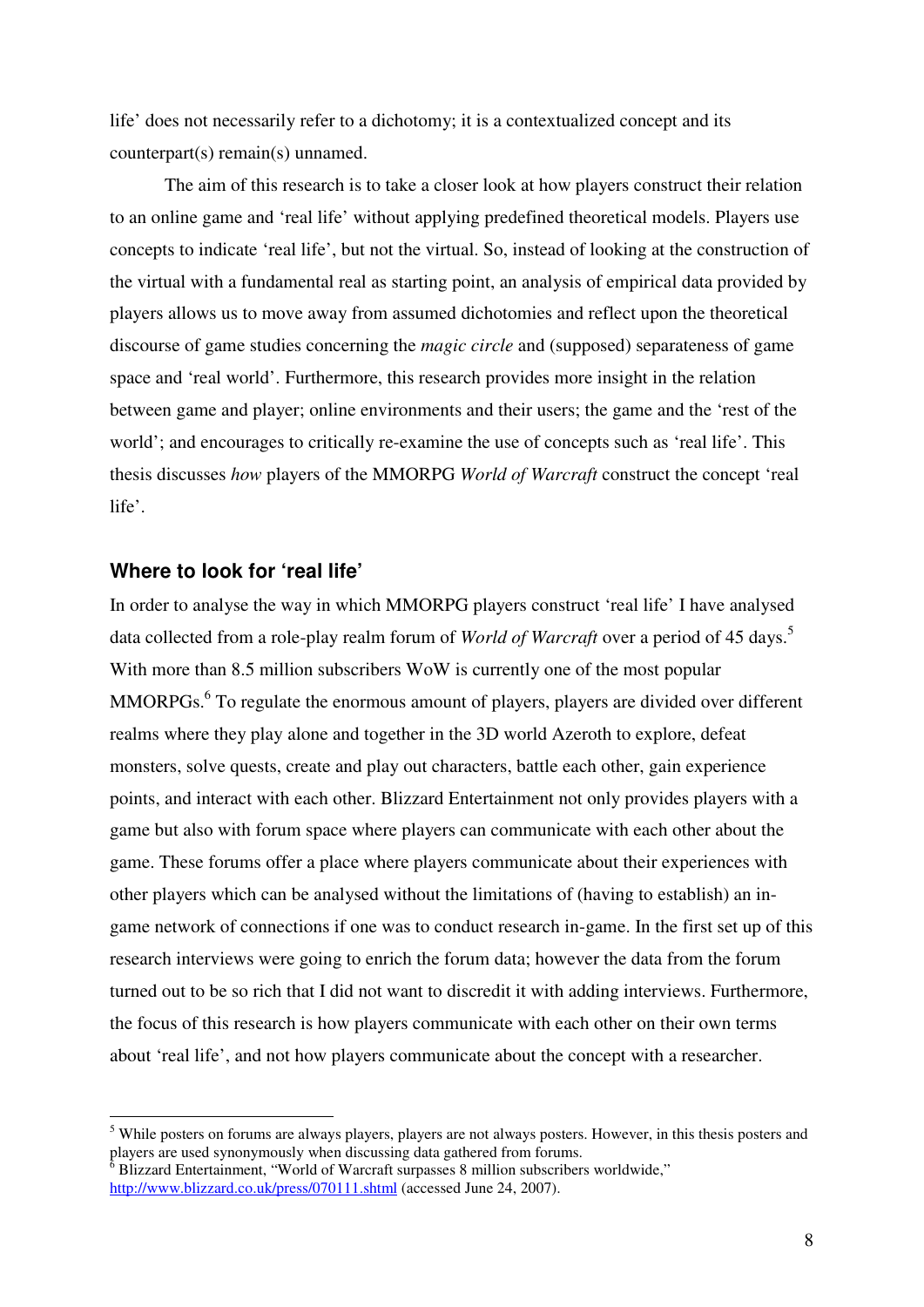life' does not necessarily refer to a dichotomy; it is a contextualized concept and its counterpart(s) remain(s) unnamed.

The aim of this research is to take a closer look at how players construct their relation to an online game and 'real life' without applying predefined theoretical models. Players use concepts to indicate 'real life', but not the virtual. So, instead of looking at the construction of the virtual with a fundamental real as starting point, an analysis of empirical data provided by players allows us to move away from assumed dichotomies and reflect upon the theoretical discourse of game studies concerning the *magic circle* and (supposed) separateness of game space and 'real world'. Furthermore, this research provides more insight in the relation between game and player; online environments and their users; the game and the 'rest of the world'; and encourages to critically re-examine the use of concepts such as 'real life'. This thesis discusses *how* players of the MMORPG *World of Warcraft* construct the concept 'real life'.

## Where to look for 'real life'

In order to analyse the way in which MMORPG players construct 'real life' I have analysed data collected from a role-play realm forum of *World of Warcraft* over a period of 45 days.[5] With more than 8.5 million subscribers WoW is currently one of the most popular MMORPGs.[6] To regulate the enormous amount of players, players are divided over different realms where they play alone and together in the 3D world Azeroth to explore, defeat monsters, solve quests, create and play out characters, battle each other, gain experience points, and interact with each other. Blizzard Entertainment not only provides players with a game but also with forum space where players can communicate with each other about the game. These forums offer a place where players communicate about their experiences with other players which can be analysed without the limitations of (having to establish) an in-game network of connections if one was to conduct research in-game. In the first set up of this research interviews were going to enrich the forum data; however the data from the forum turned out to be so rich that I did not want to discredit it with adding interviews. Furthermore, the focus of this research is how players communicate with each other on their own terms about 'real life', and not how players communicate about the concept with a researcher.

---

[5] While posters on forums are always players, players are not always posters. However, in this thesis posters and players are used synonymously when discussing data gathered from forums.

[6] Blizzard Entertainment, "World of Warcraft surpasses 8 million subscribers worldwide," http://www.blizzard.co.uk/press/070111.shtml (accessed June 24, 2007).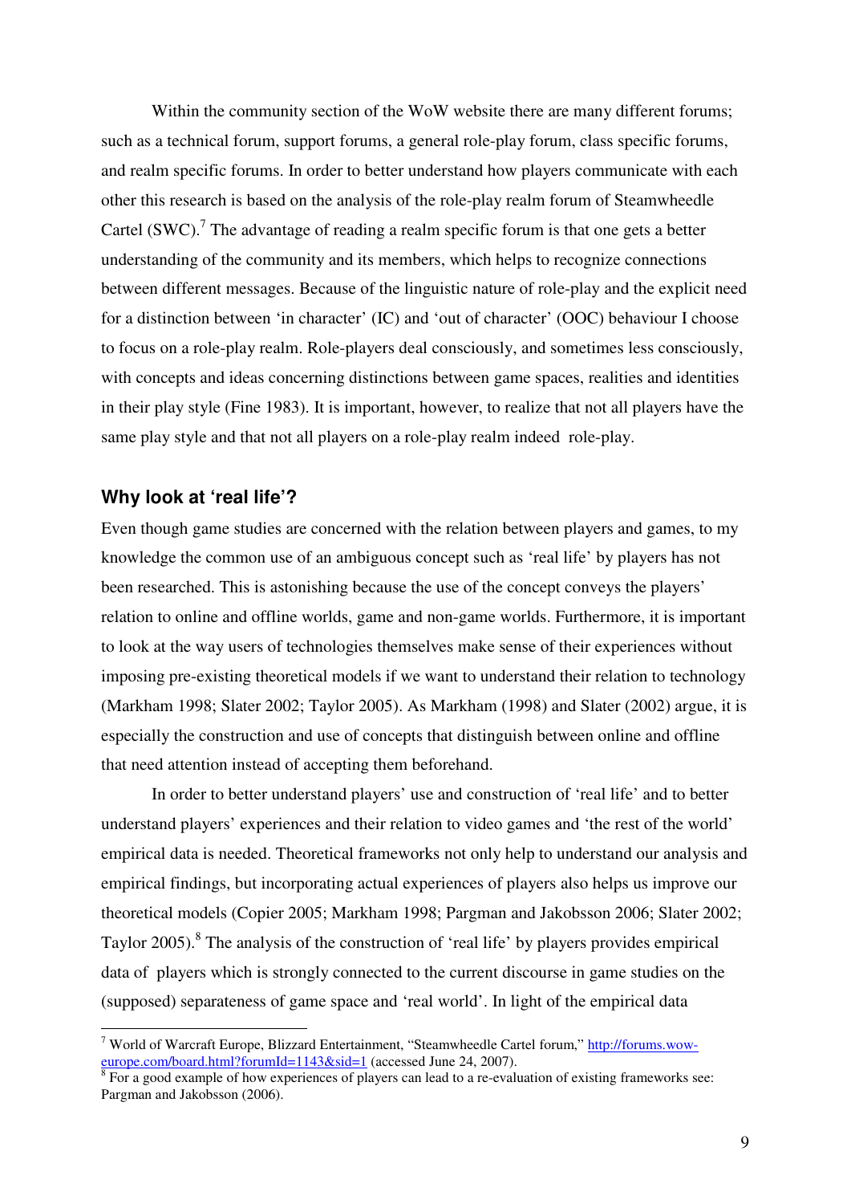Within the community section of the WoW website there are many different forums; such as a technical forum, support forums, a general role-play forum, class specific forums, and realm specific forums. In order to better understand how players communicate with each other this research is based on the analysis of the role-play realm forum of Steamwheedle Cartel (SWC).[7] The advantage of reading a realm specific forum is that one gets a better understanding of the community and its members, which helps to recognize connections between different messages. Because of the linguistic nature of role-play and the explicit need for a distinction between 'in character' (IC) and 'out of character' (OOC) behaviour I choose to focus on a role-play realm. Role-players deal consciously, and sometimes less consciously, with concepts and ideas concerning distinctions between game spaces, realities and identities in their play style (Fine 1983). It is important, however, to realize that not all players have the same play style and that not all players on a role-play realm indeed role-play.

## Why look at 'real life'?

Even though game studies are concerned with the relation between players and games, to my knowledge the common use of an ambiguous concept such as 'real life' by players has not been researched. This is astonishing because the use of the concept conveys the players' relation to online and offline worlds, game and non-game worlds. Furthermore, it is important to look at the way users of technologies themselves make sense of their experiences without imposing pre-existing theoretical models if we want to understand their relation to technology (Markham 1998; Slater 2002; Taylor 2005). As Markham (1998) and Slater (2002) argue, it is especially the construction and use of concepts that distinguish between online and offline that need attention instead of accepting them beforehand.

In order to better understand players' use and construction of 'real life' and to better understand players' experiences and their relation to video games and 'the rest of the world' empirical data is needed. Theoretical frameworks not only help to understand our analysis and empirical findings, but incorporating actual experiences of players also helps us improve our theoretical models (Copier 2005; Markham 1998; Pargman and Jakobsson 2006; Slater 2002; Taylor 2005).[8] The analysis of the construction of 'real life' by players provides empirical data of players which is strongly connected to the current discourse in game studies on the (supposed) separateness of game space and 'real world'. In light of the empirical data

---

[7] World of Warcraft Europe, Blizzard Entertainment, "Steamwheedle Cartel forum," http://forums.wow-europe.com/board.html?forumId=1143&sid=1 (accessed June 24, 2007).

[8] For a good example of how experiences of players can lead to a re-evaluation of existing frameworks see: Pargman and Jakobsson (2006).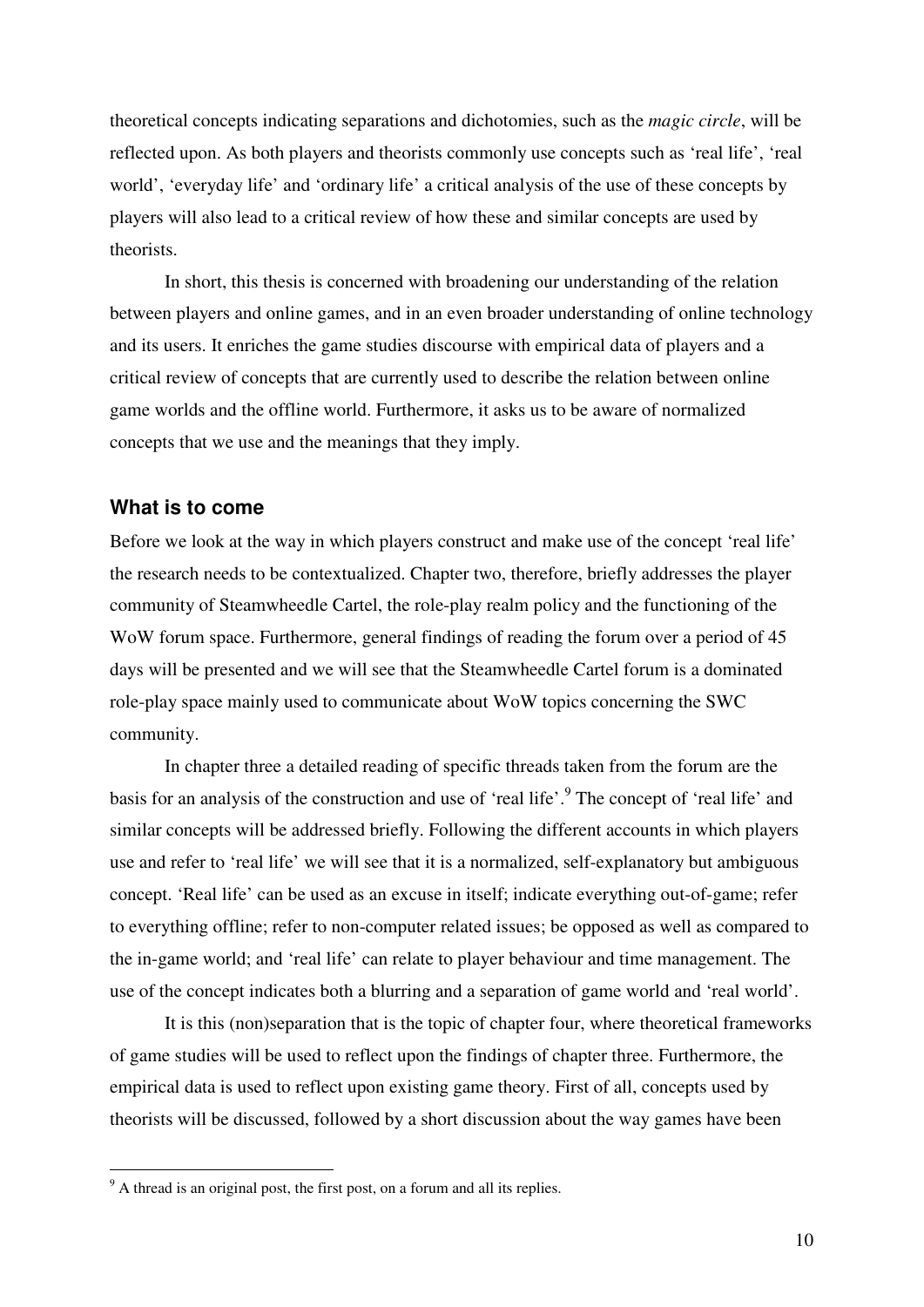theoretical concepts indicating separations and dichotomies, such as the *magic circle*, will be reflected upon. As both players and theorists commonly use concepts such as 'real life', 'real world', 'everyday life' and 'ordinary life' a critical analysis of the use of these concepts by players will also lead to a critical review of how these and similar concepts are used by theorists.

In short, this thesis is concerned with broadening our understanding of the relation between players and online games, and in an even broader understanding of online technology and its users. It enriches the game studies discourse with empirical data of players and a critical review of concepts that are currently used to describe the relation between online game worlds and the offline world. Furthermore, it asks us to be aware of normalized concepts that we use and the meanings that they imply.

### What is to come

Before we look at the way in which players construct and make use of the concept 'real life' the research needs to be contextualized. Chapter two, therefore, briefly addresses the player community of Steamwheedle Cartel, the role-play realm policy and the functioning of the WoW forum space. Furthermore, general findings of reading the forum over a period of 45 days will be presented and we will see that the Steamwheedle Cartel forum is a dominated role-play space mainly used to communicate about WoW topics concerning the SWC community.

In chapter three a detailed reading of specific threads taken from the forum are the basis for an analysis of the construction and use of 'real life'.[9] The concept of 'real life' and similar concepts will be addressed briefly. Following the different accounts in which players use and refer to 'real life' we will see that it is a normalized, self-explanatory but ambiguous concept. 'Real life' can be used as an excuse in itself; indicate everything out-of-game; refer to everything offline; refer to non-computer related issues; be opposed as well as compared to the in-game world; and 'real life' can relate to player behaviour and time management. The use of the concept indicates both a blurring and a separation of game world and 'real world'.

It is this (non)separation that is the topic of chapter four, where theoretical frameworks of game studies will be used to reflect upon the findings of chapter three. Furthermore, the empirical data is used to reflect upon existing game theory. First of all, concepts used by theorists will be discussed, followed by a short discussion about the way games have been

[9] A thread is an original post, the first post, on a forum and all its replies.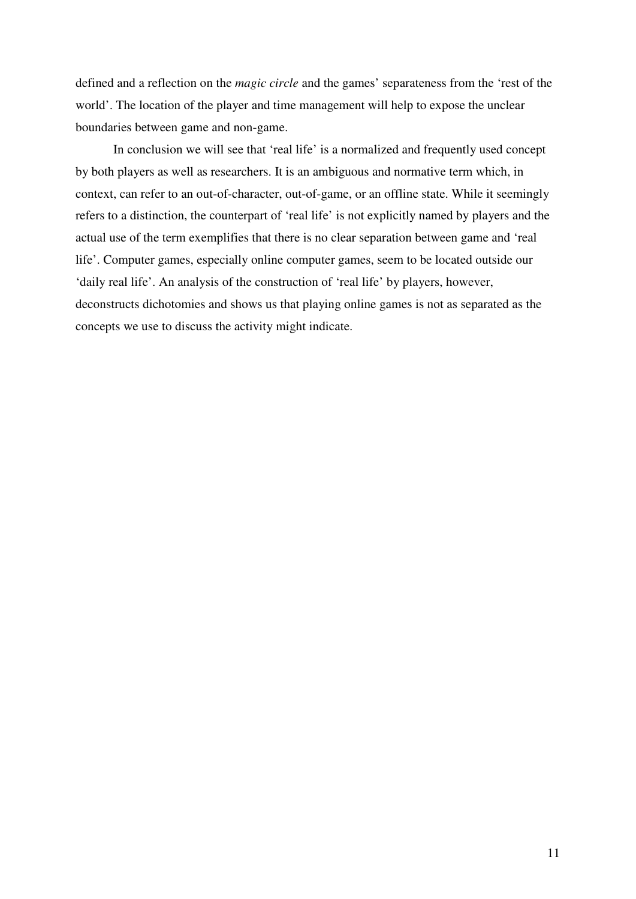defined and a reflection on the *magic circle* and the games' separateness from the 'rest of the world'. The location of the player and time management will help to expose the unclear boundaries between game and non-game.

In conclusion we will see that 'real life' is a normalized and frequently used concept by both players as well as researchers. It is an ambiguous and normative term which, in context, can refer to an out-of-character, out-of-game, or an offline state. While it seemingly refers to a distinction, the counterpart of 'real life' is not explicitly named by players and the actual use of the term exemplifies that there is no clear separation between game and 'real life'. Computer games, especially online computer games, seem to be located outside our 'daily real life'. An analysis of the construction of 'real life' by players, however, deconstructs dichotomies and shows us that playing online games is not as separated as the concepts we use to discuss the activity might indicate.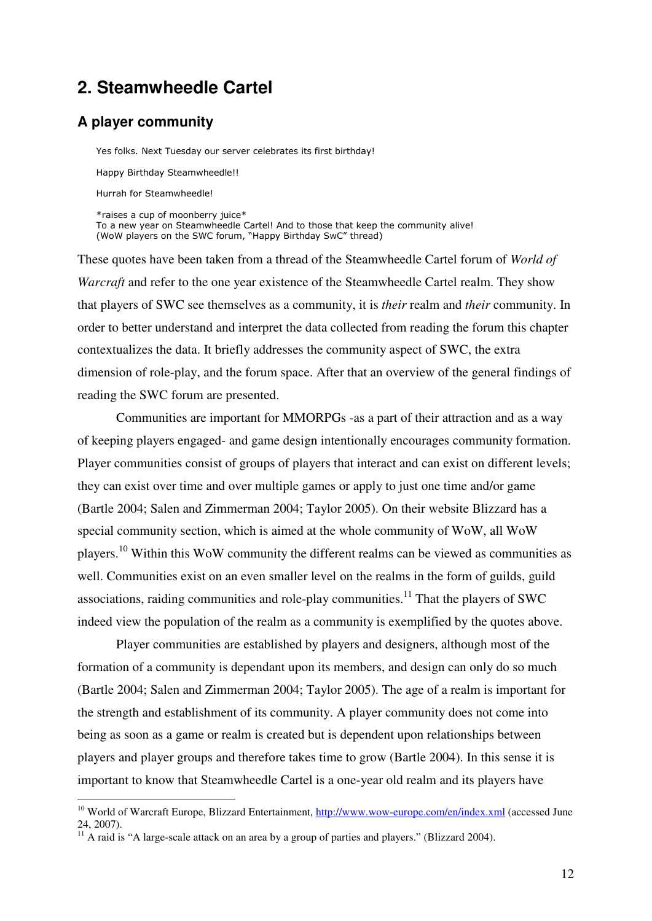## 2. Steamwheedle Cartel

### A player community

> Yes folks. Next Tuesday our server celebrates its first birthday!
>
> Happy Birthday Steamwheedle!!
>
> Hurrah for Steamwheedle!
>
> *raises a cup of moonberry juice*
> To a new year on Steamwheedle Cartel! And to those that keep the community alive!
> (WoW players on the SWC forum, "Happy Birthday SwC" thread)

These quotes have been taken from a thread of the Steamwheedle Cartel forum of *World of Warcraft* and refer to the one year existence of the Steamwheedle Cartel realm. They show that players of SWC see themselves as a community, it is *their* realm and *their* community. In order to better understand and interpret the data collected from reading the forum this chapter contextualizes the data. It briefly addresses the community aspect of SWC, the extra dimension of role-play, and the forum space. After that an overview of the general findings of reading the SWC forum are presented.

Communities are important for MMORPGs -as a part of their attraction and as a way of keeping players engaged- and game design intentionally encourages community formation. Player communities consist of groups of players that interact and can exist on different levels; they can exist over time and over multiple games or apply to just one time and/or game (Bartle 2004; Salen and Zimmerman 2004; Taylor 2005). On their website Blizzard has a special community section, which is aimed at the whole community of WoW, all WoW players.[10] Within this WoW community the different realms can be viewed as communities as well. Communities exist on an even smaller level on the realms in the form of guilds, guild associations, raiding communities and role-play communities.[11] That the players of SWC indeed view the population of the realm as a community is exemplified by the quotes above.

Player communities are established by players and designers, although most of the formation of a community is dependant upon its members, and design can only do so much (Bartle 2004; Salen and Zimmerman 2004; Taylor 2005). The age of a realm is important for the strength and establishment of its community. A player community does not come into being as soon as a game or realm is created but is dependent upon relationships between players and player groups and therefore takes time to grow (Bartle 2004). In this sense it is important to know that Steamwheedle Cartel is a one-year old realm and its players have

---

[10] World of Warcraft Europe, Blizzard Entertainment, http://www.wow-europe.com/en/index.xml (accessed June 24, 2007).

[11] A raid is "A large-scale attack on an area by a group of parties and players." (Blizzard 2004).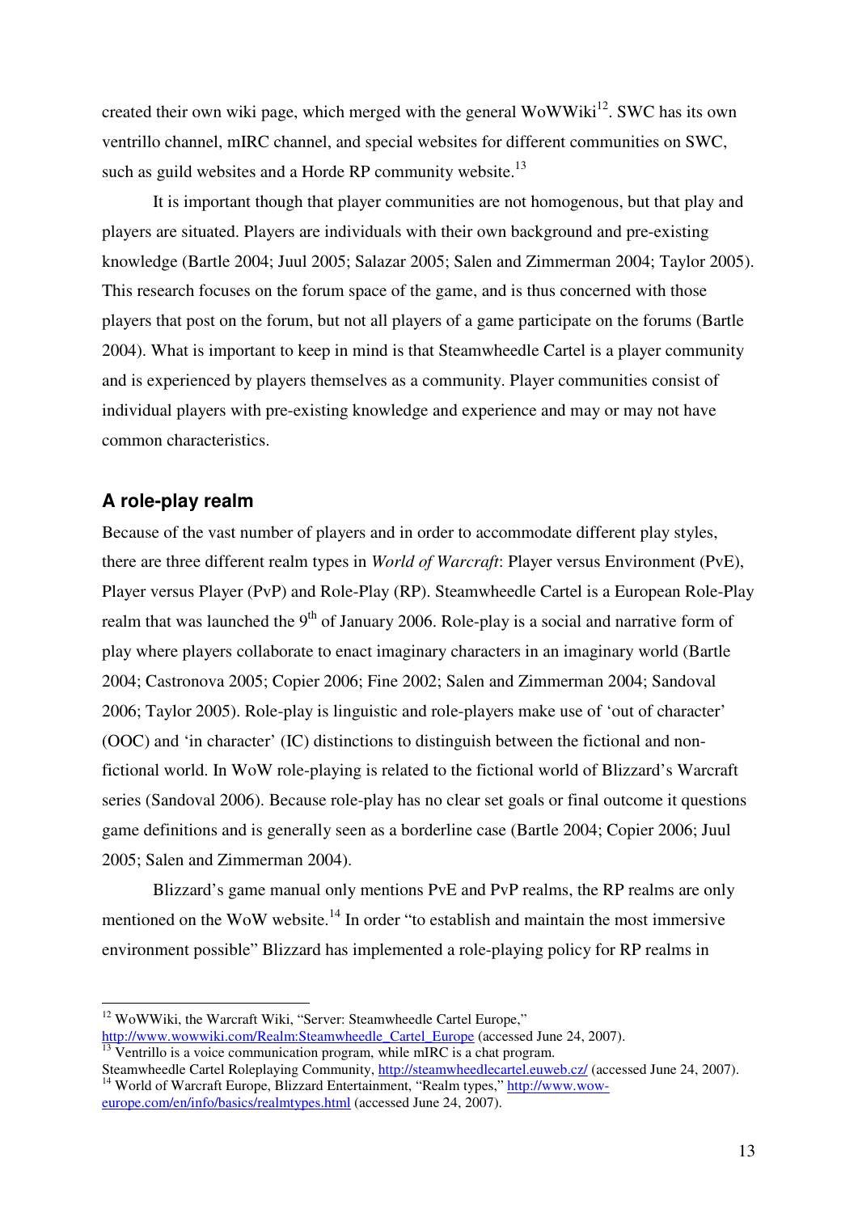created their own wiki page, which merged with the general WoWWiki[12]. SWC has its own ventrillo channel, mIRC channel, and special websites for different communities on SWC, such as guild websites and a Horde RP community website.[13]

It is important though that player communities are not homogenous, but that play and players are situated. Players are individuals with their own background and pre-existing knowledge (Bartle 2004; Juul 2005; Salazar 2005; Salen and Zimmerman 2004; Taylor 2005). This research focuses on the forum space of the game, and is thus concerned with those players that post on the forum, but not all players of a game participate on the forums (Bartle 2004). What is important to keep in mind is that Steamwheedle Cartel is a player community and is experienced by players themselves as a community. Player communities consist of individual players with pre-existing knowledge and experience and may or may not have common characteristics.

## A role-play realm

Because of the vast number of players and in order to accommodate different play styles, there are three different realm types in *World of Warcraft*: Player versus Environment (PvE), Player versus Player (PvP) and Role-Play (RP). Steamwheedle Cartel is a European Role-Play realm that was launched the 9th of January 2006. Role-play is a social and narrative form of play where players collaborate to enact imaginary characters in an imaginary world (Bartle 2004; Castronova 2005; Copier 2006; Fine 2002; Salen and Zimmerman 2004; Sandoval 2006; Taylor 2005). Role-play is linguistic and role-players make use of 'out of character' (OOC) and 'in character' (IC) distinctions to distinguish between the fictional and non-fictional world. In WoW role-playing is related to the fictional world of Blizzard's Warcraft series (Sandoval 2006). Because role-play has no clear set goals or final outcome it questions game definitions and is generally seen as a borderline case (Bartle 2004; Copier 2006; Juul 2005; Salen and Zimmerman 2004).

Blizzard's game manual only mentions PvE and PvP realms, the RP realms are only mentioned on the WoW website.[14] In order "to establish and maintain the most immersive environment possible" Blizzard has implemented a role-playing policy for RP realms in

---

[12] WoWWiki, the Warcraft Wiki, "Server: Steamwheedle Cartel Europe," http://www.wowwiki.com/Realm:Steamwheedle_Cartel_Europe (accessed June 24, 2007).

[13] Ventrillo is a voice communication program, while mIRC is a chat program. Steamwheedle Cartel Roleplaying Community, http://steamwheedlecartel.euweb.cz/ (accessed June 24, 2007).

[14] World of Warcraft Europe, Blizzard Entertainment, "Realm types," http://www.wow-europe.com/en/info/basics/realmtypes.html (accessed June 24, 2007).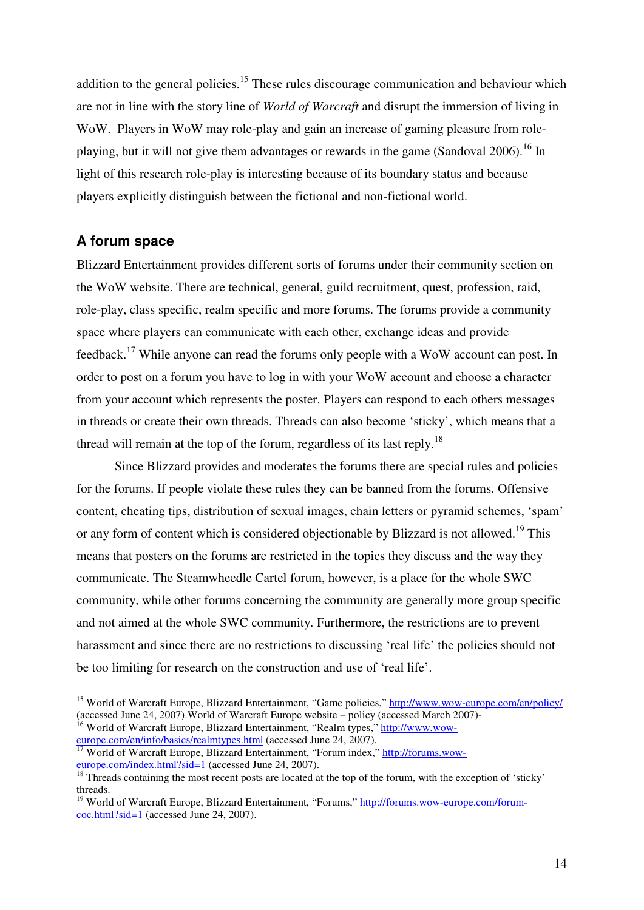addition to the general policies.[15] These rules discourage communication and behaviour which are not in line with the story line of *World of Warcraft* and disrupt the immersion of living in WoW. Players in WoW may role-play and gain an increase of gaming pleasure from role-playing, but it will not give them advantages or rewards in the game (Sandoval 2006).[16] In light of this research role-play is interesting because of its boundary status and because players explicitly distinguish between the fictional and non-fictional world.

### A forum space

Blizzard Entertainment provides different sorts of forums under their community section on the WoW website. There are technical, general, guild recruitment, quest, profession, raid, role-play, class specific, realm specific and more forums. The forums provide a community space where players can communicate with each other, exchange ideas and provide feedback.[17] While anyone can read the forums only people with a WoW account can post. In order to post on a forum you have to log in with your WoW account and choose a character from your account which represents the poster. Players can respond to each others messages in threads or create their own threads. Threads can also become 'sticky', which means that a thread will remain at the top of the forum, regardless of its last reply.[18]

Since Blizzard provides and moderates the forums there are special rules and policies for the forums. If people violate these rules they can be banned from the forums. Offensive content, cheating tips, distribution of sexual images, chain letters or pyramid schemes, 'spam' or any form of content which is considered objectionable by Blizzard is not allowed.[19] This means that posters on the forums are restricted in the topics they discuss and the way they communicate. The Steamwheedle Cartel forum, however, is a place for the whole SWC community, while other forums concerning the community are generally more group specific and not aimed at the whole SWC community. Furthermore, the restrictions are to prevent harassment and since there are no restrictions to discussing 'real life' the policies should not be too limiting for research on the construction and use of 'real life'.

---

[15] World of Warcraft Europe, Blizzard Entertainment, "Game policies," http://www.wow-europe.com/en/policy/ (accessed June 24, 2007).World of Warcraft Europe website – policy (accessed March 2007)-

[16] World of Warcraft Europe, Blizzard Entertainment, "Realm types," http://www.wow-europe.com/en/info/basics/realmtypes.html (accessed June 24, 2007).

[17] World of Warcraft Europe, Blizzard Entertainment, "Forum index," http://forums.wow-europe.com/index.html?sid=1 (accessed June 24, 2007).

[18] Threads containing the most recent posts are located at the top of the forum, with the exception of 'sticky' threads.

[19] World of Warcraft Europe, Blizzard Entertainment, "Forums," http://forums.wow-europe.com/forum-coc.html?sid=1 (accessed June 24, 2007).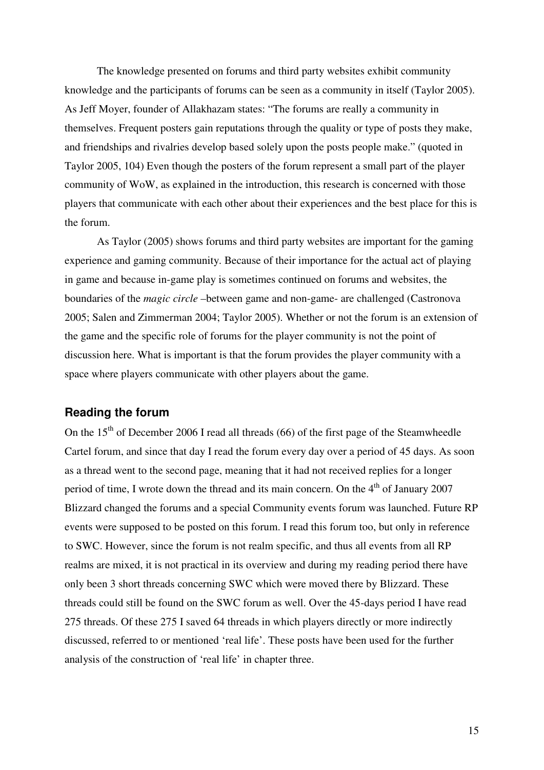The knowledge presented on forums and third party websites exhibit community knowledge and the participants of forums can be seen as a community in itself (Taylor 2005). As Jeff Moyer, founder of Allakhazam states: "The forums are really a community in themselves. Frequent posters gain reputations through the quality or type of posts they make, and friendships and rivalries develop based solely upon the posts people make." (quoted in Taylor 2005, 104) Even though the posters of the forum represent a small part of the player community of WoW, as explained in the introduction, this research is concerned with those players that communicate with each other about their experiences and the best place for this is the forum.

As Taylor (2005) shows forums and third party websites are important for the gaming experience and gaming community. Because of their importance for the actual act of playing in game and because in-game play is sometimes continued on forums and websites, the boundaries of the *magic circle* –between game and non-game- are challenged (Castronova 2005; Salen and Zimmerman 2004; Taylor 2005). Whether or not the forum is an extension of the game and the specific role of forums for the player community is not the point of discussion here. What is important is that the forum provides the player community with a space where players communicate with other players about the game.

### Reading the forum

On the 15th of December 2006 I read all threads (66) of the first page of the Steamwheedle Cartel forum, and since that day I read the forum every day over a period of 45 days. As soon as a thread went to the second page, meaning that it had not received replies for a longer period of time, I wrote down the thread and its main concern. On the 4th of January 2007 Blizzard changed the forums and a special Community events forum was launched. Future RP events were supposed to be posted on this forum. I read this forum too, but only in reference to SWC. However, since the forum is not realm specific, and thus all events from all RP realms are mixed, it is not practical in its overview and during my reading period there have only been 3 short threads concerning SWC which were moved there by Blizzard. These threads could still be found on the SWC forum as well. Over the 45-days period I have read 275 threads. Of these 275 I saved 64 threads in which players directly or more indirectly discussed, referred to or mentioned 'real life'. These posts have been used for the further analysis of the construction of 'real life' in chapter three.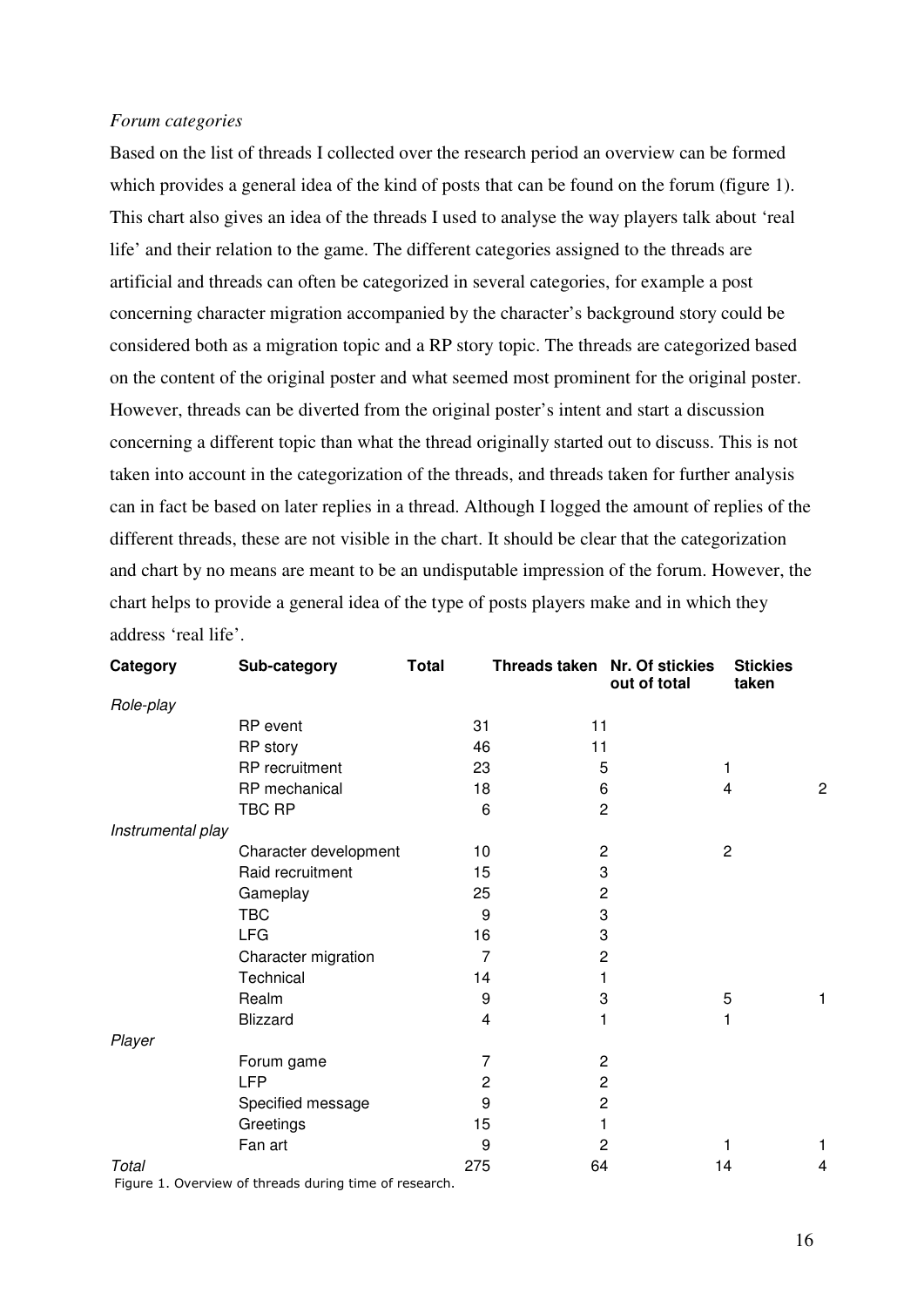*Forum categories*

Based on the list of threads I collected over the research period an overview can be formed which provides a general idea of the kind of posts that can be found on the forum (figure 1). This chart also gives an idea of the threads I used to analyse the way players talk about 'real life' and their relation to the game. The different categories assigned to the threads are artificial and threads can often be categorized in several categories, for example a post concerning character migration accompanied by the character's background story could be considered both as a migration topic and a RP story topic. The threads are categorized based on the content of the original poster and what seemed most prominent for the original poster. However, threads can be diverted from the original poster's intent and start a discussion concerning a different topic than what the thread originally started out to discuss. This is not taken into account in the categorization of the threads, and threads taken for further analysis can in fact be based on later replies in a thread. Although I logged the amount of replies of the different threads, these are not visible in the chart. It should be clear that the categorization and chart by no means are meant to be an undisputable impression of the forum. However, the chart helps to provide a general idea of the type of posts players make and in which they address 'real life'.

| **Category** | **Sub-category** | **Total** | **Threads taken** | **Nr. Of stickies out of total** | **Stickies taken** |
|---|---|---|---|---|---|
| *Role-play* | | | | | |
| | RP event | 31 | 11 | | |
| | RP story | 46 | 11 | | |
| | RP recruitment | 23 | 5 | 1 | |
| | RP mechanical | 18 | 6 | 4 | 2 |
| | TBC RP | 6 | 2 | | |
| *Instrumental play* | | | | | |
| | Character development | 10 | 2 | 2 | |
| | Raid recruitment | 15 | 3 | | |
| | Gameplay | 25 | 2 | | |
| | TBC | 9 | 3 | | |
| | LFG | 16 | 3 | | |
| | Character migration | 7 | 2 | | |
| | Technical | 14 | 1 | | |
| | Realm | 9 | 3 | 5 | 1 |
| | Blizzard | 4 | 1 | 1 | |
| *Player* | | | | | |
| | Forum game | 7 | 2 | | |
| | LFP | 2 | 2 | | |
| | Specified message | 9 | 2 | | |
| | Greetings | 15 | 1 | | |
| | Fan art | 9 | 2 | 1 | 1 |
| *Total* | | 275 | 64 | 14 | 4 |

Figure 1. Overview of threads during time of research.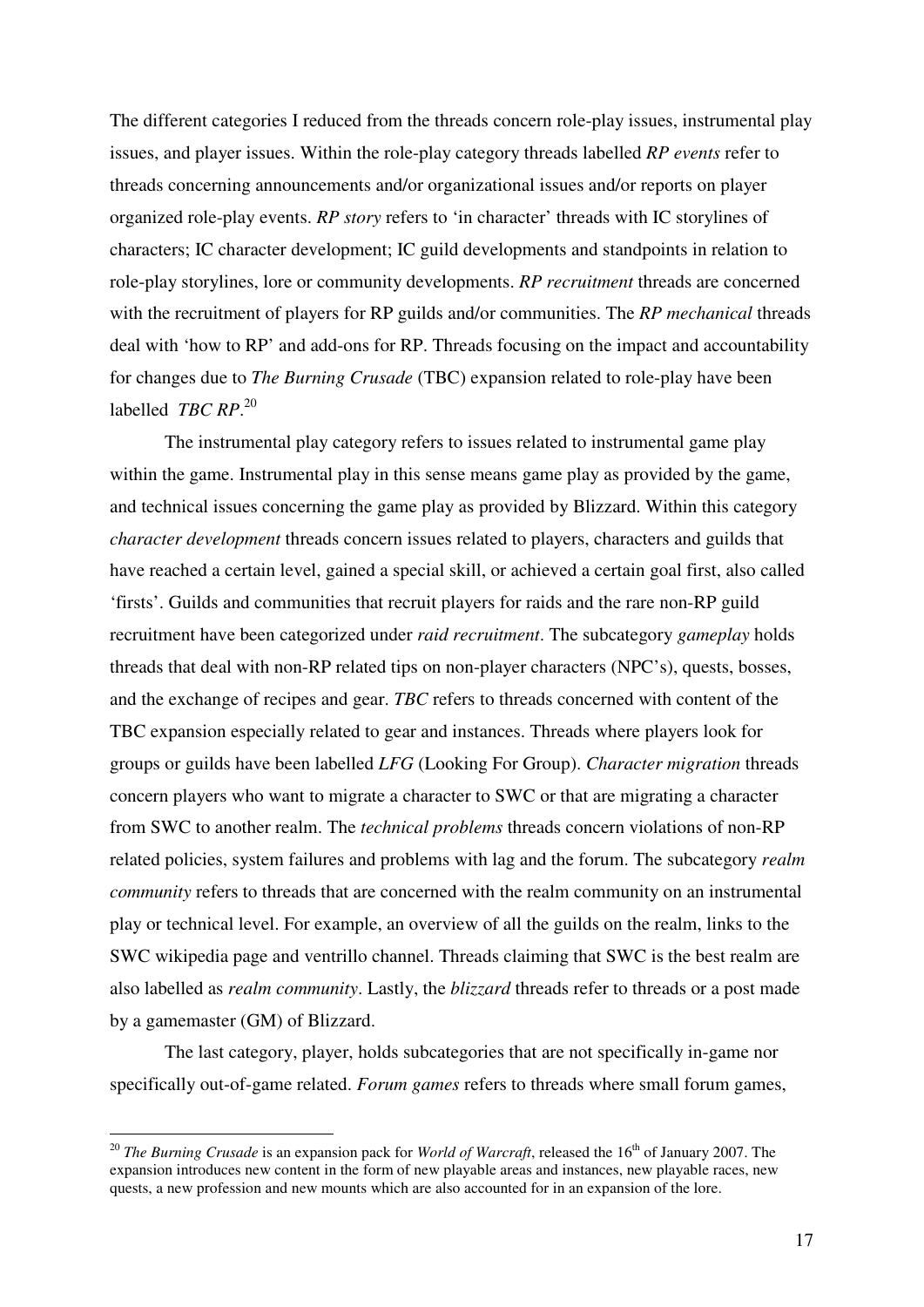The different categories I reduced from the threads concern role-play issues, instrumental play issues, and player issues. Within the role-play category threads labelled *RP events* refer to threads concerning announcements and/or organizational issues and/or reports on player organized role-play events. *RP story* refers to 'in character' threads with IC storylines of characters; IC character development; IC guild developments and standpoints in relation to role-play storylines, lore or community developments. *RP recruitment* threads are concerned with the recruitment of players for RP guilds and/or communities. The *RP mechanical* threads deal with 'how to RP' and add-ons for RP. Threads focusing on the impact and accountability for changes due to *The Burning Crusade* (TBC) expansion related to role-play have been labelled *TBC RP*.[20]

The instrumental play category refers to issues related to instrumental game play within the game. Instrumental play in this sense means game play as provided by the game, and technical issues concerning the game play as provided by Blizzard. Within this category *character development* threads concern issues related to players, characters and guilds that have reached a certain level, gained a special skill, or achieved a certain goal first, also called 'firsts'. Guilds and communities that recruit players for raids and the rare non-RP guild recruitment have been categorized under *raid recruitment*. The subcategory *gameplay* holds threads that deal with non-RP related tips on non-player characters (NPC's), quests, bosses, and the exchange of recipes and gear. *TBC* refers to threads concerned with content of the TBC expansion especially related to gear and instances. Threads where players look for groups or guilds have been labelled *LFG* (Looking For Group). *Character migration* threads concern players who want to migrate a character to SWC or that are migrating a character from SWC to another realm. The *technical problems* threads concern violations of non-RP related policies, system failures and problems with lag and the forum. The subcategory *realm community* refers to threads that are concerned with the realm community on an instrumental play or technical level. For example, an overview of all the guilds on the realm, links to the SWC wikipedia page and ventrillo channel. Threads claiming that SWC is the best realm are also labelled as *realm community*. Lastly, the *blizzard* threads refer to threads or a post made by a gamemaster (GM) of Blizzard.

The last category, player, holds subcategories that are not specifically in-game nor specifically out-of-game related. *Forum games* refers to threads where small forum games,

---

[20] *The Burning Crusade* is an expansion pack for *World of Warcraft*, released the 16th of January 2007. The expansion introduces new content in the form of new playable areas and instances, new playable races, new quests, a new profession and new mounts which are also accounted for in an expansion of the lore.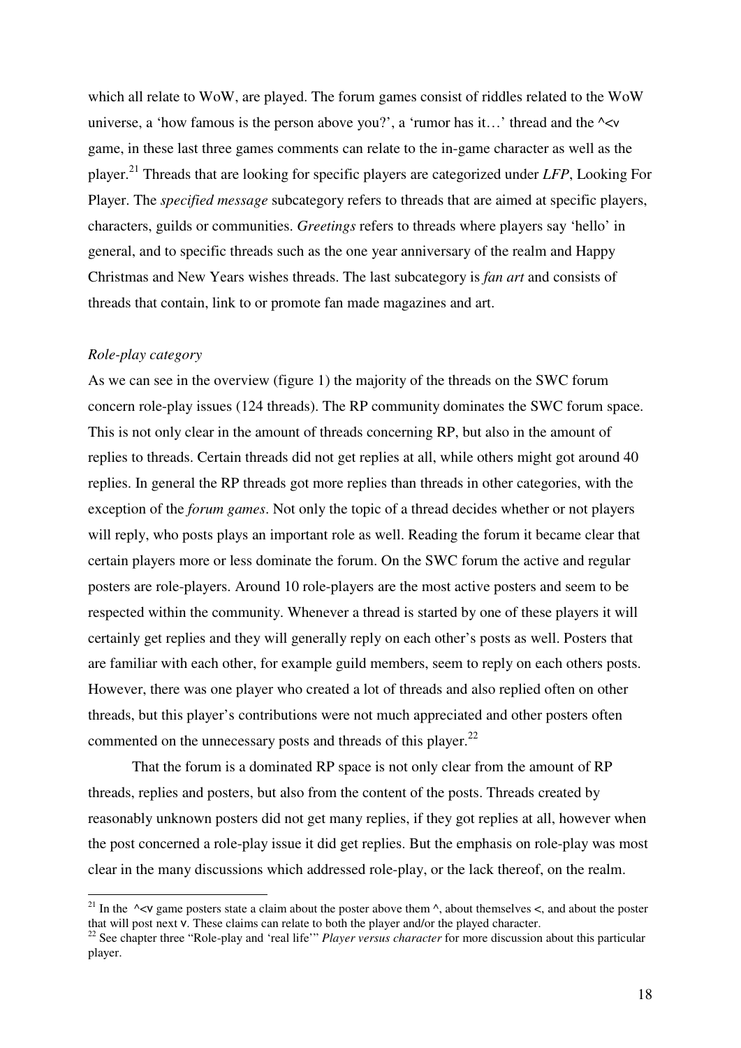which all relate to WoW, are played. The forum games consist of riddles related to the WoW universe, a 'how famous is the person above you?', a 'rumor has it…' thread and the ^<v game, in these last three games comments can relate to the in-game character as well as the player.[21] Threads that are looking for specific players are categorized under *LFP*, Looking For Player. The *specified message* subcategory refers to threads that are aimed at specific players, characters, guilds or communities. *Greetings* refers to threads where players say 'hello' in general, and to specific threads such as the one year anniversary of the realm and Happy Christmas and New Years wishes threads. The last subcategory is *fan art* and consists of threads that contain, link to or promote fan made magazines and art.

*Role-play category*

As we can see in the overview (figure 1) the majority of the threads on the SWC forum concern role-play issues (124 threads). The RP community dominates the SWC forum space. This is not only clear in the amount of threads concerning RP, but also in the amount of replies to threads. Certain threads did not get replies at all, while others might got around 40 replies. In general the RP threads got more replies than threads in other categories, with the exception of the *forum games*. Not only the topic of a thread decides whether or not players will reply, who posts plays an important role as well. Reading the forum it became clear that certain players more or less dominate the forum. On the SWC forum the active and regular posters are role-players. Around 10 role-players are the most active posters and seem to be respected within the community. Whenever a thread is started by one of these players it will certainly get replies and they will generally reply on each other's posts as well. Posters that are familiar with each other, for example guild members, seem to reply on each others posts. However, there was one player who created a lot of threads and also replied often on other threads, but this player's contributions were not much appreciated and other posters often commented on the unnecessary posts and threads of this player.[22]

That the forum is a dominated RP space is not only clear from the amount of RP threads, replies and posters, but also from the content of the posts. Threads created by reasonably unknown posters did not get many replies, if they got replies at all, however when the post concerned a role-play issue it did get replies. But the emphasis on role-play was most clear in the many discussions which addressed role-play, or the lack thereof, on the realm.

---

[21] In the ^<v game posters state a claim about the poster above them ^, about themselves <, and about the poster that will post next v. These claims can relate to both the player and/or the played character.

[22] See chapter three "Role-play and 'real life'" *Player versus character* for more discussion about this particular player.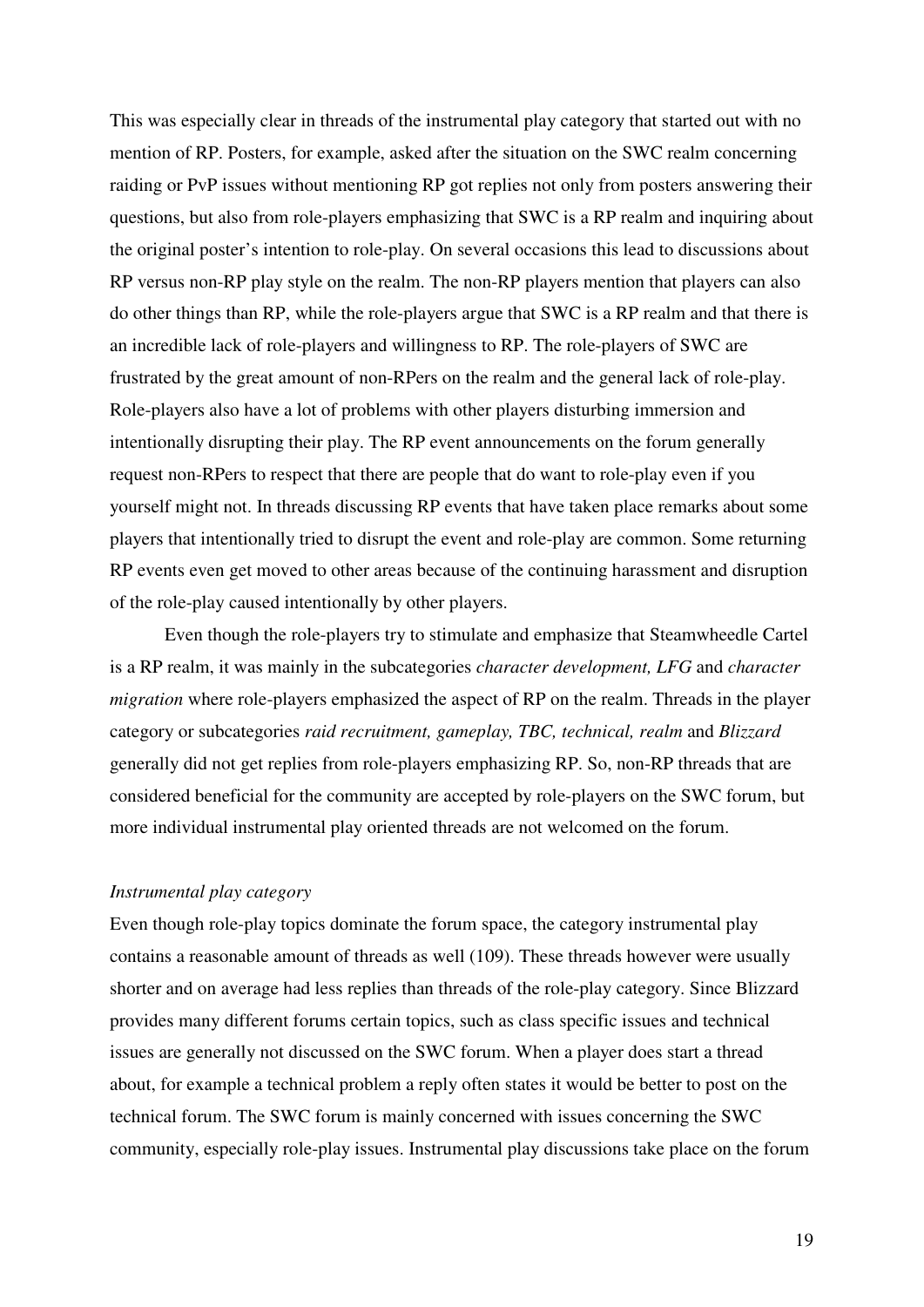This was especially clear in threads of the instrumental play category that started out with no mention of RP. Posters, for example, asked after the situation on the SWC realm concerning raiding or PvP issues without mentioning RP got replies not only from posters answering their questions, but also from role-players emphasizing that SWC is a RP realm and inquiring about the original poster's intention to role-play. On several occasions this lead to discussions about RP versus non-RP play style on the realm. The non-RP players mention that players can also do other things than RP, while the role-players argue that SWC is a RP realm and that there is an incredible lack of role-players and willingness to RP. The role-players of SWC are frustrated by the great amount of non-RPers on the realm and the general lack of role-play. Role-players also have a lot of problems with other players disturbing immersion and intentionally disrupting their play. The RP event announcements on the forum generally request non-RPers to respect that there are people that do want to role-play even if you yourself might not. In threads discussing RP events that have taken place remarks about some players that intentionally tried to disrupt the event and role-play are common. Some returning RP events even get moved to other areas because of the continuing harassment and disruption of the role-play caused intentionally by other players.

Even though the role-players try to stimulate and emphasize that Steamwheedle Cartel is a RP realm, it was mainly in the subcategories *character development, LFG* and *character migration* where role-players emphasized the aspect of RP on the realm. Threads in the player category or subcategories *raid recruitment, gameplay, TBC, technical, realm* and *Blizzard* generally did not get replies from role-players emphasizing RP. So, non-RP threads that are considered beneficial for the community are accepted by role-players on the SWC forum, but more individual instrumental play oriented threads are not welcomed on the forum.

*Instrumental play category*

Even though role-play topics dominate the forum space, the category instrumental play contains a reasonable amount of threads as well (109). These threads however were usually shorter and on average had less replies than threads of the role-play category. Since Blizzard provides many different forums certain topics, such as class specific issues and technical issues are generally not discussed on the SWC forum. When a player does start a thread about, for example a technical problem a reply often states it would be better to post on the technical forum. The SWC forum is mainly concerned with issues concerning the SWC community, especially role-play issues. Instrumental play discussions take place on the forum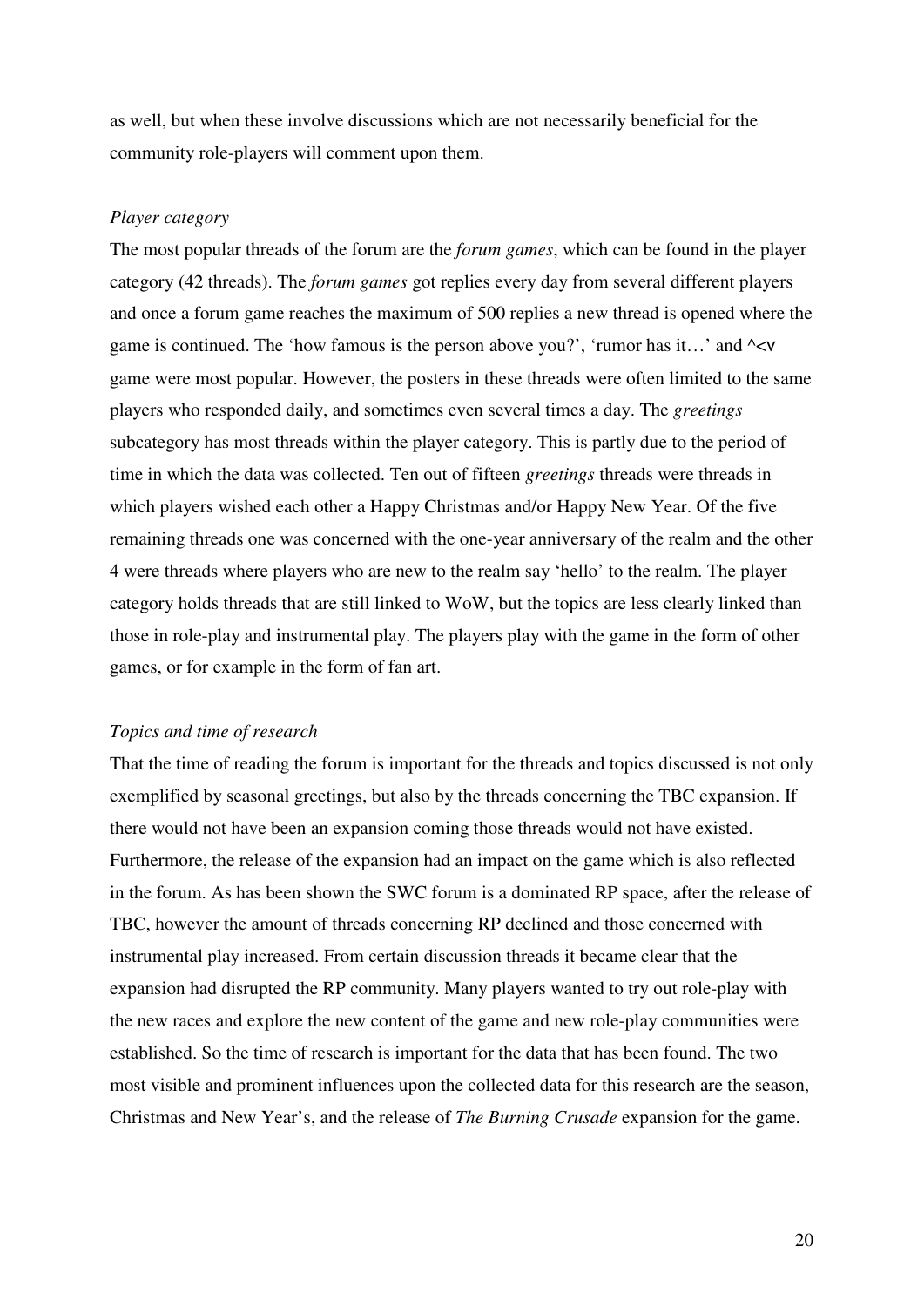as well, but when these involve discussions which are not necessarily beneficial for the community role-players will comment upon them.

*Player category*

The most popular threads of the forum are the *forum games*, which can be found in the player category (42 threads). The *forum games* got replies every day from several different players and once a forum game reaches the maximum of 500 replies a new thread is opened where the game is continued. The 'how famous is the person above you?', 'rumor has it…' and ^<v game were most popular. However, the posters in these threads were often limited to the same players who responded daily, and sometimes even several times a day. The *greetings* subcategory has most threads within the player category. This is partly due to the period of time in which the data was collected. Ten out of fifteen *greetings* threads were threads in which players wished each other a Happy Christmas and/or Happy New Year. Of the five remaining threads one was concerned with the one-year anniversary of the realm and the other 4 were threads where players who are new to the realm say 'hello' to the realm. The player category holds threads that are still linked to WoW, but the topics are less clearly linked than those in role-play and instrumental play. The players play with the game in the form of other games, or for example in the form of fan art.

*Topics and time of research*

That the time of reading the forum is important for the threads and topics discussed is not only exemplified by seasonal greetings, but also by the threads concerning the TBC expansion. If there would not have been an expansion coming those threads would not have existed. Furthermore, the release of the expansion had an impact on the game which is also reflected in the forum. As has been shown the SWC forum is a dominated RP space, after the release of TBC, however the amount of threads concerning RP declined and those concerned with instrumental play increased. From certain discussion threads it became clear that the expansion had disrupted the RP community. Many players wanted to try out role-play with the new races and explore the new content of the game and new role-play communities were established. So the time of research is important for the data that has been found. The two most visible and prominent influences upon the collected data for this research are the season, Christmas and New Year's, and the release of *The Burning Crusade* expansion for the game.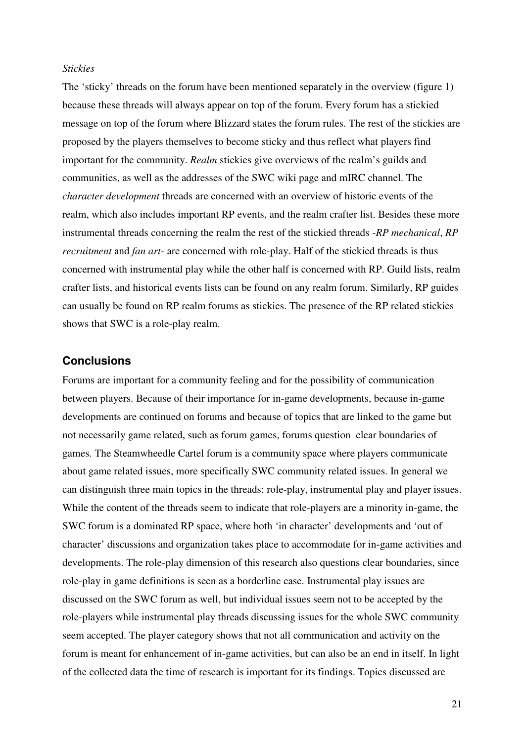*Stickies*

The 'sticky' threads on the forum have been mentioned separately in the overview (figure 1) because these threads will always appear on top of the forum. Every forum has a stickied message on top of the forum where Blizzard states the forum rules. The rest of the stickies are proposed by the players themselves to become sticky and thus reflect what players find important for the community. *Realm* stickies give overviews of the realm's guilds and communities, as well as the addresses of the SWC wiki page and mIRC channel. The *character development* threads are concerned with an overview of historic events of the realm, which also includes important RP events, and the realm crafter list. Besides these more instrumental threads concerning the realm the rest of the stickied threads -*RP mechanical*, *RP recruitment* and *fan art*- are concerned with role-play. Half of the stickied threads is thus concerned with instrumental play while the other half is concerned with RP. Guild lists, realm crafter lists, and historical events lists can be found on any realm forum. Similarly, RP guides can usually be found on RP realm forums as stickies. The presence of the RP related stickies shows that SWC is a role-play realm.

## Conclusions

Forums are important for a community feeling and for the possibility of communication between players. Because of their importance for in-game developments, because in-game developments are continued on forums and because of topics that are linked to the game but not necessarily game related, such as forum games, forums question clear boundaries of games. The Steamwheedle Cartel forum is a community space where players communicate about game related issues, more specifically SWC community related issues. In general we can distinguish three main topics in the threads: role-play, instrumental play and player issues. While the content of the threads seem to indicate that role-players are a minority in-game, the SWC forum is a dominated RP space, where both 'in character' developments and 'out of character' discussions and organization takes place to accommodate for in-game activities and developments. The role-play dimension of this research also questions clear boundaries, since role-play in game definitions is seen as a borderline case. Instrumental play issues are discussed on the SWC forum as well, but individual issues seem not to be accepted by the role-players while instrumental play threads discussing issues for the whole SWC community seem accepted. The player category shows that not all communication and activity on the forum is meant for enhancement of in-game activities, but can also be an end in itself. In light of the collected data the time of research is important for its findings. Topics discussed are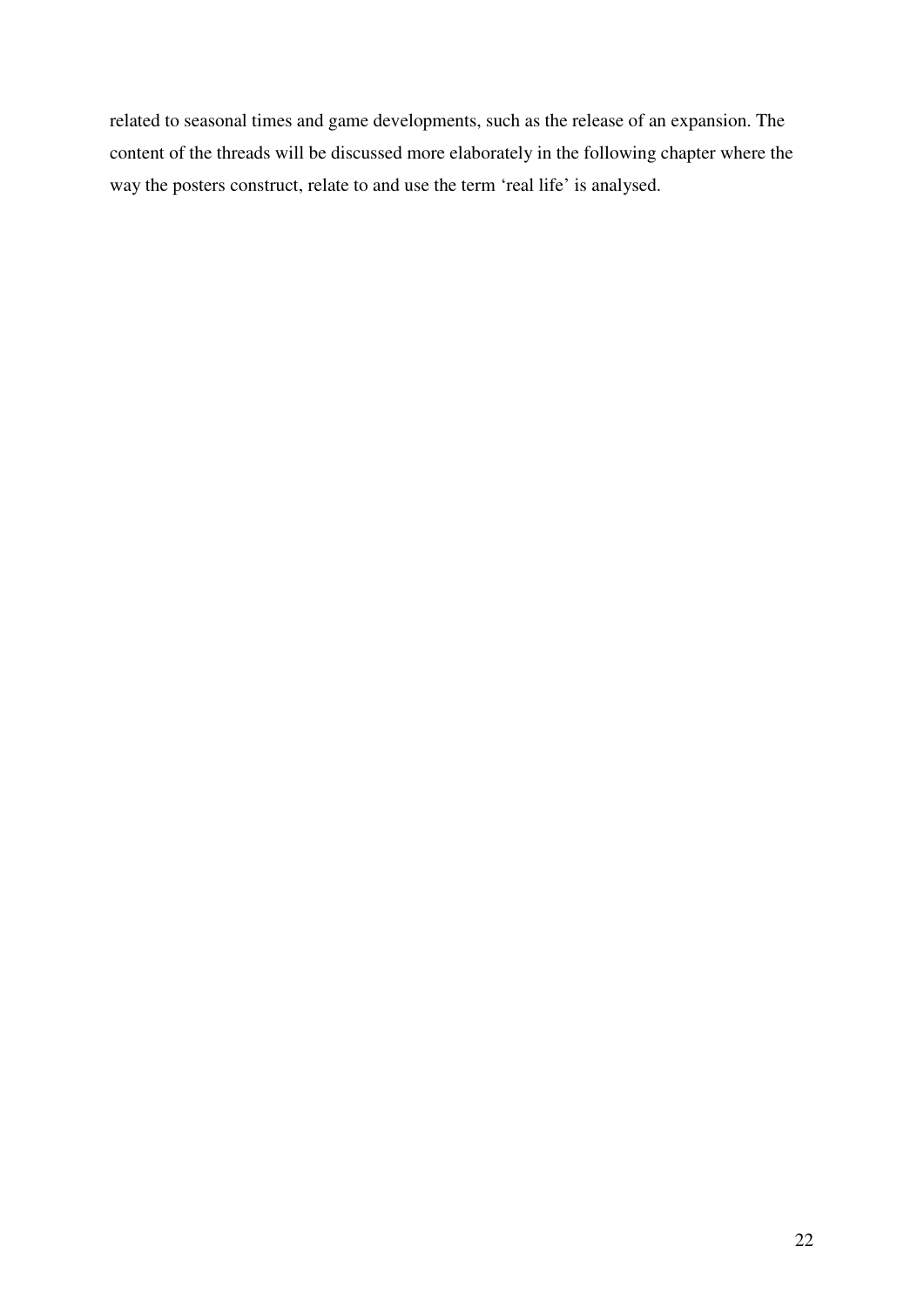related to seasonal times and game developments, such as the release of an expansion. The content of the threads will be discussed more elaborately in the following chapter where the way the posters construct, relate to and use the term 'real life' is analysed.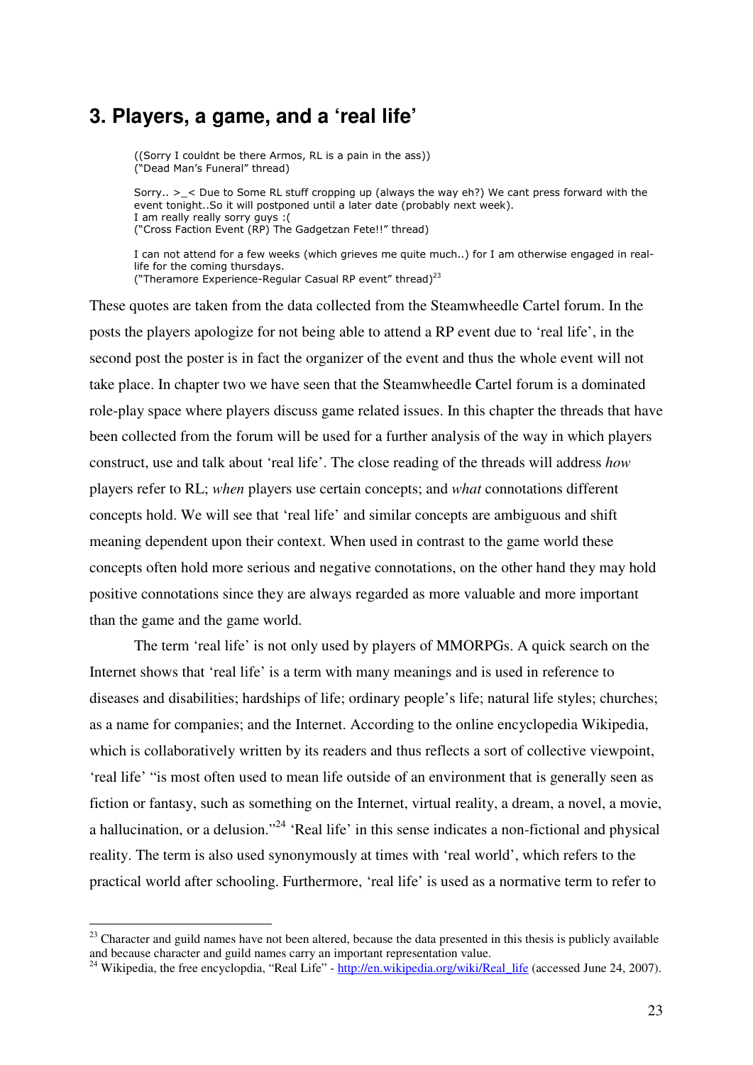## 3. Players, a game, and a 'real life'

> ((Sorry I couldnt be there Armos, RL is a pain in the ass))
> ("Dead Man's Funeral" thread)
>
> Sorry.. >_< Due to Some RL stuff cropping up (always the way eh?) We cant press forward with the event tonight..So it will postponed until a later date (probably next week).
> I am really really sorry guys :(
> ("Cross Faction Event (RP) The Gadgetzan Fete!!" thread)
>
> I can not attend for a few weeks (which grieves me quite much..) for I am otherwise engaged in real-life for the coming thursdays.
> ("Theramore Experience-Regular Casual RP event" thread)[23]

These quotes are taken from the data collected from the Steamwheedle Cartel forum. In the posts the players apologize for not being able to attend a RP event due to 'real life', in the second post the poster is in fact the organizer of the event and thus the whole event will not take place. In chapter two we have seen that the Steamwheedle Cartel forum is a dominated role-play space where players discuss game related issues. In this chapter the threads that have been collected from the forum will be used for a further analysis of the way in which players construct, use and talk about 'real life'. The close reading of the threads will address *how* players refer to RL; *when* players use certain concepts; and *what* connotations different concepts hold. We will see that 'real life' and similar concepts are ambiguous and shift meaning dependent upon their context. When used in contrast to the game world these concepts often hold more serious and negative connotations, on the other hand they may hold positive connotations since they are always regarded as more valuable and more important than the game and the game world.

The term 'real life' is not only used by players of MMORPGs. A quick search on the Internet shows that 'real life' is a term with many meanings and is used in reference to diseases and disabilities; hardships of life; ordinary people's life; natural life styles; churches; as a name for companies; and the Internet. According to the online encyclopedia Wikipedia, which is collaboratively written by its readers and thus reflects a sort of collective viewpoint, 'real life' "is most often used to mean life outside of an environment that is generally seen as fiction or fantasy, such as something on the Internet, virtual reality, a dream, a novel, a movie, a hallucination, or a delusion."[24] 'Real life' in this sense indicates a non-fictional and physical reality. The term is also used synonymously at times with 'real world', which refers to the practical world after schooling. Furthermore, 'real life' is used as a normative term to refer to

---

[23] Character and guild names have not been altered, because the data presented in this thesis is publicly available and because character and guild names carry an important representation value.

[24] Wikipedia, the free encyclopdia, "Real Life" - http://en.wikipedia.org/wiki/Real_life (accessed June 24, 2007).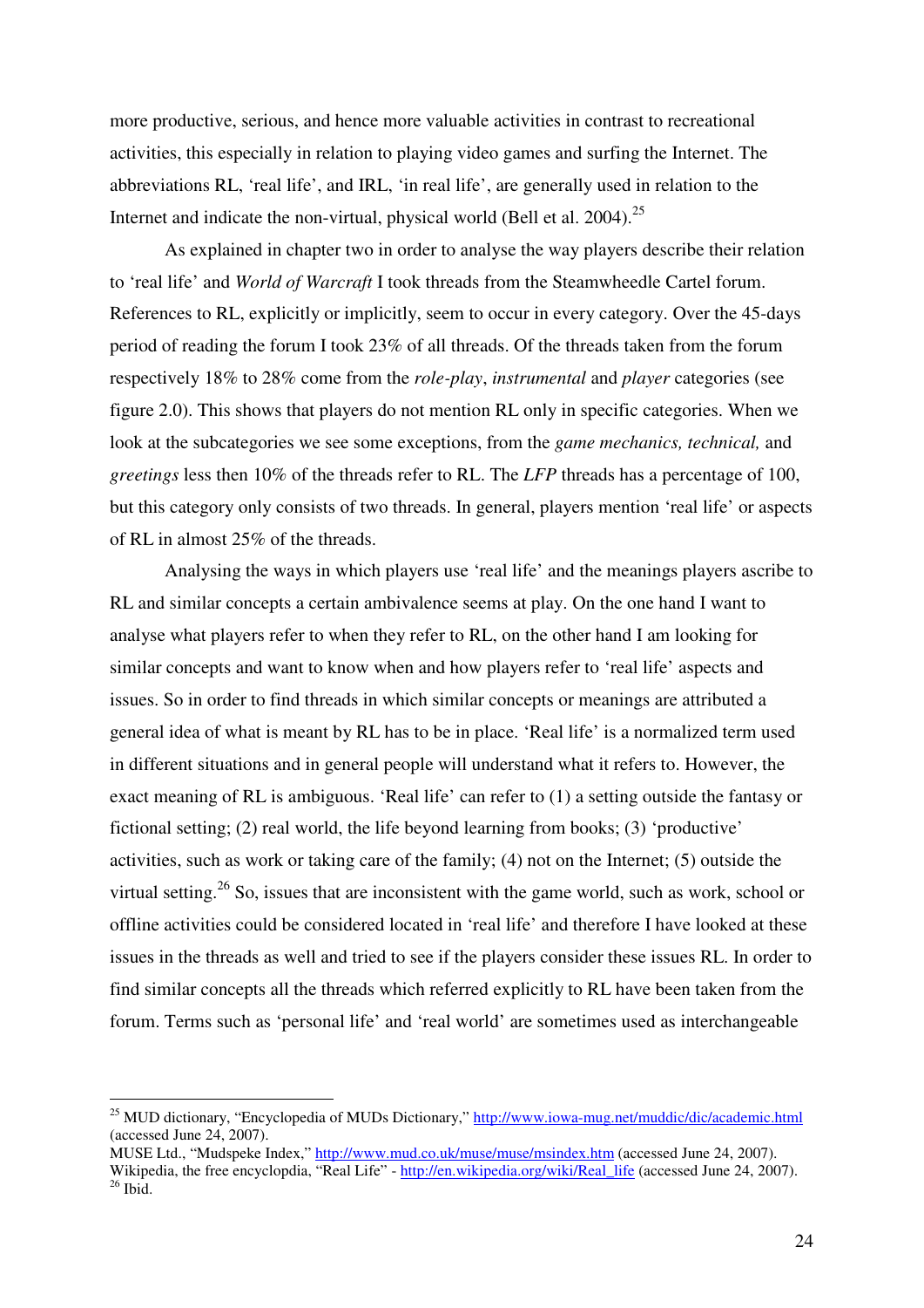more productive, serious, and hence more valuable activities in contrast to recreational activities, this especially in relation to playing video games and surfing the Internet. The abbreviations RL, 'real life', and IRL, 'in real life', are generally used in relation to the Internet and indicate the non-virtual, physical world (Bell et al. 2004).[25]

As explained in chapter two in order to analyse the way players describe their relation to 'real life' and *World of Warcraft* I took threads from the Steamwheedle Cartel forum. References to RL, explicitly or implicitly, seem to occur in every category. Over the 45-days period of reading the forum I took 23% of all threads. Of the threads taken from the forum respectively 18% to 28% come from the *role-play*, *instrumental* and *player* categories (see figure 2.0). This shows that players do not mention RL only in specific categories. When we look at the subcategories we see some exceptions, from the *game mechanics, technical,* and *greetings* less then 10% of the threads refer to RL. The *LFP* threads has a percentage of 100, but this category only consists of two threads. In general, players mention 'real life' or aspects of RL in almost 25% of the threads.

Analysing the ways in which players use 'real life' and the meanings players ascribe to RL and similar concepts a certain ambivalence seems at play. On the one hand I want to analyse what players refer to when they refer to RL, on the other hand I am looking for similar concepts and want to know when and how players refer to 'real life' aspects and issues. So in order to find threads in which similar concepts or meanings are attributed a general idea of what is meant by RL has to be in place. 'Real life' is a normalized term used in different situations and in general people will understand what it refers to. However, the exact meaning of RL is ambiguous. 'Real life' can refer to (1) a setting outside the fantasy or fictional setting; (2) real world, the life beyond learning from books; (3) 'productive' activities, such as work or taking care of the family; (4) not on the Internet; (5) outside the virtual setting.[26] So, issues that are inconsistent with the game world, such as work, school or offline activities could be considered located in 'real life' and therefore I have looked at these issues in the threads as well and tried to see if the players consider these issues RL. In order to find similar concepts all the threads which referred explicitly to RL have been taken from the forum. Terms such as 'personal life' and 'real world' are sometimes used as interchangeable

---

[25] MUD dictionary, "Encyclopedia of MUDs Dictionary," http://www.iowa-mug.net/muddic/dic/academic.html (accessed June 24, 2007).
MUSE Ltd., "Mudspeke Index," http://www.mud.co.uk/muse/muse/msindex.htm (accessed June 24, 2007).
Wikipedia, the free encyclopdia, "Real Life" - http://en.wikipedia.org/wiki/Real_life (accessed June 24, 2007).
[26] Ibid.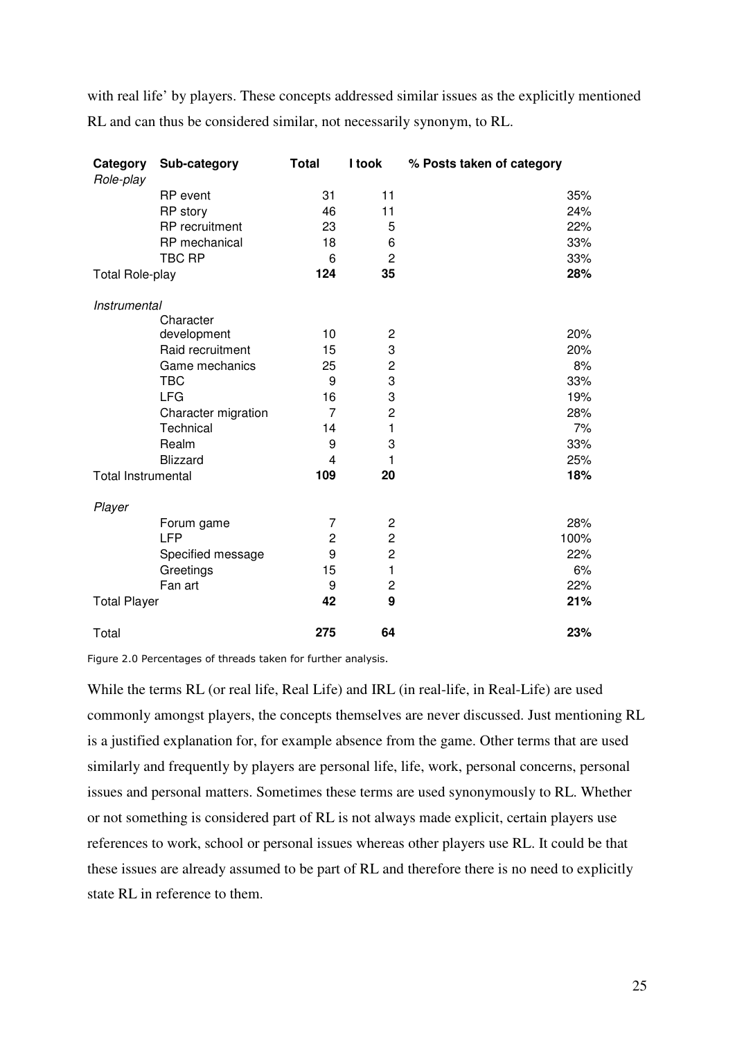with real life' by players. These concepts addressed similar issues as the explicitly mentioned RL and can thus be considered similar, not necessarily synonym, to RL.

| **Category** | **Sub-category** | **Total** | **I took** | **% Posts taken of category** |
|---|---|---|---|---|
| *Role-play* | | | | |
| | RP event | 31 | 11 | 35% |
| | RP story | 46 | 11 | 24% |
| | RP recruitment | 23 | 5 | 22% |
| | RP mechanical | 18 | 6 | 33% |
| | TBC RP | 6 | 2 | 33% |
| Total Role-play | | **124** | **35** | **28%** |
| *Instrumental* | | | | |
| | Character development | 10 | 2 | 20% |
| | Raid recruitment | 15 | 3 | 20% |
| | Game mechanics | 25 | 2 | 8% |
| | TBC | 9 | 3 | 33% |
| | LFG | 16 | 3 | 19% |
| | Character migration | 7 | 2 | 28% |
| | Technical | 14 | 1 | 7% |
| | Realm | 9 | 3 | 33% |
| | Blizzard | 4 | 1 | 25% |
| Total Instrumental | | **109** | **20** | **18%** |
| *Player* | | | | |
| | Forum game | 7 | 2 | 28% |
| | LFP | 2 | 2 | 100% |
| | Specified message | 9 | 2 | 22% |
| | Greetings | 15 | 1 | 6% |
| | Fan art | 9 | 2 | 22% |
| Total Player | | **42** | **9** | **21%** |
| Total | | **275** | **64** | **23%** |

Figure 2.0 Percentages of threads taken for further analysis.

While the terms RL (or real life, Real Life) and IRL (in real-life, in Real-Life) are used commonly amongst players, the concepts themselves are never discussed. Just mentioning RL is a justified explanation for, for example absence from the game. Other terms that are used similarly and frequently by players are personal life, life, work, personal concerns, personal issues and personal matters. Sometimes these terms are used synonymously to RL. Whether or not something is considered part of RL is not always made explicit, certain players use references to work, school or personal issues whereas other players use RL. It could be that these issues are already assumed to be part of RL and therefore there is no need to explicitly state RL in reference to them.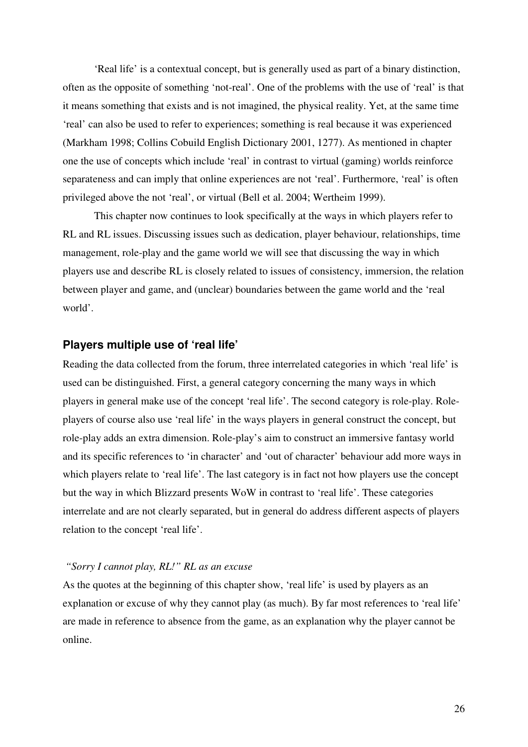'Real life' is a contextual concept, but is generally used as part of a binary distinction, often as the opposite of something 'not-real'. One of the problems with the use of 'real' is that it means something that exists and is not imagined, the physical reality. Yet, at the same time 'real' can also be used to refer to experiences; something is real because it was experienced (Markham 1998; Collins Cobuild English Dictionary 2001, 1277). As mentioned in chapter one the use of concepts which include 'real' in contrast to virtual (gaming) worlds reinforce separateness and can imply that online experiences are not 'real'. Furthermore, 'real' is often privileged above the not 'real', or virtual (Bell et al. 2004; Wertheim 1999).

This chapter now continues to look specifically at the ways in which players refer to RL and RL issues. Discussing issues such as dedication, player behaviour, relationships, time management, role-play and the game world we will see that discussing the way in which players use and describe RL is closely related to issues of consistency, immersion, the relation between player and game, and (unclear) boundaries between the game world and the 'real world'.

## Players multiple use of 'real life'

Reading the data collected from the forum, three interrelated categories in which 'real life' is used can be distinguished. First, a general category concerning the many ways in which players in general make use of the concept 'real life'. The second category is role-play. Role-players of course also use 'real life' in the ways players in general construct the concept, but role-play adds an extra dimension. Role-play's aim to construct an immersive fantasy world and its specific references to 'in character' and 'out of character' behaviour add more ways in which players relate to 'real life'. The last category is in fact not how players use the concept but the way in which Blizzard presents WoW in contrast to 'real life'. These categories interrelate and are not clearly separated, but in general do address different aspects of players relation to the concept 'real life'.

### *"Sorry I cannot play, RL!" RL as an excuse*

As the quotes at the beginning of this chapter show, 'real life' is used by players as an explanation or excuse of why they cannot play (as much). By far most references to 'real life' are made in reference to absence from the game, as an explanation why the player cannot be online.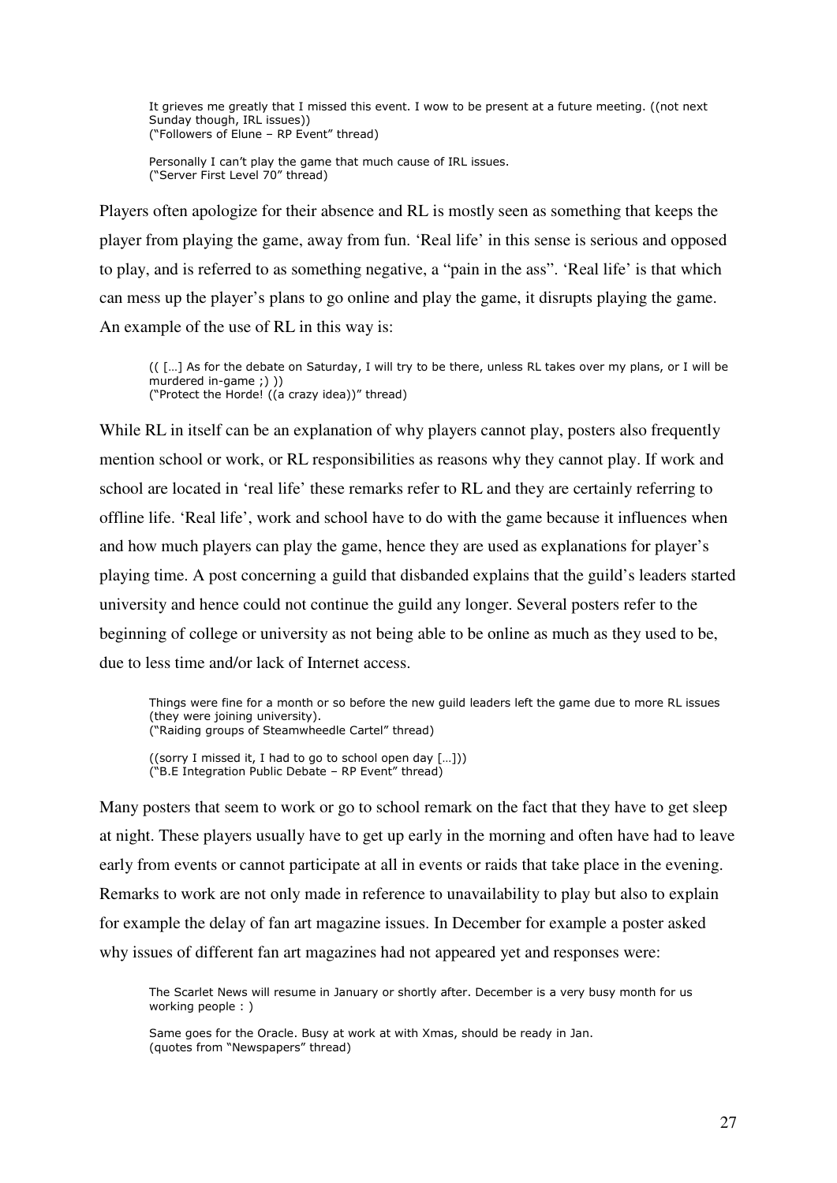> It grieves me greatly that I missed this event. I wow to be present at a future meeting. ((not next Sunday though, IRL issues))
> ("Followers of Elune – RP Event" thread)
>
> Personally I can't play the game that much cause of IRL issues.
> ("Server First Level 70" thread)

Players often apologize for their absence and RL is mostly seen as something that keeps the player from playing the game, away from fun. 'Real life' in this sense is serious and opposed to play, and is referred to as something negative, a "pain in the ass". 'Real life' is that which can mess up the player's plans to go online and play the game, it disrupts playing the game. An example of the use of RL in this way is:

> (( […] As for the debate on Saturday, I will try to be there, unless RL takes over my plans, or I will be murdered in-game ;) ))
> ("Protect the Horde! ((a crazy idea))" thread)

While RL in itself can be an explanation of why players cannot play, posters also frequently mention school or work, or RL responsibilities as reasons why they cannot play. If work and school are located in 'real life' these remarks refer to RL and they are certainly referring to offline life. 'Real life', work and school have to do with the game because it influences when and how much players can play the game, hence they are used as explanations for player's playing time. A post concerning a guild that disbanded explains that the guild's leaders started university and hence could not continue the guild any longer. Several posters refer to the beginning of college or university as not being able to be online as much as they used to be, due to less time and/or lack of Internet access.

> Things were fine for a month or so before the new guild leaders left the game due to more RL issues (they were joining university).
> ("Raiding groups of Steamwheedle Cartel" thread)
>
> ((sorry I missed it, I had to go to school open day […]))
> ("B.E Integration Public Debate – RP Event" thread)

Many posters that seem to work or go to school remark on the fact that they have to get sleep at night. These players usually have to get up early in the morning and often have had to leave early from events or cannot participate at all in events or raids that take place in the evening. Remarks to work are not only made in reference to unavailability to play but also to explain for example the delay of fan art magazine issues. In December for example a poster asked why issues of different fan art magazines had not appeared yet and responses were:

> The Scarlet News will resume in January or shortly after. December is a very busy month for us working people : )
>
> Same goes for the Oracle. Busy at work at with Xmas, should be ready in Jan.
> (quotes from "Newspapers" thread)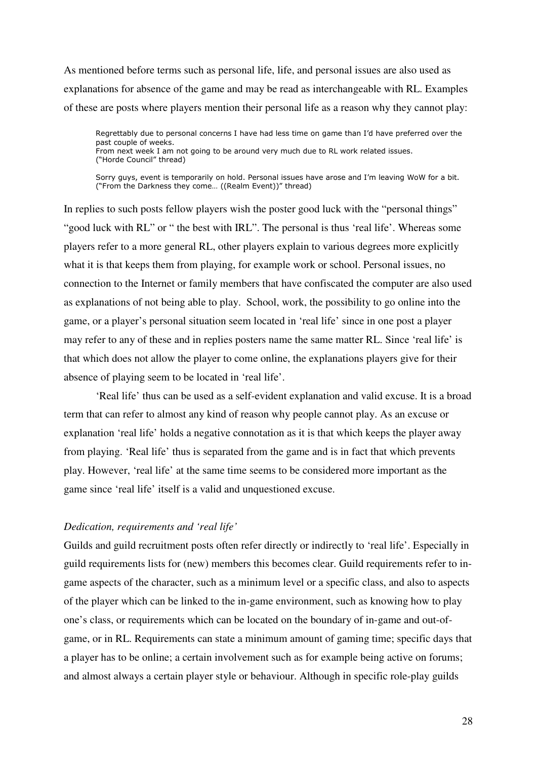As mentioned before terms such as personal life, life, and personal issues are also used as explanations for absence of the game and may be read as interchangeable with RL. Examples of these are posts where players mention their personal life as a reason why they cannot play:

> Regrettably due to personal concerns I have had less time on game than I'd have preferred over the past couple of weeks.
> From next week I am not going to be around very much due to RL work related issues.
> ("Horde Council" thread)

> Sorry guys, event is temporarily on hold. Personal issues have arose and I'm leaving WoW for a bit.
> ("From the Darkness they come… ((Realm Event))" thread)

In replies to such posts fellow players wish the poster good luck with the "personal things" "good luck with RL" or " the best with IRL". The personal is thus 'real life'. Whereas some players refer to a more general RL, other players explain to various degrees more explicitly what it is that keeps them from playing, for example work or school. Personal issues, no connection to the Internet or family members that have confiscated the computer are also used as explanations of not being able to play. School, work, the possibility to go online into the game, or a player's personal situation seem located in 'real life' since in one post a player may refer to any of these and in replies posters name the same matter RL. Since 'real life' is that which does not allow the player to come online, the explanations players give for their absence of playing seem to be located in 'real life'.

'Real life' thus can be used as a self-evident explanation and valid excuse. It is a broad term that can refer to almost any kind of reason why people cannot play. As an excuse or explanation 'real life' holds a negative connotation as it is that which keeps the player away from playing. 'Real life' thus is separated from the game and is in fact that which prevents play. However, 'real life' at the same time seems to be considered more important as the game since 'real life' itself is a valid and unquestioned excuse.

*Dedication, requirements and 'real life'*

Guilds and guild recruitment posts often refer directly or indirectly to 'real life'. Especially in guild requirements lists for (new) members this becomes clear. Guild requirements refer to in-game aspects of the character, such as a minimum level or a specific class, and also to aspects of the player which can be linked to the in-game environment, such as knowing how to play one's class, or requirements which can be located on the boundary of in-game and out-of-game, or in RL. Requirements can state a minimum amount of gaming time; specific days that a player has to be online; a certain involvement such as for example being active on forums; and almost always a certain player style or behaviour. Although in specific role-play guilds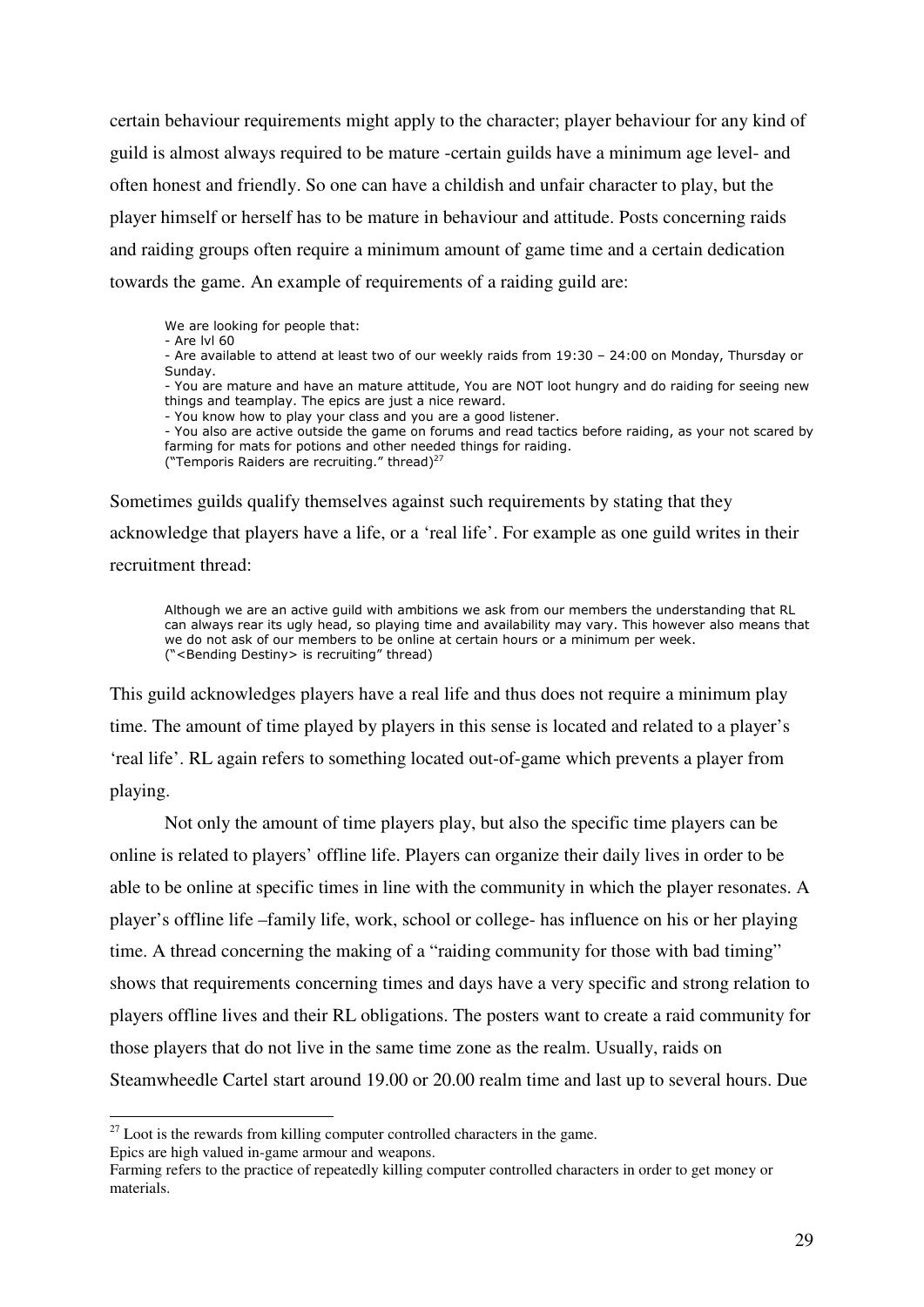certain behaviour requirements might apply to the character; player behaviour for any kind of guild is almost always required to be mature -certain guilds have a minimum age level- and often honest and friendly. So one can have a childish and unfair character to play, but the player himself or herself has to be mature in behaviour and attitude. Posts concerning raids and raiding groups often require a minimum amount of game time and a certain dedication towards the game. An example of requirements of a raiding guild are:

> We are looking for people that:
> - Are lvl 60
> - Are available to attend at least two of our weekly raids from 19:30 – 24:00 on Monday, Thursday or Sunday.
> - You are mature and have an mature attitude, You are NOT loot hungry and do raiding for seeing new things and teamplay. The epics are just a nice reward.
> - You know how to play your class and you are a good listener.
> - You also are active outside the game on forums and read tactics before raiding, as your not scared by farming for mats for potions and other needed things for raiding.
> ("Temporis Raiders are recruiting." thread)[27]

Sometimes guilds qualify themselves against such requirements by stating that they acknowledge that players have a life, or a 'real life'. For example as one guild writes in their recruitment thread:

> Although we are an active guild with ambitions we ask from our members the understanding that RL can always rear its ugly head, so playing time and availability may vary. This however also means that we do not ask of our members to be online at certain hours or a minimum per week.
> ("<Bending Destiny> is recruiting" thread)

This guild acknowledges players have a real life and thus does not require a minimum play time. The amount of time played by players in this sense is located and related to a player's 'real life'. RL again refers to something located out-of-game which prevents a player from playing.

Not only the amount of time players play, but also the specific time players can be online is related to players' offline life. Players can organize their daily lives in order to be able to be online at specific times in line with the community in which the player resonates. A player's offline life –family life, work, school or college- has influence on his or her playing time. A thread concerning the making of a "raiding community for those with bad timing" shows that requirements concerning times and days have a very specific and strong relation to players offline lives and their RL obligations. The posters want to create a raid community for those players that do not live in the same time zone as the realm. Usually, raids on Steamwheedle Cartel start around 19.00 or 20.00 realm time and last up to several hours. Due

---

[27] Loot is the rewards from killing computer controlled characters in the game.
Epics are high valued in-game armour and weapons.
Farming refers to the practice of repeatedly killing computer controlled characters in order to get money or materials.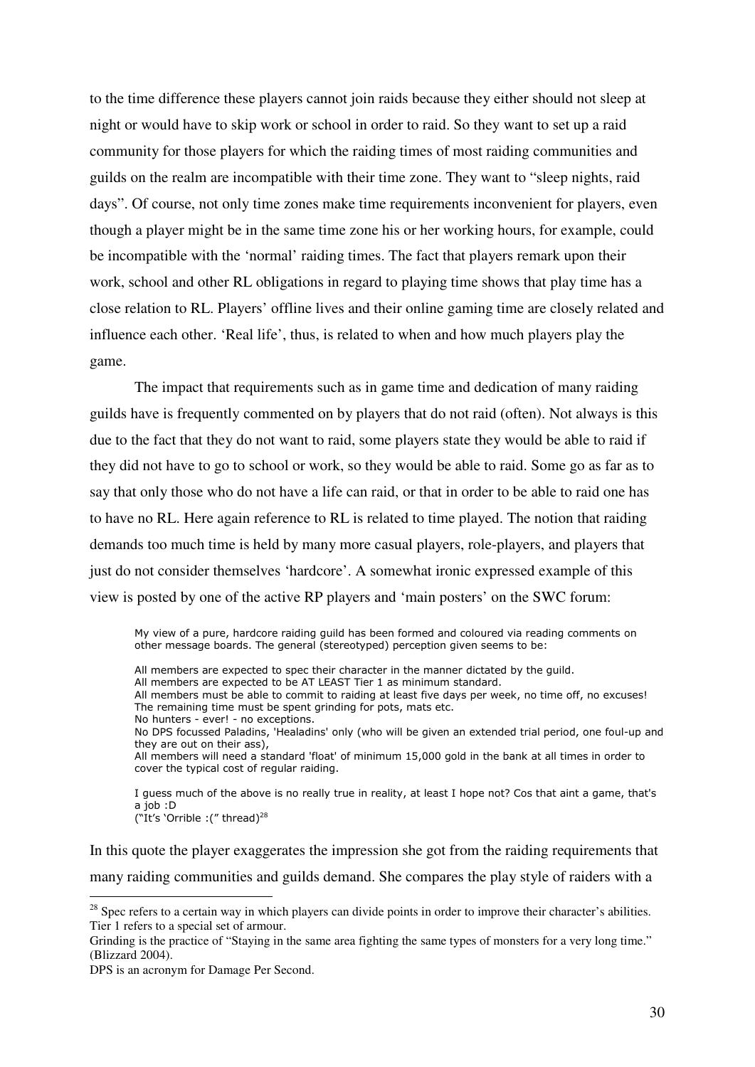to the time difference these players cannot join raids because they either should not sleep at night or would have to skip work or school in order to raid. So they want to set up a raid community for those players for which the raiding times of most raiding communities and guilds on the realm are incompatible with their time zone. They want to "sleep nights, raid days". Of course, not only time zones make time requirements inconvenient for players, even though a player might be in the same time zone his or her working hours, for example, could be incompatible with the 'normal' raiding times. The fact that players remark upon their work, school and other RL obligations in regard to playing time shows that play time has a close relation to RL. Players' offline lives and their online gaming time are closely related and influence each other. 'Real life', thus, is related to when and how much players play the game.

The impact that requirements such as in game time and dedication of many raiding guilds have is frequently commented on by players that do not raid (often). Not always is this due to the fact that they do not want to raid, some players state they would be able to raid if they did not have to go to school or work, so they would be able to raid. Some go as far as to say that only those who do not have a life can raid, or that in order to be able to raid one has to have no RL. Here again reference to RL is related to time played. The notion that raiding demands too much time is held by many more casual players, role-players, and players that just do not consider themselves 'hardcore'. A somewhat ironic expressed example of this view is posted by one of the active RP players and 'main posters' on the SWC forum:

> My view of a pure, hardcore raiding guild has been formed and coloured via reading comments on other message boards. The general (stereotyped) perception given seems to be:
>
> All members are expected to spec their character in the manner dictated by the guild.
> All members are expected to be AT LEAST Tier 1 as minimum standard.
> All members must be able to commit to raiding at least five days per week, no time off, no excuses!
> The remaining time must be spent grinding for pots, mats etc.
> No hunters - ever! - no exceptions.
> No DPS focussed Paladins, 'Healadins' only (who will be given an extended trial period, one foul-up and they are out on their ass),
> All members will need a standard 'float' of minimum 15,000 gold in the bank at all times in order to cover the typical cost of regular raiding.
>
> I guess much of the above is no really true in reality, at least I hope not? Cos that aint a game, that's a job :D
> ("It's 'Orrible :(" thread)[28]

In this quote the player exaggerates the impression she got from the raiding requirements that many raiding communities and guilds demand. She compares the play style of raiders with a

---

[28] Spec refers to a certain way in which players can divide points in order to improve their character's abilities. Tier 1 refers to a special set of armour.

Grinding is the practice of "Staying in the same area fighting the same types of monsters for a very long time." (Blizzard 2004).

DPS is an acronym for Damage Per Second.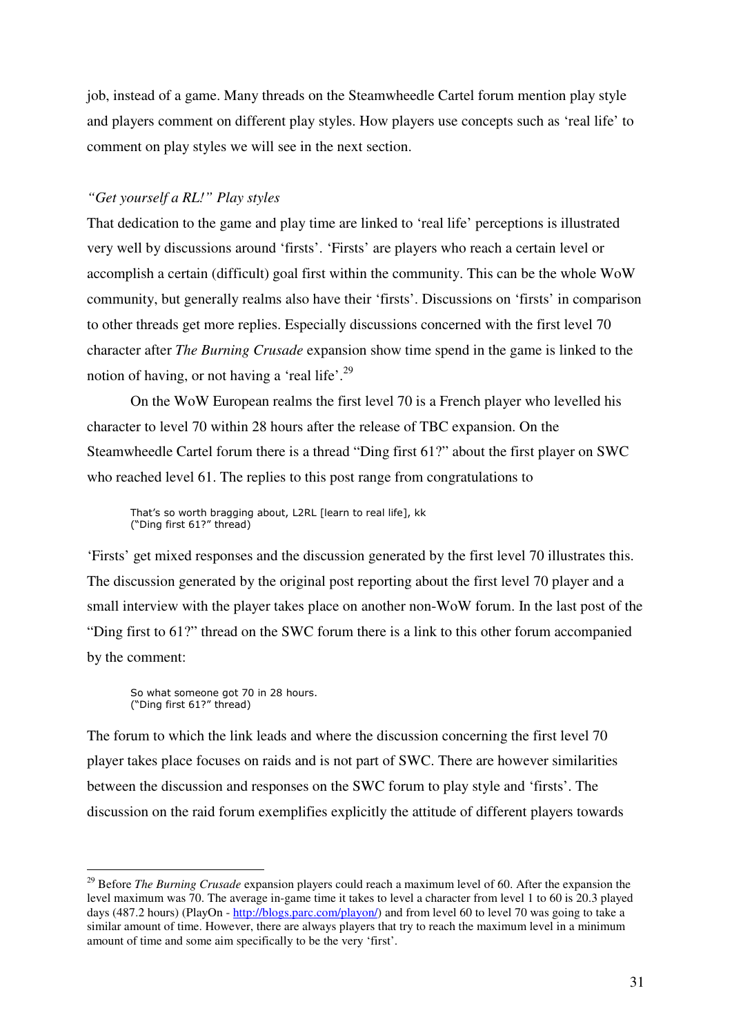job, instead of a game. Many threads on the Steamwheedle Cartel forum mention play style and players comment on different play styles. How players use concepts such as 'real life' to comment on play styles we will see in the next section.

### *"Get yourself a RL!" Play styles*

That dedication to the game and play time are linked to 'real life' perceptions is illustrated very well by discussions around 'firsts'. 'Firsts' are players who reach a certain level or accomplish a certain (difficult) goal first within the community. This can be the whole WoW community, but generally realms also have their 'firsts'. Discussions on 'firsts' in comparison to other threads get more replies. Especially discussions concerned with the first level 70 character after *The Burning Crusade* expansion show time spend in the game is linked to the notion of having, or not having a 'real life'.[29]

On the WoW European realms the first level 70 is a French player who levelled his character to level 70 within 28 hours after the release of TBC expansion. On the Steamwheedle Cartel forum there is a thread "Ding first 61?" about the first player on SWC who reached level 61. The replies to this post range from congratulations to

> That's so worth bragging about, L2RL [learn to real life], kk
> ("Ding first 61?" thread)

'Firsts' get mixed responses and the discussion generated by the first level 70 illustrates this. The discussion generated by the original post reporting about the first level 70 player and a small interview with the player takes place on another non-WoW forum. In the last post of the "Ding first to 61?" thread on the SWC forum there is a link to this other forum accompanied by the comment:

> So what someone got 70 in 28 hours.
> ("Ding first 61?" thread)

The forum to which the link leads and where the discussion concerning the first level 70 player takes place focuses on raids and is not part of SWC. There are however similarities between the discussion and responses on the SWC forum to play style and 'firsts'. The discussion on the raid forum exemplifies explicitly the attitude of different players towards

---

[29] Before *The Burning Crusade* expansion players could reach a maximum level of 60. After the expansion the level maximum was 70. The average in-game time it takes to level a character from level 1 to 60 is 20.3 played days (487.2 hours) (PlayOn - http://blogs.parc.com/playon/) and from level 60 to level 70 was going to take a similar amount of time. However, there are always players that try to reach the maximum level in a minimum amount of time and some aim specifically to be the very 'first'.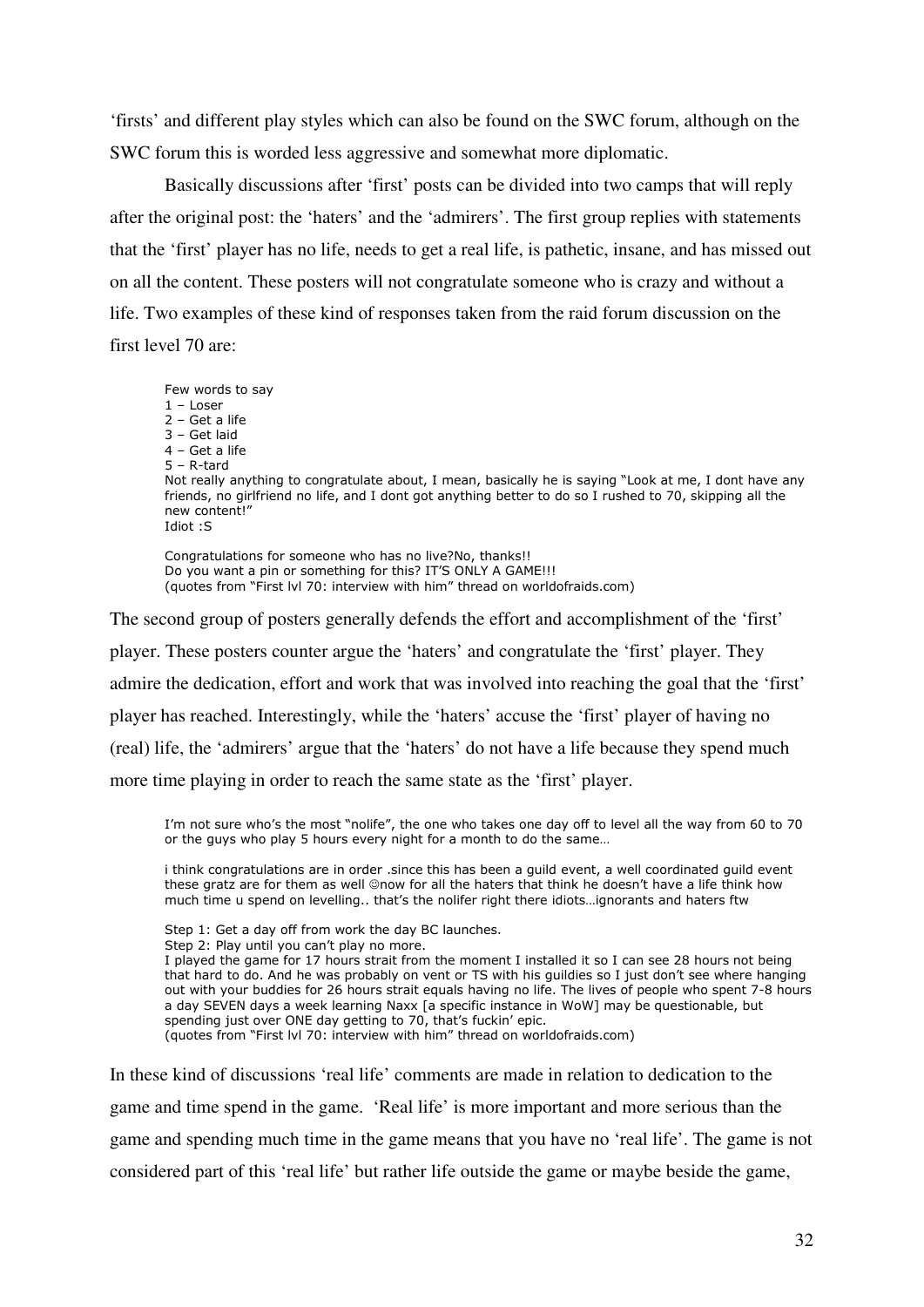'firsts' and different play styles which can also be found on the SWC forum, although on the SWC forum this is worded less aggressive and somewhat more diplomatic.

Basically discussions after 'first' posts can be divided into two camps that will reply after the original post: the 'haters' and the 'admirers'. The first group replies with statements that the 'first' player has no life, needs to get a real life, is pathetic, insane, and has missed out on all the content. These posters will not congratulate someone who is crazy and without a life. Two examples of these kind of responses taken from the raid forum discussion on the first level 70 are:

> Few words to say
> 1 – Loser
> 2 – Get a life
> 3 – Get laid
> 4 – Get a life
> 5 – R-tard
> Not really anything to congratulate about, I mean, basically he is saying "Look at me, I dont have any friends, no girlfriend no life, and I dont got anything better to do so I rushed to 70, skipping all the new content!"
> Idiot :S
>
> Congratulations for someone who has no live?No, thanks!!
> Do you want a pin or something for this? IT'S ONLY A GAME!!!
> (quotes from "First lvl 70: interview with him" thread on worldofraids.com)

The second group of posters generally defends the effort and accomplishment of the 'first' player. These posters counter argue the 'haters' and congratulate the 'first' player. They admire the dedication, effort and work that was involved into reaching the goal that the 'first' player has reached. Interestingly, while the 'haters' accuse the 'first' player of having no (real) life, the 'admirers' argue that the 'haters' do not have a life because they spend much more time playing in order to reach the same state as the 'first' player.

> I'm not sure who's the most "nolife", the one who takes one day off to level all the way from 60 to 70 or the guys who play 5 hours every night for a month to do the same…
>
> i think congratulations are in order .since this has been a guild event, a well coordinated guild event these gratz are for them as well ☺now for all the haters that think he doesn't have a life think how much time u spend on levelling.. that's the nolifer right there idiots…ignorants and haters ftw
>
> Step 1: Get a day off from work the day BC launches.
> Step 2: Play until you can't play no more.
> I played the game for 17 hours strait from the moment I installed it so I can see 28 hours not being that hard to do. And he was probably on vent or TS with his guildies so I just don't see where hanging out with your buddies for 26 hours strait equals having no life. The lives of people who spent 7-8 hours a day SEVEN days a week learning Naxx [a specific instance in WoW] may be questionable, but spending just over ONE day getting to 70, that's fuckin' epic.
> (quotes from "First lvl 70: interview with him" thread on worldofraids.com)

In these kind of discussions 'real life' comments are made in relation to dedication to the game and time spend in the game. 'Real life' is more important and more serious than the game and spending much time in the game means that you have no 'real life'. The game is not considered part of this 'real life' but rather life outside the game or maybe beside the game,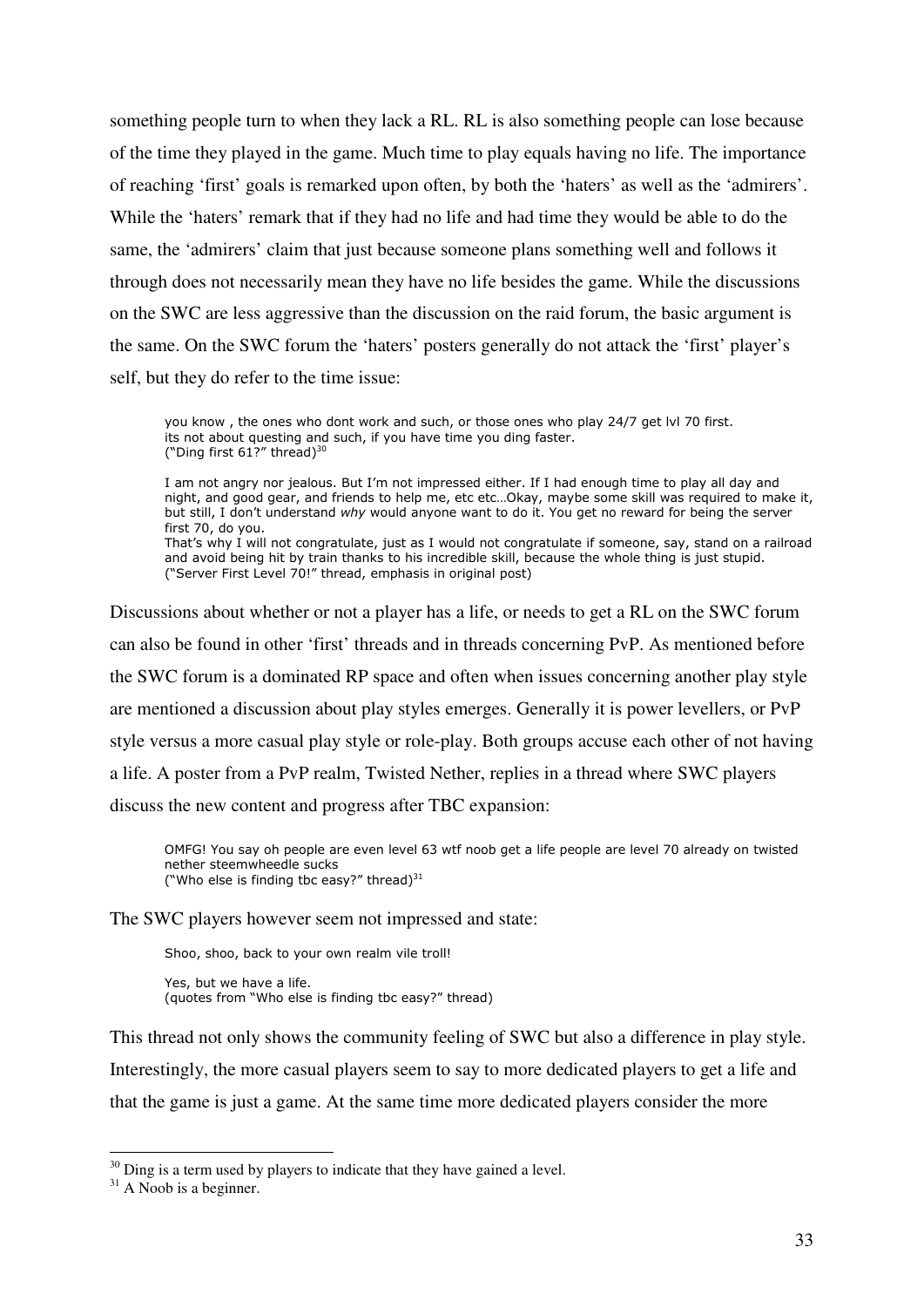something people turn to when they lack a RL. RL is also something people can lose because of the time they played in the game. Much time to play equals having no life. The importance of reaching 'first' goals is remarked upon often, by both the 'haters' as well as the 'admirers'. While the 'haters' remark that if they had no life and had time they would be able to do the same, the 'admirers' claim that just because someone plans something well and follows it through does not necessarily mean they have no life besides the game. While the discussions on the SWC are less aggressive than the discussion on the raid forum, the basic argument is the same. On the SWC forum the 'haters' posters generally do not attack the 'first' player's self, but they do refer to the time issue:

> you know , the ones who dont work and such, or those ones who play 24/7 get lvl 70 first.
> its not about questing and such, if you have time you ding faster.
> ("Ding first 61?" thread)[30]
>
> I am not angry nor jealous. But I'm not impressed either. If I had enough time to play all day and night, and good gear, and friends to help me, etc etc…Okay, maybe some skill was required to make it, but still, I don't understand *why* would anyone want to do it. You get no reward for being the server first 70, do you.
> That's why I will not congratulate, just as I would not congratulate if someone, say, stand on a railroad and avoid being hit by train thanks to his incredible skill, because the whole thing is just stupid.
> ("Server First Level 70!" thread, emphasis in original post)

Discussions about whether or not a player has a life, or needs to get a RL on the SWC forum can also be found in other 'first' threads and in threads concerning PvP. As mentioned before the SWC forum is a dominated RP space and often when issues concerning another play style are mentioned a discussion about play styles emerges. Generally it is power levellers, or PvP style versus a more casual play style or role-play. Both groups accuse each other of not having a life. A poster from a PvP realm, Twisted Nether, replies in a thread where SWC players discuss the new content and progress after TBC expansion:

> OMFG! You say oh people are even level 63 wtf noob get a life people are level 70 already on twisted nether steemwheedle sucks
> ("Who else is finding tbc easy?" thread)[31]

The SWC players however seem not impressed and state:

> Shoo, shoo, back to your own realm vile troll!
>
> Yes, but we have a life.
> (quotes from "Who else is finding tbc easy?" thread)

This thread not only shows the community feeling of SWC but also a difference in play style. Interestingly, the more casual players seem to say to more dedicated players to get a life and that the game is just a game. At the same time more dedicated players consider the more

---

[30] Ding is a term used by players to indicate that they have gained a level.

[31] A Noob is a beginner.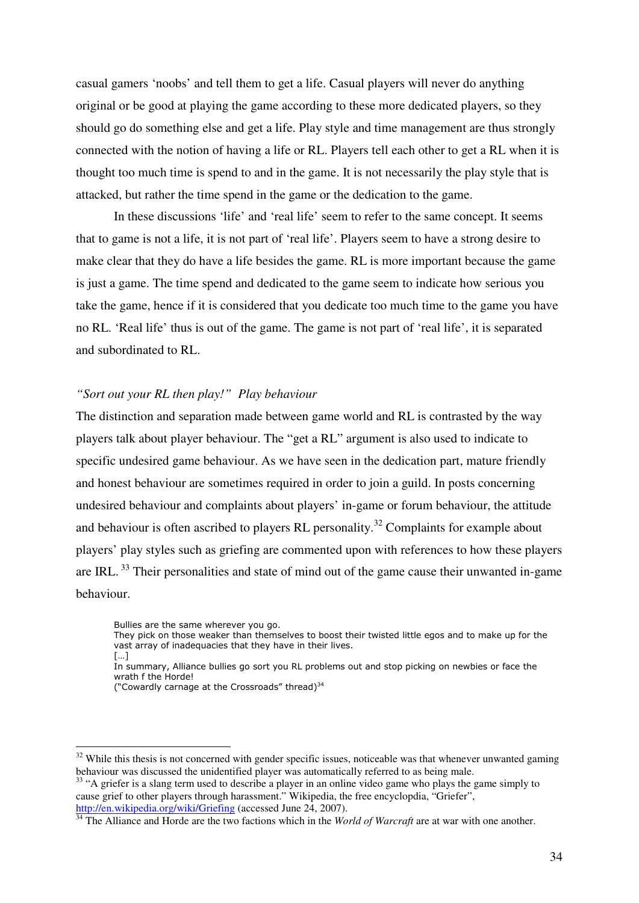casual gamers 'noobs' and tell them to get a life. Casual players will never do anything original or be good at playing the game according to these more dedicated players, so they should go do something else and get a life. Play style and time management are thus strongly connected with the notion of having a life or RL. Players tell each other to get a RL when it is thought too much time is spend to and in the game. It is not necessarily the play style that is attacked, but rather the time spend in the game or the dedication to the game.

In these discussions 'life' and 'real life' seem to refer to the same concept. It seems that to game is not a life, it is not part of 'real life'. Players seem to have a strong desire to make clear that they do have a life besides the game. RL is more important because the game is just a game. The time spend and dedicated to the game seem to indicate how serious you take the game, hence if it is considered that you dedicate too much time to the game you have no RL. 'Real life' thus is out of the game. The game is not part of 'real life', it is separated and subordinated to RL.

### *"Sort out your RL then play!" Play behaviour*

The distinction and separation made between game world and RL is contrasted by the way players talk about player behaviour. The "get a RL" argument is also used to indicate to specific undesired game behaviour. As we have seen in the dedication part, mature friendly and honest behaviour are sometimes required in order to join a guild. In posts concerning undesired behaviour and complaints about players' in-game or forum behaviour, the attitude and behaviour is often ascribed to players RL personality.[32] Complaints for example about players' play styles such as griefing are commented upon with references to how these players are IRL. [33] Their personalities and state of mind out of the game cause their unwanted in-game behaviour.

> Bullies are the same wherever you go.
> They pick on those weaker than themselves to boost their twisted little egos and to make up for the vast array of inadequacies that they have in their lives.
> [...]
> In summary, Alliance bullies go sort you RL problems out and stop picking on newbies or face the wrath f the Horde!
> ("Cowardly carnage at the Crossroads" thread)[34]

---

[32] While this thesis is not concerned with gender specific issues, noticeable was that whenever unwanted gaming behaviour was discussed the unidentified player was automatically referred to as being male.

[33] "A griefer is a slang term used to describe a player in an online video game who plays the game simply to cause grief to other players through harassment." Wikipedia, the free encyclopdia, "Griefer", http://en.wikipedia.org/wiki/Griefing (accessed June 24, 2007).

[34] The Alliance and Horde are the two factions which in the *World of Warcraft* are at war with one another.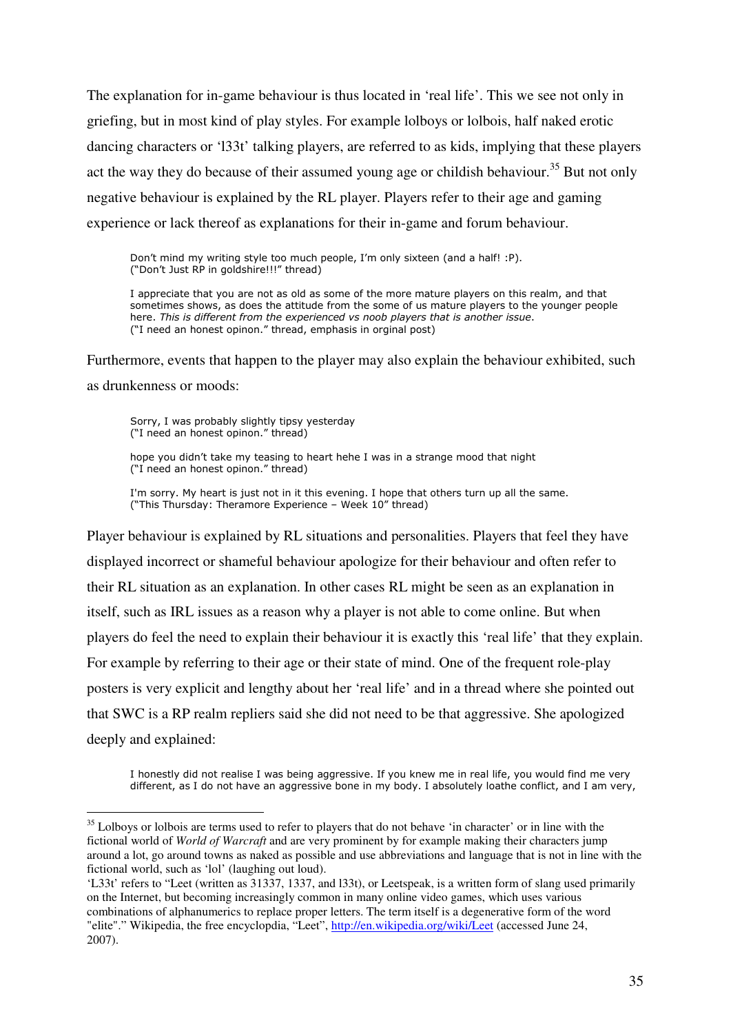The explanation for in-game behaviour is thus located in 'real life'. This we see not only in griefing, but in most kind of play styles. For example lolboys or lolbois, half naked erotic dancing characters or 'l33t' talking players, are referred to as kids, implying that these players act the way they do because of their assumed young age or childish behaviour.[35] But not only negative behaviour is explained by the RL player. Players refer to their age and gaming experience or lack thereof as explanations for their in-game and forum behaviour.

> Don't mind my writing style too much people, I'm only sixteen (and a half! :P).
> ("Don't Just RP in goldshire!!!" thread)

> I appreciate that you are not as old as some of the more mature players on this realm, and that sometimes shows, as does the attitude from the some of us mature players to the younger people here. *This is different from the experienced vs noob players that is another issue*.
> ("I need an honest opinon." thread, emphasis in orginal post)

Furthermore, events that happen to the player may also explain the behaviour exhibited, such as drunkenness or moods:

> Sorry, I was probably slightly tipsy yesterday
> ("I need an honest opinon." thread)

> hope you didn't take my teasing to heart hehe I was in a strange mood that night
> ("I need an honest opinon." thread)

> I'm sorry. My heart is just not in it this evening. I hope that others turn up all the same.
> ("This Thursday: Theramore Experience – Week 10" thread)

Player behaviour is explained by RL situations and personalities. Players that feel they have displayed incorrect or shameful behaviour apologize for their behaviour and often refer to their RL situation as an explanation. In other cases RL might be seen as an explanation in itself, such as IRL issues as a reason why a player is not able to come online. But when players do feel the need to explain their behaviour it is exactly this 'real life' that they explain. For example by referring to their age or their state of mind. One of the frequent role-play posters is very explicit and lengthy about her 'real life' and in a thread where she pointed out that SWC is a RP realm repliers said she did not need to be that aggressive. She apologized deeply and explained:

> I honestly did not realise I was being aggressive. If you knew me in real life, you would find me very different, as I do not have an aggressive bone in my body. I absolutely loathe conflict, and I am very,

---

[35] Lolboys or lolbois are terms used to refer to players that do not behave 'in character' or in line with the fictional world of *World of Warcraft* and are very prominent by for example making their characters jump around a lot, go around towns as naked as possible and use abbreviations and language that is not in line with the fictional world, such as 'lol' (laughing out loud).

'L33t' refers to "Leet (written as 31337, 1337, and l33t), or Leetspeak, is a written form of slang used primarily on the Internet, but becoming increasingly common in many online video games, which uses various combinations of alphanumerics to replace proper letters. The term itself is a degenerative form of the word "elite"." Wikipedia, the free encyclopdia, "Leet", http://en.wikipedia.org/wiki/Leet (accessed June 24, 2007).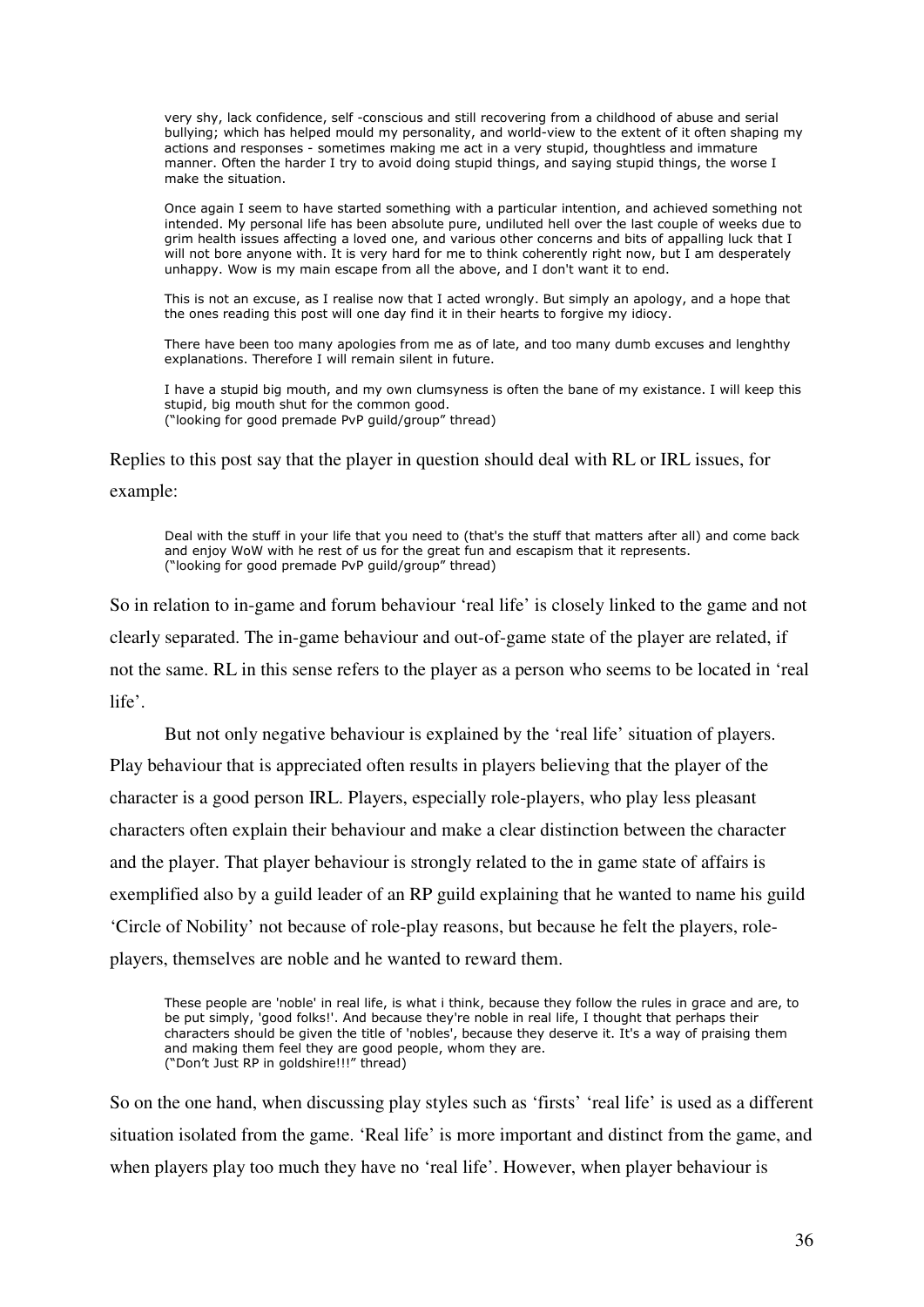> very shy, lack confidence, self -conscious and still recovering from a childhood of abuse and serial bullying; which has helped mould my personality, and world-view to the extent of it often shaping my actions and responses - sometimes making me act in a very stupid, thoughtless and immature manner. Often the harder I try to avoid doing stupid things, and saying stupid things, the worse I make the situation.
>
> Once again I seem to have started something with a particular intention, and achieved something not intended. My personal life has been absolute pure, undiluted hell over the last couple of weeks due to grim health issues affecting a loved one, and various other concerns and bits of appalling luck that I will not bore anyone with. It is very hard for me to think coherently right now, but I am desperately unhappy. Wow is my main escape from all the above, and I don't want it to end.
>
> This is not an excuse, as I realise now that I acted wrongly. But simply an apology, and a hope that the ones reading this post will one day find it in their hearts to forgive my idiocy.
>
> There have been too many apologies from me as of late, and too many dumb excuses and lenghthy explanations. Therefore I will remain silent in future.
>
> I have a stupid big mouth, and my own clumsyness is often the bane of my existance. I will keep this stupid, big mouth shut for the common good.
> ("looking for good premade PvP guild/group" thread)

Replies to this post say that the player in question should deal with RL or IRL issues, for example:

> Deal with the stuff in your life that you need to (that's the stuff that matters after all) and come back and enjoy WoW with he rest of us for the great fun and escapism that it represents.
> ("looking for good premade PvP guild/group" thread)

So in relation to in-game and forum behaviour 'real life' is closely linked to the game and not clearly separated. The in-game behaviour and out-of-game state of the player are related, if not the same. RL in this sense refers to the player as a person who seems to be located in 'real life'.

But not only negative behaviour is explained by the 'real life' situation of players. Play behaviour that is appreciated often results in players believing that the player of the character is a good person IRL. Players, especially role-players, who play less pleasant characters often explain their behaviour and make a clear distinction between the character and the player. That player behaviour is strongly related to the in game state of affairs is exemplified also by a guild leader of an RP guild explaining that he wanted to name his guild 'Circle of Nobility' not because of role-play reasons, but because he felt the players, role-players, themselves are noble and he wanted to reward them.

> These people are 'noble' in real life, is what i think, because they follow the rules in grace and are, to be put simply, 'good folks!'. And because they're noble in real life, I thought that perhaps their characters should be given the title of 'nobles', because they deserve it. It's a way of praising them and making them feel they are good people, whom they are.
> ("Don't Just RP in goldshire!!!" thread)

So on the one hand, when discussing play styles such as 'firsts' 'real life' is used as a different situation isolated from the game. 'Real life' is more important and distinct from the game, and when players play too much they have no 'real life'. However, when player behaviour is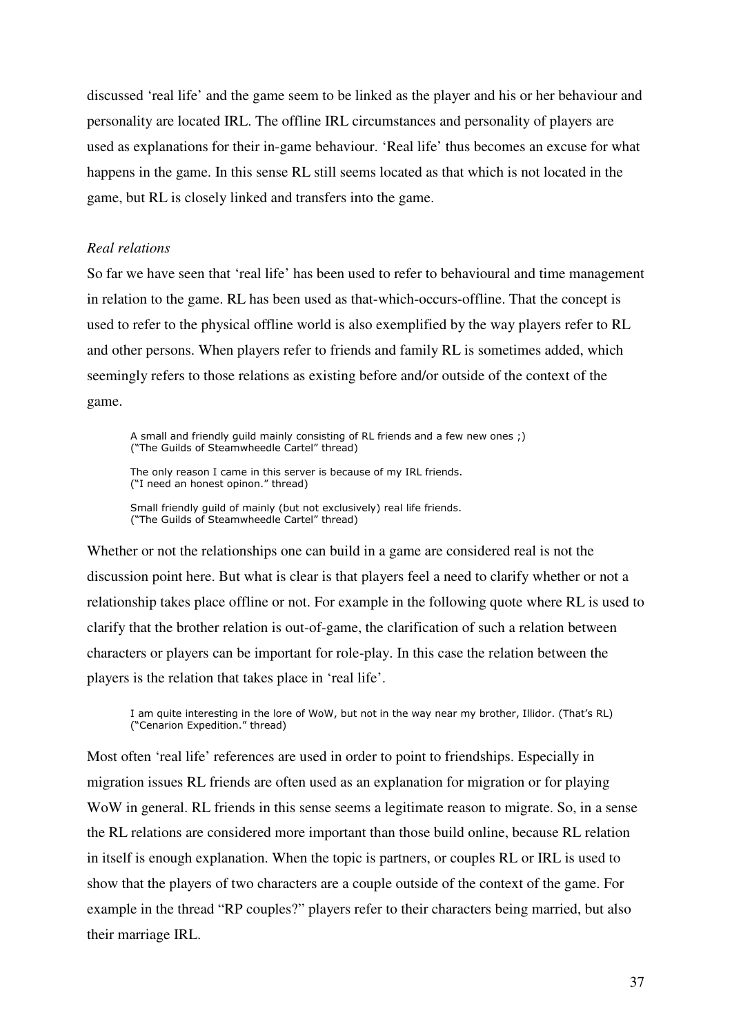discussed 'real life' and the game seem to be linked as the player and his or her behaviour and personality are located IRL. The offline IRL circumstances and personality of players are used as explanations for their in-game behaviour. 'Real life' thus becomes an excuse for what happens in the game. In this sense RL still seems located as that which is not located in the game, but RL is closely linked and transfers into the game.

*Real relations*

So far we have seen that 'real life' has been used to refer to behavioural and time management in relation to the game. RL has been used as that-which-occurs-offline. That the concept is used to refer to the physical offline world is also exemplified by the way players refer to RL and other persons. When players refer to friends and family RL is sometimes added, which seemingly refers to those relations as existing before and/or outside of the context of the game.

> A small and friendly guild mainly consisting of RL friends and a few new ones ;)
> ("The Guilds of Steamwheedle Cartel" thread)
>
> The only reason I came in this server is because of my IRL friends.
> ("I need an honest opinon." thread)
>
> Small friendly guild of mainly (but not exclusively) real life friends.
> ("The Guilds of Steamwheedle Cartel" thread)

Whether or not the relationships one can build in a game are considered real is not the discussion point here. But what is clear is that players feel a need to clarify whether or not a relationship takes place offline or not. For example in the following quote where RL is used to clarify that the brother relation is out-of-game, the clarification of such a relation between characters or players can be important for role-play. In this case the relation between the players is the relation that takes place in 'real life'.

> I am quite interesting in the lore of WoW, but not in the way near my brother, Illidor. (That's RL)
> ("Cenarion Expedition." thread)

Most often 'real life' references are used in order to point to friendships. Especially in migration issues RL friends are often used as an explanation for migration or for playing WoW in general. RL friends in this sense seems a legitimate reason to migrate. So, in a sense the RL relations are considered more important than those build online, because RL relation in itself is enough explanation. When the topic is partners, or couples RL or IRL is used to show that the players of two characters are a couple outside of the context of the game. For example in the thread "RP couples?" players refer to their characters being married, but also their marriage IRL.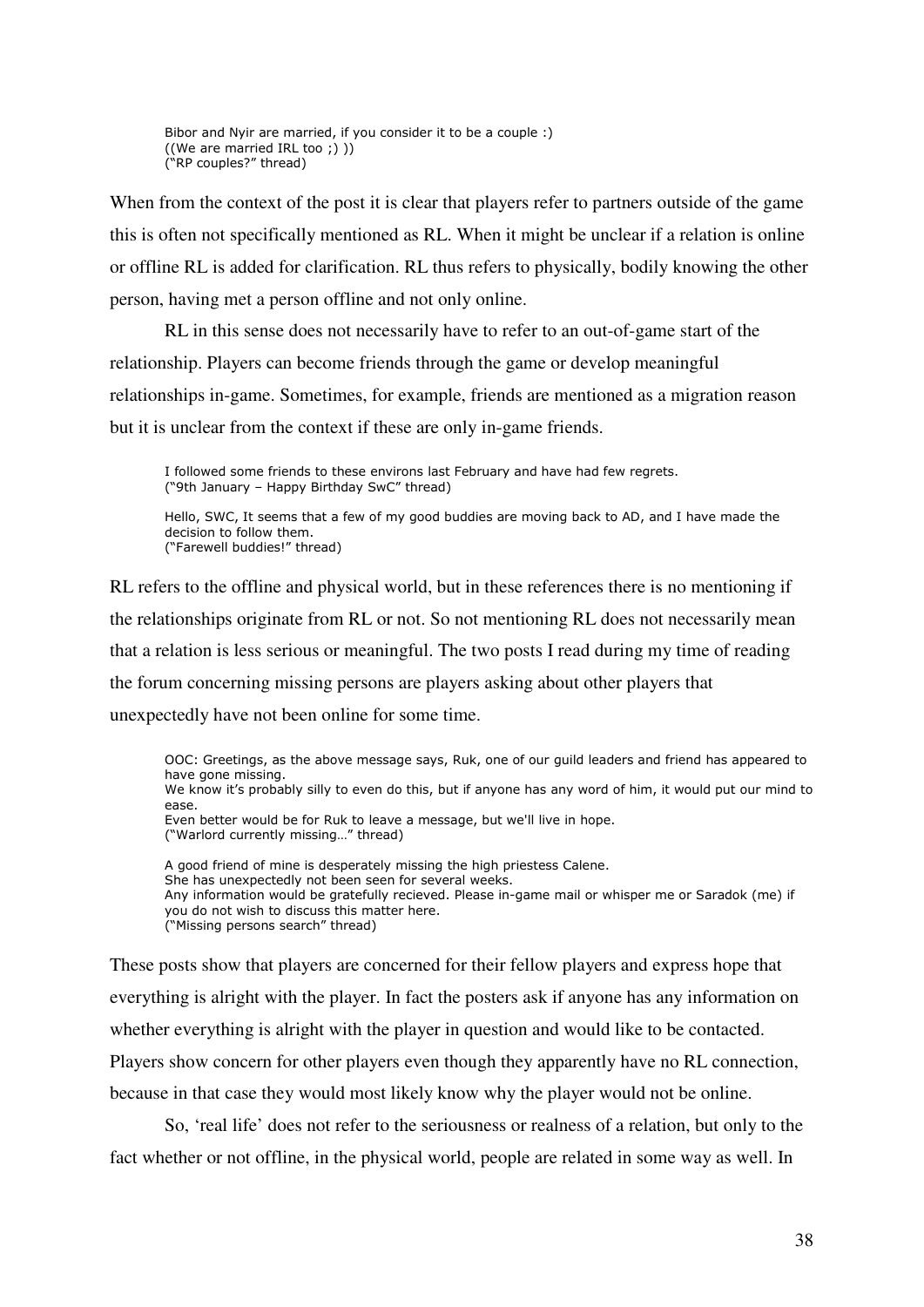> Bibor and Nyir are married, if you consider it to be a couple :)
> ((We are married IRL too ;) ))
> ("RP couples?" thread)

When from the context of the post it is clear that players refer to partners outside of the game this is often not specifically mentioned as RL. When it might be unclear if a relation is online or offline RL is added for clarification. RL thus refers to physically, bodily knowing the other person, having met a person offline and not only online.

RL in this sense does not necessarily have to refer to an out-of-game start of the relationship. Players can become friends through the game or develop meaningful relationships in-game. Sometimes, for example, friends are mentioned as a migration reason but it is unclear from the context if these are only in-game friends.

> I followed some friends to these environs last February and have had few regrets.
> ("9th January – Happy Birthday SwC" thread)

> Hello, SWC, It seems that a few of my good buddies are moving back to AD, and I have made the decision to follow them.
> ("Farewell buddies!" thread)

RL refers to the offline and physical world, but in these references there is no mentioning if the relationships originate from RL or not. So not mentioning RL does not necessarily mean that a relation is less serious or meaningful. The two posts I read during my time of reading the forum concerning missing persons are players asking about other players that unexpectedly have not been online for some time.

> OOC: Greetings, as the above message says, Ruk, one of our guild leaders and friend has appeared to have gone missing.
> We know it's probably silly to even do this, but if anyone has any word of him, it would put our mind to ease.
> Even better would be for Ruk to leave a message, but we'll live in hope.
> ("Warlord currently missing…" thread)

> A good friend of mine is desperately missing the high priestess Calene.
> She has unexpectedly not been seen for several weeks.
> Any information would be gratefully recieved. Please in-game mail or whisper me or Saradok (me) if you do not wish to discuss this matter here.
> ("Missing persons search" thread)

These posts show that players are concerned for their fellow players and express hope that everything is alright with the player. In fact the posters ask if anyone has any information on whether everything is alright with the player in question and would like to be contacted. Players show concern for other players even though they apparently have no RL connection, because in that case they would most likely know why the player would not be online.

So, 'real life' does not refer to the seriousness or realness of a relation, but only to the fact whether or not offline, in the physical world, people are related in some way as well. In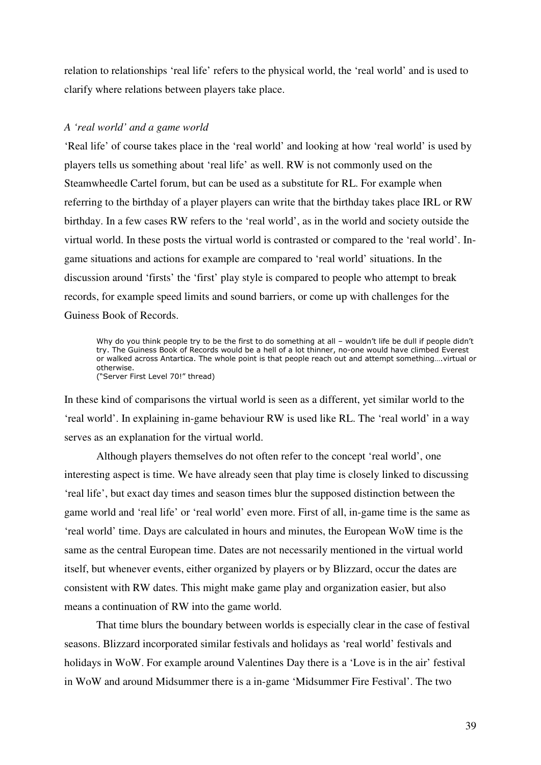relation to relationships 'real life' refers to the physical world, the 'real world' and is used to clarify where relations between players take place.

### *A 'real world' and a game world*

'Real life' of course takes place in the 'real world' and looking at how 'real world' is used by players tells us something about 'real life' as well. RW is not commonly used on the Steamwheedle Cartel forum, but can be used as a substitute for RL. For example when referring to the birthday of a player players can write that the birthday takes place IRL or RW birthday. In a few cases RW refers to the 'real world', as in the world and society outside the virtual world. In these posts the virtual world is contrasted or compared to the 'real world'. In-game situations and actions for example are compared to 'real world' situations. In the discussion around 'firsts' the 'first' play style is compared to people who attempt to break records, for example speed limits and sound barriers, or come up with challenges for the Guiness Book of Records.

> Why do you think people try to be the first to do something at all – wouldn't life be dull if people didn't try. The Guiness Book of Records would be a hell of a lot thinner, no-one would have climbed Everest or walked across Antartica. The whole point is that people reach out and attempt something….virtual or otherwise.
> ("Server First Level 70!" thread)

In these kind of comparisons the virtual world is seen as a different, yet similar world to the 'real world'. In explaining in-game behaviour RW is used like RL. The 'real world' in a way serves as an explanation for the virtual world.

Although players themselves do not often refer to the concept 'real world', one interesting aspect is time. We have already seen that play time is closely linked to discussing 'real life', but exact day times and season times blur the supposed distinction between the game world and 'real life' or 'real world' even more. First of all, in-game time is the same as 'real world' time. Days are calculated in hours and minutes, the European WoW time is the same as the central European time. Dates are not necessarily mentioned in the virtual world itself, but whenever events, either organized by players or by Blizzard, occur the dates are consistent with RW dates. This might make game play and organization easier, but also means a continuation of RW into the game world.

That time blurs the boundary between worlds is especially clear in the case of festival seasons. Blizzard incorporated similar festivals and holidays as 'real world' festivals and holidays in WoW. For example around Valentines Day there is a 'Love is in the air' festival in WoW and around Midsummer there is a in-game 'Midsummer Fire Festival'. The two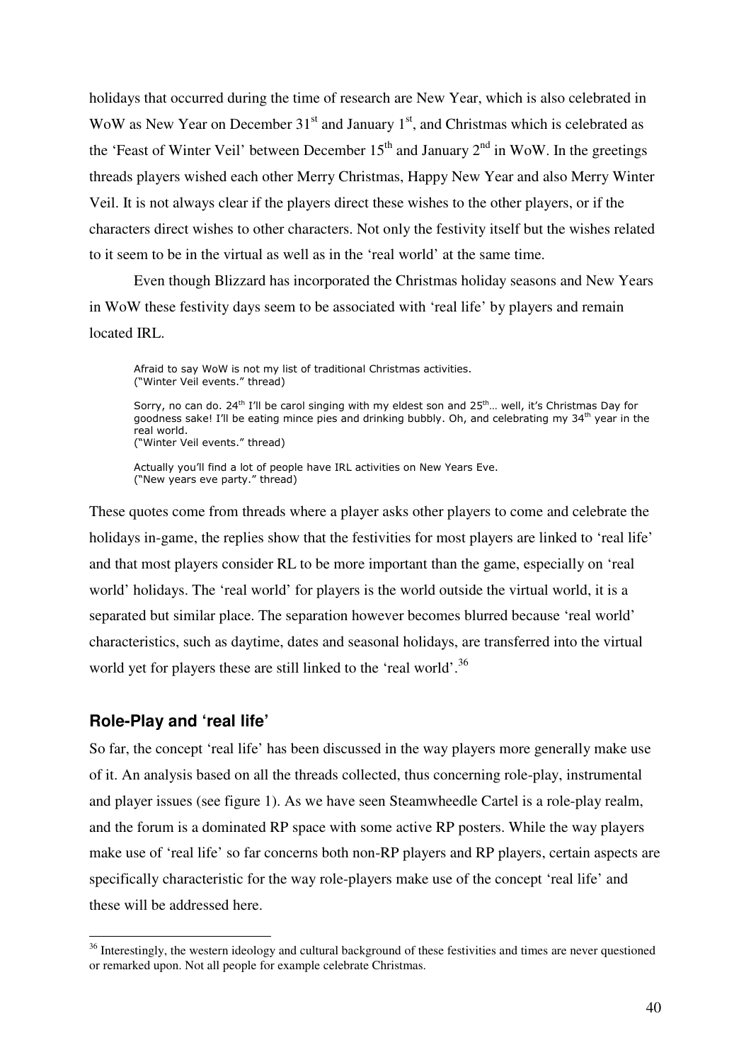holidays that occurred during the time of research are New Year, which is also celebrated in WoW as New Year on December 31st and January 1st, and Christmas which is celebrated as the 'Feast of Winter Veil' between December 15th and January 2nd in WoW. In the greetings threads players wished each other Merry Christmas, Happy New Year and also Merry Winter Veil. It is not always clear if the players direct these wishes to the other players, or if the characters direct wishes to other characters. Not only the festivity itself but the wishes related to it seem to be in the virtual as well as in the 'real world' at the same time.

Even though Blizzard has incorporated the Christmas holiday seasons and New Years in WoW these festivity days seem to be associated with 'real life' by players and remain located IRL.

> Afraid to say WoW is not my list of traditional Christmas activities.
> ("Winter Veil events." thread)
>
> Sorry, no can do. 24th I'll be carol singing with my eldest son and 25th… well, it's Christmas Day for goodness sake! I'll be eating mince pies and drinking bubbly. Oh, and celebrating my 34th year in the real world.
> ("Winter Veil events." thread)
>
> Actually you'll find a lot of people have IRL activities on New Years Eve.
> ("New years eve party." thread)

These quotes come from threads where a player asks other players to come and celebrate the holidays in-game, the replies show that the festivities for most players are linked to 'real life' and that most players consider RL to be more important than the game, especially on 'real world' holidays. The 'real world' for players is the world outside the virtual world, it is a separated but similar place. The separation however becomes blurred because 'real world' characteristics, such as daytime, dates and seasonal holidays, are transferred into the virtual world yet for players these are still linked to the 'real world'.[36]

## Role-Play and 'real life'

So far, the concept 'real life' has been discussed in the way players more generally make use of it. An analysis based on all the threads collected, thus concerning role-play, instrumental and player issues (see figure 1). As we have seen Steamwheedle Cartel is a role-play realm, and the forum is a dominated RP space with some active RP posters. While the way players make use of 'real life' so far concerns both non-RP players and RP players, certain aspects are specifically characteristic for the way role-players make use of the concept 'real life' and these will be addressed here.

---

[36] Interestingly, the western ideology and cultural background of these festivities and times are never questioned or remarked upon. Not all people for example celebrate Christmas.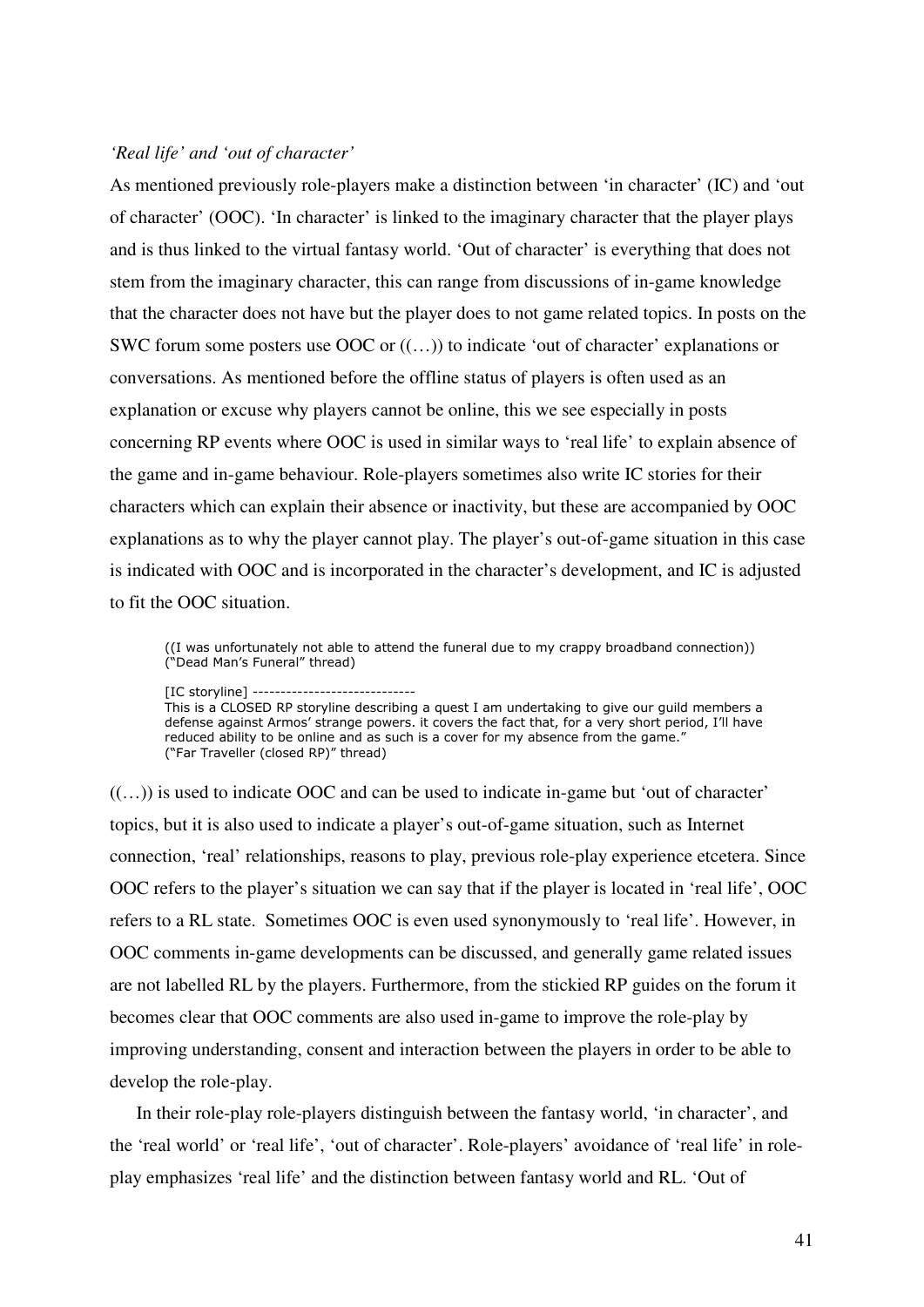*'Real life' and 'out of character'*

As mentioned previously role-players make a distinction between 'in character' (IC) and 'out of character' (OOC). 'In character' is linked to the imaginary character that the player plays and is thus linked to the virtual fantasy world. 'Out of character' is everything that does not stem from the imaginary character, this can range from discussions of in-game knowledge that the character does not have but the player does to not game related topics. In posts on the SWC forum some posters use OOC or ((…)) to indicate 'out of character' explanations or conversations. As mentioned before the offline status of players is often used as an explanation or excuse why players cannot be online, this we see especially in posts concerning RP events where OOC is used in similar ways to 'real life' to explain absence of the game and in-game behaviour. Role-players sometimes also write IC stories for their characters which can explain their absence or inactivity, but these are accompanied by OOC explanations as to why the player cannot play. The player's out-of-game situation in this case is indicated with OOC and is incorporated in the character's development, and IC is adjusted to fit the OOC situation.

> ((I was unfortunately not able to attend the funeral due to my crappy broadband connection))
> ("Dead Man's Funeral" thread)
>
> [IC storyline] -----------------------------
> This is a CLOSED RP storyline describing a quest I am undertaking to give our guild members a defense against Armos' strange powers. it covers the fact that, for a very short period, I'll have reduced ability to be online and as such is a cover for my absence from the game."
> ("Far Traveller (closed RP)" thread)

((…)) is used to indicate OOC and can be used to indicate in-game but 'out of character' topics, but it is also used to indicate a player's out-of-game situation, such as Internet connection, 'real' relationships, reasons to play, previous role-play experience etcetera. Since OOC refers to the player's situation we can say that if the player is located in 'real life', OOC refers to a RL state. Sometimes OOC is even used synonymously to 'real life'. However, in OOC comments in-game developments can be discussed, and generally game related issues are not labelled RL by the players. Furthermore, from the stickied RP guides on the forum it becomes clear that OOC comments are also used in-game to improve the role-play by improving understanding, consent and interaction between the players in order to be able to develop the role-play.

In their role-play role-players distinguish between the fantasy world, 'in character', and the 'real world' or 'real life', 'out of character'. Role-players' avoidance of 'real life' in role-play emphasizes 'real life' and the distinction between fantasy world and RL. 'Out of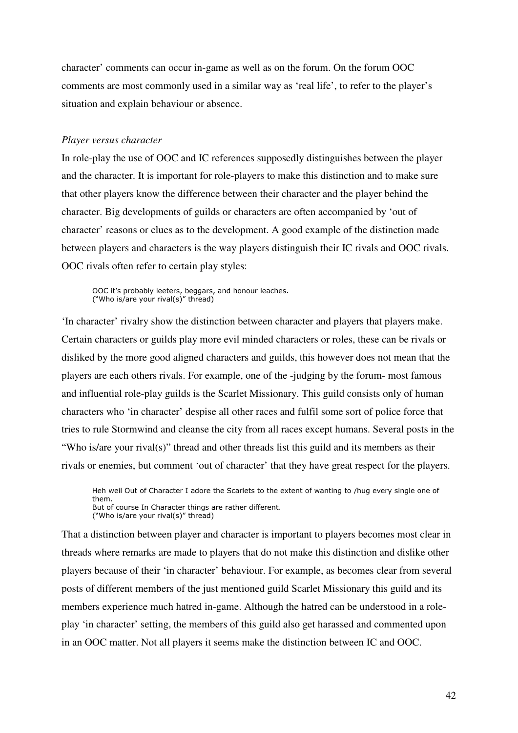character' comments can occur in-game as well as on the forum. On the forum OOC comments are most commonly used in a similar way as 'real life', to refer to the player's situation and explain behaviour or absence.

*Player versus character*

In role-play the use of OOC and IC references supposedly distinguishes between the player and the character. It is important for role-players to make this distinction and to make sure that other players know the difference between their character and the player behind the character. Big developments of guilds or characters are often accompanied by 'out of character' reasons or clues as to the development. A good example of the distinction made between players and characters is the way players distinguish their IC rivals and OOC rivals. OOC rivals often refer to certain play styles:

> OOC it's probably leeters, beggars, and honour leaches.
> ("Who is/are your rival(s)" thread)

'In character' rivalry show the distinction between character and players that players make. Certain characters or guilds play more evil minded characters or roles, these can be rivals or disliked by the more good aligned characters and guilds, this however does not mean that the players are each others rivals. For example, one of the -judging by the forum- most famous and influential role-play guilds is the Scarlet Missionary. This guild consists only of human characters who 'in character' despise all other races and fulfil some sort of police force that tries to rule Stormwind and cleanse the city from all races except humans. Several posts in the "Who is/are your rival(s)" thread and other threads list this guild and its members as their rivals or enemies, but comment 'out of character' that they have great respect for the players.

> Heh weil Out of Character I adore the Scarlets to the extent of wanting to /hug every single one of them.
> But of course In Character things are rather different.
> ("Who is/are your rival(s)" thread)

That a distinction between player and character is important to players becomes most clear in threads where remarks are made to players that do not make this distinction and dislike other players because of their 'in character' behaviour. For example, as becomes clear from several posts of different members of the just mentioned guild Scarlet Missionary this guild and its members experience much hatred in-game. Although the hatred can be understood in a role-play 'in character' setting, the members of this guild also get harassed and commented upon in an OOC matter. Not all players it seems make the distinction between IC and OOC.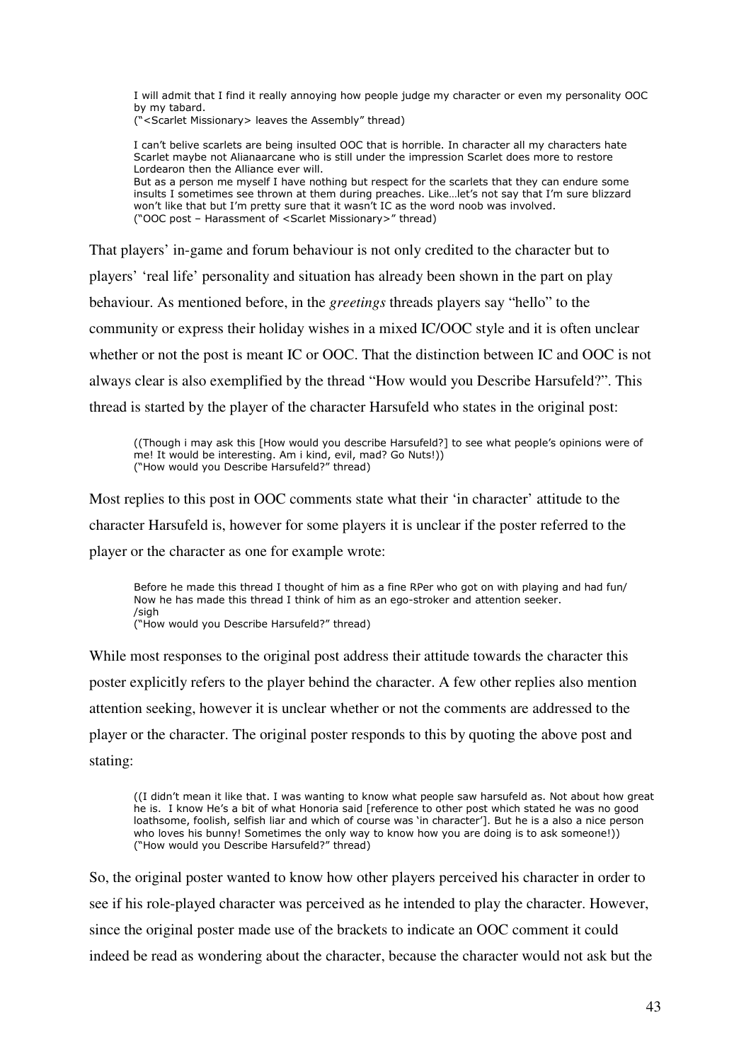> I will admit that I find it really annoying how people judge my character or even my personality OOC by my tabard.
> ("<Scarlet Missionary> leaves the Assembly" thread)

> I can't belive scarlets are being insulted OOC that is horrible. In character all my characters hate Scarlet maybe not Alianaarcane who is still under the impression Scarlet does more to restore Lordearon then the Alliance ever will.
> But as a person me myself I have nothing but respect for the scarlets that they can endure some insults I sometimes see thrown at them during preaches. Like…let's not say that I'm sure blizzard won't like that but I'm pretty sure that it wasn't IC as the word noob was involved.
> ("OOC post – Harassment of <Scarlet Missionary>" thread)

That players' in-game and forum behaviour is not only credited to the character but to players' 'real life' personality and situation has already been shown in the part on play behaviour. As mentioned before, in the *greetings* threads players say "hello" to the community or express their holiday wishes in a mixed IC/OOC style and it is often unclear whether or not the post is meant IC or OOC. That the distinction between IC and OOC is not always clear is also exemplified by the thread "How would you Describe Harsufeld?". This thread is started by the player of the character Harsufeld who states in the original post:

> ((Though i may ask this [How would you describe Harsufeld?] to see what people's opinions were of me! It would be interesting. Am i kind, evil, mad? Go Nuts!))
> ("How would you Describe Harsufeld?" thread)

Most replies to this post in OOC comments state what their 'in character' attitude to the character Harsufeld is, however for some players it is unclear if the poster referred to the player or the character as one for example wrote:

> Before he made this thread I thought of him as a fine RPer who got on with playing and had fun/
> Now he has made this thread I think of him as an ego-stroker and attention seeker.
> /sigh
> ("How would you Describe Harsufeld?" thread)

While most responses to the original post address their attitude towards the character this poster explicitly refers to the player behind the character. A few other replies also mention attention seeking, however it is unclear whether or not the comments are addressed to the player or the character. The original poster responds to this by quoting the above post and stating:

> ((I didn't mean it like that. I was wanting to know what people saw harsufeld as. Not about how great he is. I know He's a bit of what Honoria said [reference to other post which stated he was no good loathsome, foolish, selfish liar and which of course was 'in character']. But he is a also a nice person who loves his bunny! Sometimes the only way to know how you are doing is to ask someone!))
> ("How would you Describe Harsufeld?" thread)

So, the original poster wanted to know how other players perceived his character in order to see if his role-played character was perceived as he intended to play the character. However, since the original poster made use of the brackets to indicate an OOC comment it could indeed be read as wondering about the character, because the character would not ask but the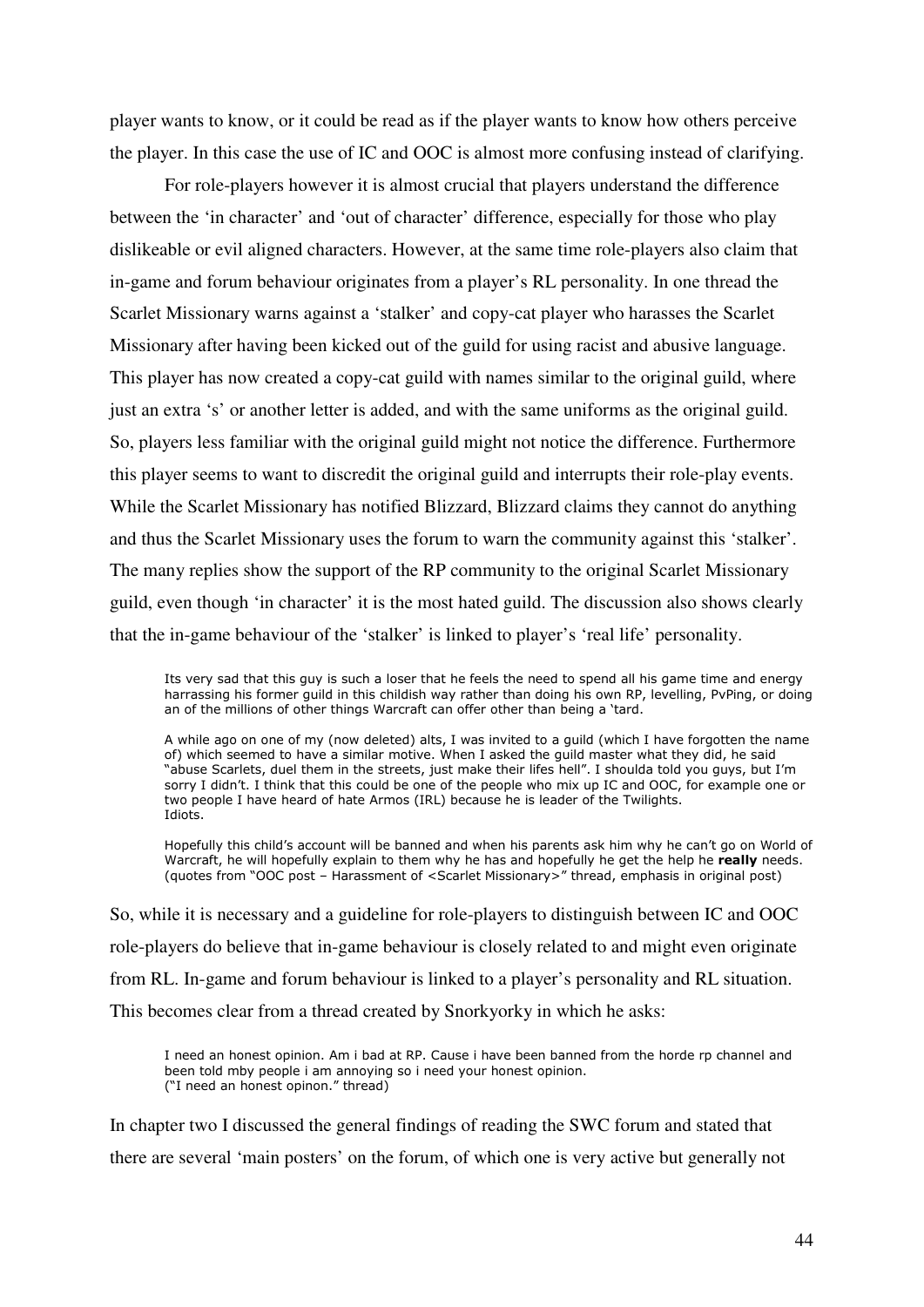player wants to know, or it could be read as if the player wants to know how others perceive the player. In this case the use of IC and OOC is almost more confusing instead of clarifying.

For role-players however it is almost crucial that players understand the difference between the 'in character' and 'out of character' difference, especially for those who play dislikeable or evil aligned characters. However, at the same time role-players also claim that in-game and forum behaviour originates from a player's RL personality. In one thread the Scarlet Missionary warns against a 'stalker' and copy-cat player who harasses the Scarlet Missionary after having been kicked out of the guild for using racist and abusive language. This player has now created a copy-cat guild with names similar to the original guild, where just an extra 's' or another letter is added, and with the same uniforms as the original guild. So, players less familiar with the original guild might not notice the difference. Furthermore this player seems to want to discredit the original guild and interrupts their role-play events. While the Scarlet Missionary has notified Blizzard, Blizzard claims they cannot do anything and thus the Scarlet Missionary uses the forum to warn the community against this 'stalker'. The many replies show the support of the RP community to the original Scarlet Missionary guild, even though 'in character' it is the most hated guild. The discussion also shows clearly that the in-game behaviour of the 'stalker' is linked to player's 'real life' personality.

> Its very sad that this guy is such a loser that he feels the need to spend all his game time and energy harrassing his former guild in this childish way rather than doing his own RP, levelling, PvPing, or doing an of the millions of other things Warcraft can offer other than being a 'tard.
>
> A while ago on one of my (now deleted) alts, I was invited to a guild (which I have forgotten the name of) which seemed to have a similar motive. When I asked the guild master what they did, he said "abuse Scarlets, duel them in the streets, just make their lifes hell". I shoulda told you guys, but I'm sorry I didn't. I think that this could be one of the people who mix up IC and OOC, for example one or two people I have heard of hate Armos (IRL) because he is leader of the Twilights.
> Idiots.
>
> Hopefully this child's account will be banned and when his parents ask him why he can't go on World of Warcraft, he will hopefully explain to them why he has and hopefully he get the help he **really** needs.
> (quotes from "OOC post – Harassment of <Scarlet Missionary>" thread, emphasis in original post)

So, while it is necessary and a guideline for role-players to distinguish between IC and OOC role-players do believe that in-game behaviour is closely related to and might even originate from RL. In-game and forum behaviour is linked to a player's personality and RL situation. This becomes clear from a thread created by Snorkyorky in which he asks:

> I need an honest opinion. Am i bad at RP. Cause i have been banned from the horde rp channel and been told mby people i am annoying so i need your honest opinion.
> ("I need an honest opinon." thread)

In chapter two I discussed the general findings of reading the SWC forum and stated that there are several 'main posters' on the forum, of which one is very active but generally not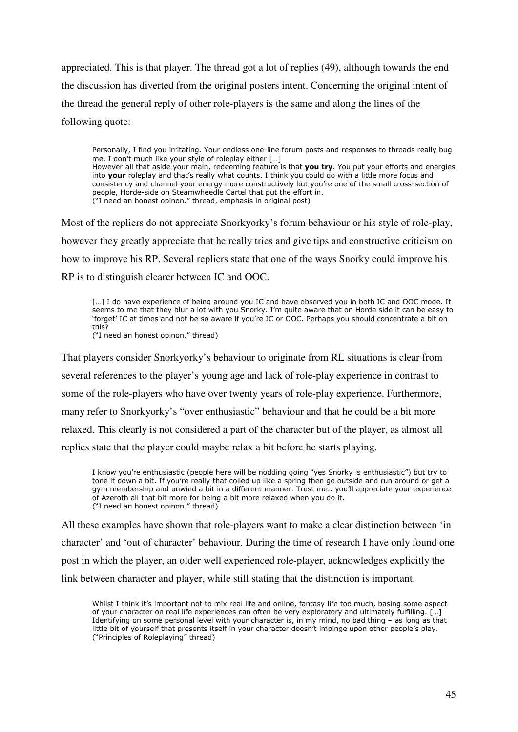appreciated. This is that player. The thread got a lot of replies (49), although towards the end the discussion has diverted from the original posters intent. Concerning the original intent of the thread the general reply of other role-players is the same and along the lines of the following quote:

> Personally, I find you irritating. Your endless one-line forum posts and responses to threads really bug me. I don't much like your style of roleplay either […]
> However all that aside your main, redeeming feature is that **you try**. You put your efforts and energies into **your** roleplay and that's really what counts. I think you could do with a little more focus and consistency and channel your energy more constructively but you're one of the small cross-section of people, Horde-side on Steamwheedle Cartel that put the effort in.
> ("I need an honest opinon." thread, emphasis in original post)

Most of the repliers do not appreciate Snorkyorky's forum behaviour or his style of role-play, however they greatly appreciate that he really tries and give tips and constructive criticism on how to improve his RP. Several repliers state that one of the ways Snorky could improve his RP is to distinguish clearer between IC and OOC.

> […] I do have experience of being around you IC and have observed you in both IC and OOC mode. It seems to me that they blur a lot with you Snorky. I'm quite aware that on Horde side it can be easy to 'forget' IC at times and not be so aware if you're IC or OOC. Perhaps you should concentrate a bit on this?
> ("I need an honest opinon." thread)

That players consider Snorkyorky's behaviour to originate from RL situations is clear from several references to the player's young age and lack of role-play experience in contrast to some of the role-players who have over twenty years of role-play experience. Furthermore, many refer to Snorkyorky's "over enthusiastic" behaviour and that he could be a bit more relaxed. This clearly is not considered a part of the character but of the player, as almost all replies state that the player could maybe relax a bit before he starts playing.

> I know you're enthusiastic (people here will be nodding going "yes Snorky is enthusiastic") but try to tone it down a bit. If you're really that coiled up like a spring then go outside and run around or get a gym membership and unwind a bit in a different manner. Trust me.. you'll appreciate your experience of Azeroth all that bit more for being a bit more relaxed when you do it.
> ("I need an honest opinon." thread)

All these examples have shown that role-players want to make a clear distinction between 'in character' and 'out of character' behaviour. During the time of research I have only found one post in which the player, an older well experienced role-player, acknowledges explicitly the link between character and player, while still stating that the distinction is important.

> Whilst I think it's important not to mix real life and online, fantasy life too much, basing some aspect of your character on real life experiences can often be very exploratory and ultimately fulfilling. […] Identifying on some personal level with your character is, in my mind, no bad thing – as long as that little bit of yourself that presents itself in your character doesn't impinge upon other people's play.
> ("Principles of Roleplaying" thread)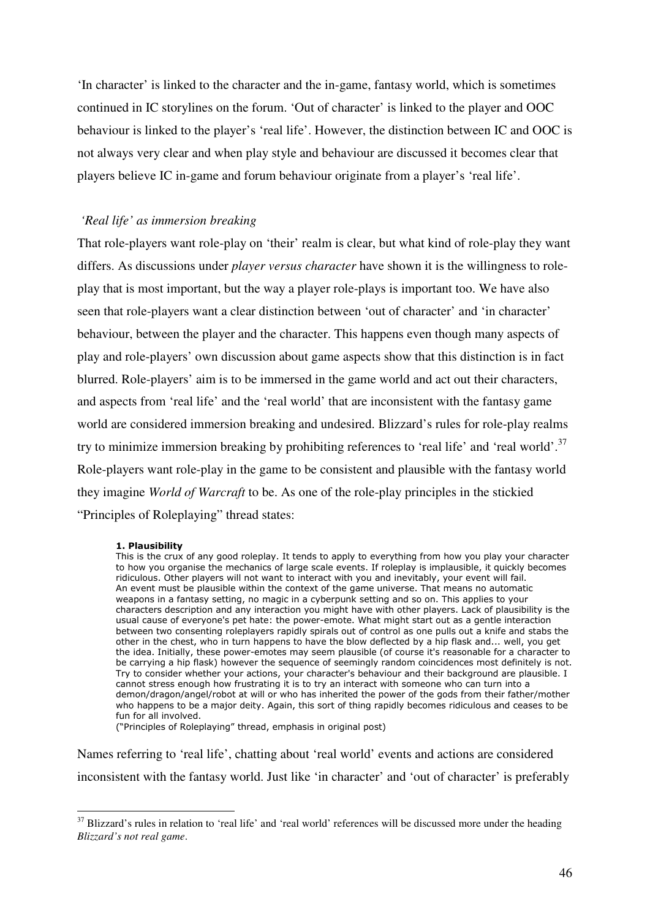'In character' is linked to the character and the in-game, fantasy world, which is sometimes continued in IC storylines on the forum. 'Out of character' is linked to the player and OOC behaviour is linked to the player's 'real life'. However, the distinction between IC and OOC is not always very clear and when play style and behaviour are discussed it becomes clear that players believe IC in-game and forum behaviour originate from a player's 'real life'.

### *'Real life' as immersion breaking*

That role-players want role-play on 'their' realm is clear, but what kind of role-play they want differs. As discussions under *player versus character* have shown it is the willingness to role-play that is most important, but the way a player role-plays is important too. We have also seen that role-players want a clear distinction between 'out of character' and 'in character' behaviour, between the player and the character. This happens even though many aspects of play and role-players' own discussion about game aspects show that this distinction is in fact blurred. Role-players' aim is to be immersed in the game world and act out their characters, and aspects from 'real life' and the 'real world' that are inconsistent with the fantasy game world are considered immersion breaking and undesired. Blizzard's rules for role-play realms try to minimize immersion breaking by prohibiting references to 'real life' and 'real world'.[37] Role-players want role-play in the game to be consistent and plausible with the fantasy world they imagine *World of Warcraft* to be. As one of the role-play principles in the stickied "Principles of Roleplaying" thread states:

> **1. Plausibility**
> This is the crux of any good roleplay. It tends to apply to everything from how you play your character to how you organise the mechanics of large scale events. If roleplay is implausible, it quickly becomes ridiculous. Other players will not want to interact with you and inevitably, your event will fail.
> An event must be plausible within the context of the game universe. That means no automatic weapons in a fantasy setting, no magic in a cyberpunk setting and so on. This applies to your characters description and any interaction you might have with other players. Lack of plausibility is the usual cause of everyone's pet hate: the power-emote. What might start out as a gentle interaction between two consenting roleplayers rapidly spirals out of control as one pulls out a knife and stabs the other in the chest, who in turn happens to have the blow deflected by a hip flask and... well, you get the idea. Initially, these power-emotes may seem plausible (of course it's reasonable for a character to be carrying a hip flask) however the sequence of seemingly random coincidences most definitely is not. Try to consider whether your actions, your character's behaviour and their background are plausible. I cannot stress enough how frustrating it is to try an interact with someone who can turn into a demon/dragon/angel/robot at will or who has inherited the power of the gods from their father/mother who happens to be a major deity. Again, this sort of thing rapidly becomes ridiculous and ceases to be fun for all involved.
> ("Principles of Roleplaying" thread, emphasis in original post)

Names referring to 'real life', chatting about 'real world' events and actions are considered inconsistent with the fantasy world. Just like 'in character' and 'out of character' is preferably

---

[37] Blizzard's rules in relation to 'real life' and 'real world' references will be discussed more under the heading *Blizzard's not real game*.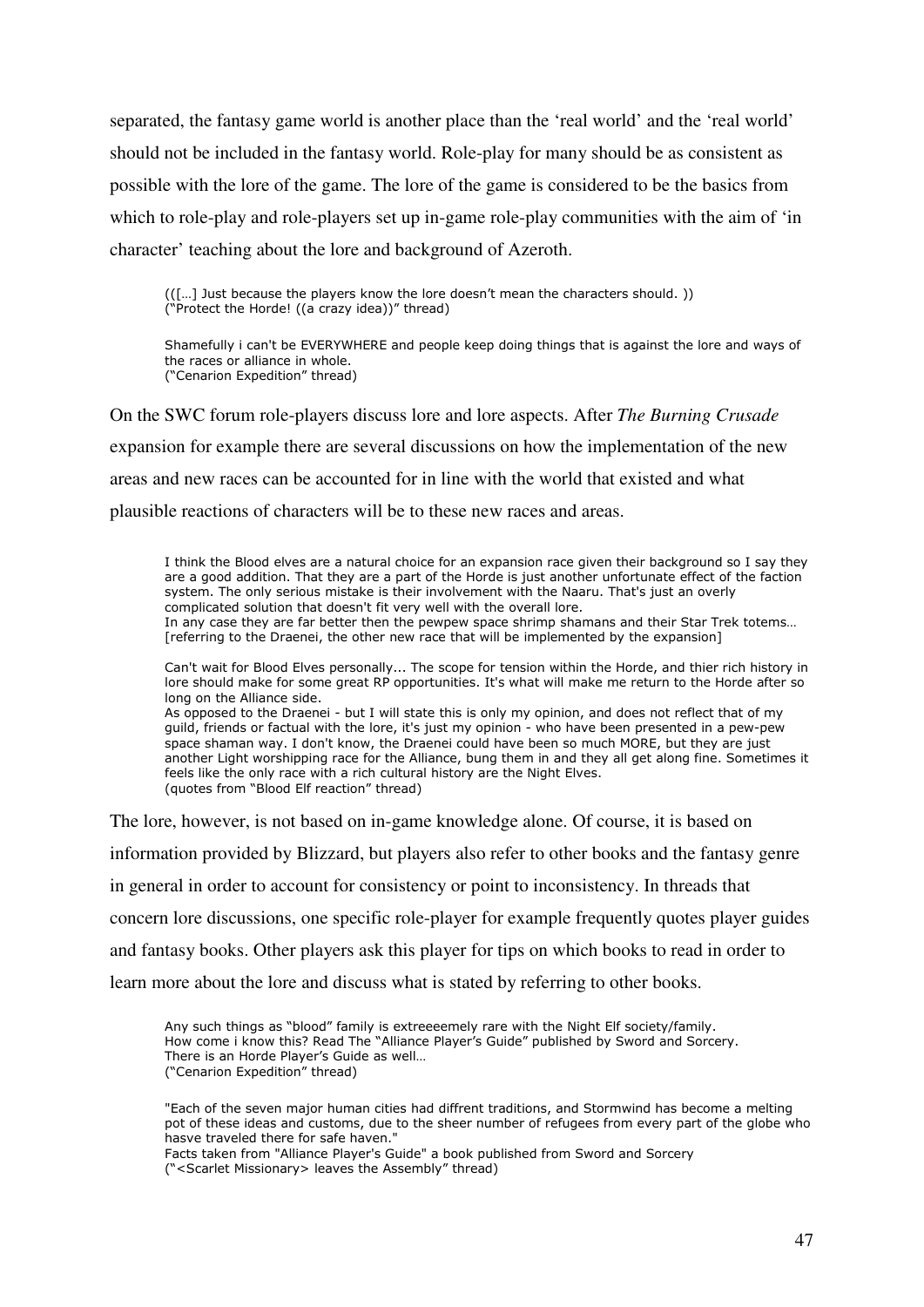separated, the fantasy game world is another place than the 'real world' and the 'real world' should not be included in the fantasy world. Role-play for many should be as consistent as possible with the lore of the game. The lore of the game is considered to be the basics from which to role-play and role-players set up in-game role-play communities with the aim of 'in character' teaching about the lore and background of Azeroth.

> (([…] Just because the players know the lore doesn't mean the characters should. ))
> ("Protect the Horde! ((a crazy idea))" thread)

> Shamefully i can't be EVERYWHERE and people keep doing things that is against the lore and ways of the races or alliance in whole.
> ("Cenarion Expedition" thread)

On the SWC forum role-players discuss lore and lore aspects. After *The Burning Crusade* expansion for example there are several discussions on how the implementation of the new areas and new races can be accounted for in line with the world that existed and what plausible reactions of characters will be to these new races and areas.

> I think the Blood elves are a natural choice for an expansion race given their background so I say they are a good addition. That they are a part of the Horde is just another unfortunate effect of the faction system. The only serious mistake is their involvement with the Naaru. That's just an overly complicated solution that doesn't fit very well with the overall lore.
> In any case they are far better then the pewpew space shrimp shamans and their Star Trek totems… [referring to the Draenei, the other new race that will be implemented by the expansion]

> Can't wait for Blood Elves personally... The scope for tension within the Horde, and thier rich history in lore should make for some great RP opportunities. It's what will make me return to the Horde after so long on the Alliance side.
> As opposed to the Draenei - but I will state this is only my opinion, and does not reflect that of my guild, friends or factual with the lore, it's just my opinion - who have been presented in a pew-pew space shaman way. I don't know, the Draenei could have been so much MORE, but they are just another Light worshipping race for the Alliance, bung them in and they all get along fine. Sometimes it feels like the only race with a rich cultural history are the Night Elves.
> (quotes from "Blood Elf reaction" thread)

The lore, however, is not based on in-game knowledge alone. Of course, it is based on information provided by Blizzard, but players also refer to other books and the fantasy genre in general in order to account for consistency or point to inconsistency. In threads that concern lore discussions, one specific role-player for example frequently quotes player guides and fantasy books. Other players ask this player for tips on which books to read in order to learn more about the lore and discuss what is stated by referring to other books.

> Any such things as "blood" family is extreeeemely rare with the Night Elf society/family.
> How come i know this? Read The "Alliance Player's Guide" published by Sword and Sorcery.
> There is an Horde Player's Guide as well…
> ("Cenarion Expedition" thread)

> "Each of the seven major human cities had diffrent traditions, and Stormwind has become a melting pot of these ideas and customs, due to the sheer number of refugees from every part of the globe who hasve traveled there for safe haven."
> Facts taken from "Alliance Player's Guide" a book published from Sword and Sorcery
> ("<Scarlet Missionary> leaves the Assembly" thread)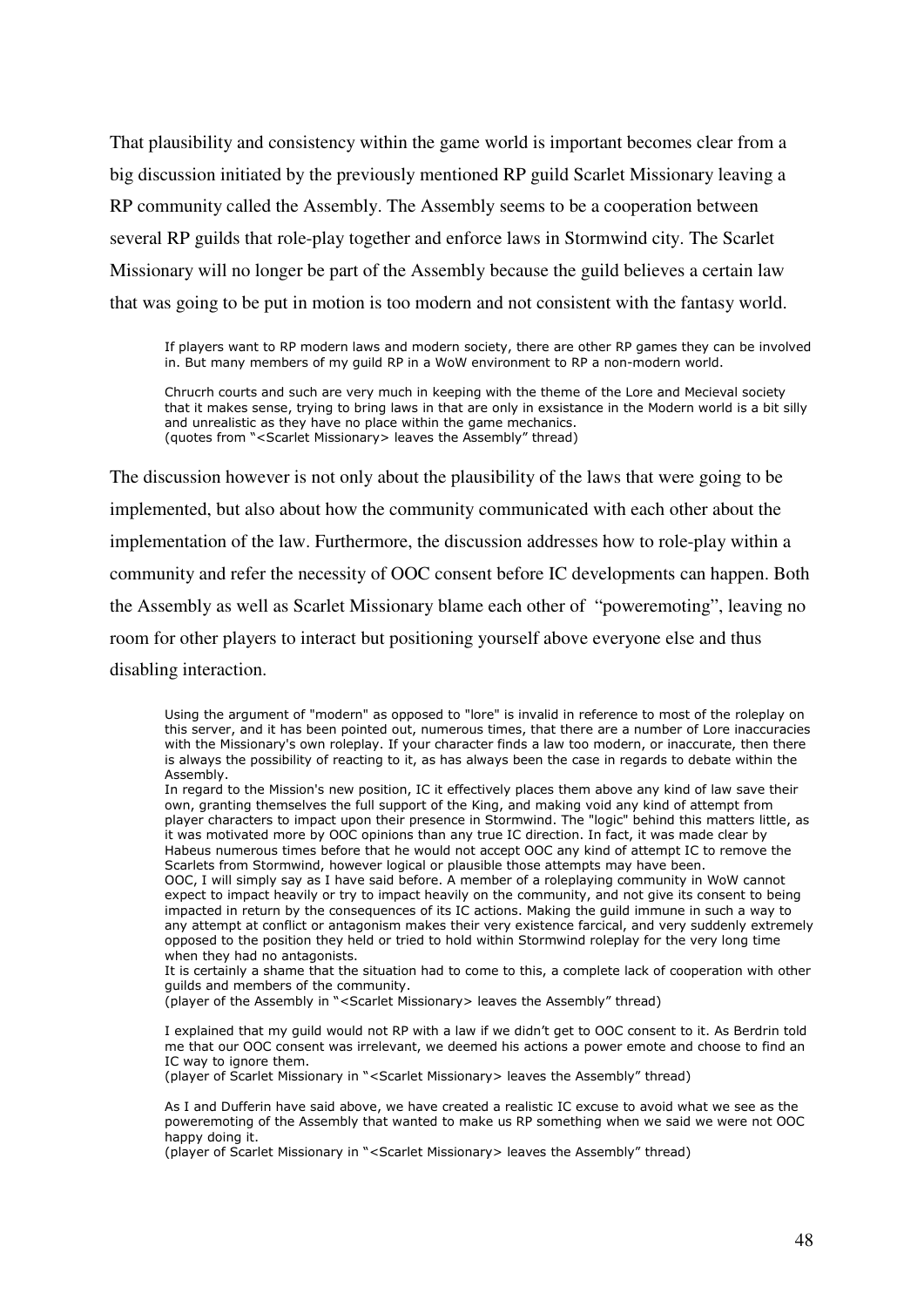That plausibility and consistency within the game world is important becomes clear from a big discussion initiated by the previously mentioned RP guild Scarlet Missionary leaving a RP community called the Assembly. The Assembly seems to be a cooperation between several RP guilds that role-play together and enforce laws in Stormwind city. The Scarlet Missionary will no longer be part of the Assembly because the guild believes a certain law that was going to be put in motion is too modern and not consistent with the fantasy world.

> If players want to RP modern laws and modern society, there are other RP games they can be involved in. But many members of my guild RP in a WoW environment to RP a non-modern world.
>
> Chrucrh courts and such are very much in keeping with the theme of the Lore and Mecieval society that it makes sense, trying to bring laws in that are only in exsistance in the Modern world is a bit silly and unrealistic as they have no place within the game mechanics.
> (quotes from "<Scarlet Missionary> leaves the Assembly" thread)

The discussion however is not only about the plausibility of the laws that were going to be implemented, but also about how the community communicated with each other about the implementation of the law. Furthermore, the discussion addresses how to role-play within a community and refer the necessity of OOC consent before IC developments can happen. Both the Assembly as well as Scarlet Missionary blame each other of "poweremoting", leaving no room for other players to interact but positioning yourself above everyone else and thus disabling interaction.

> Using the argument of "modern" as opposed to "lore" is invalid in reference to most of the roleplay on this server, and it has been pointed out, numerous times, that there are a number of Lore inaccuracies with the Missionary's own roleplay. If your character finds a law too modern, or inaccurate, then there is always the possibility of reacting to it, as has always been the case in regards to debate within the Assembly.
> In regard to the Mission's new position, IC it effectively places them above any kind of law save their own, granting themselves the full support of the King, and making void any kind of attempt from player characters to impact upon their presence in Stormwind. The "logic" behind this matters little, as it was motivated more by OOC opinions than any true IC direction. In fact, it was made clear by Habeus numerous times before that he would not accept OOC any kind of attempt IC to remove the Scarlets from Stormwind, however logical or plausible those attempts may have been.
> OOC, I will simply say as I have said before. A member of a roleplaying community in WoW cannot expect to impact heavily or try to impact heavily on the community, and not give its consent to being impacted in return by the consequences of its IC actions. Making the guild immune in such a way to any attempt at conflict or antagonism makes their very existence farcical, and very suddenly extremely opposed to the position they held or tried to hold within Stormwind roleplay for the very long time when they had no antagonists.
> It is certainly a shame that the situation had to come to this, a complete lack of cooperation with other guilds and members of the community.
> (player of the Assembly in "<Scarlet Missionary> leaves the Assembly" thread)

> I explained that my guild would not RP with a law if we didn't get to OOC consent to it. As Berdrin told me that our OOC consent was irrelevant, we deemed his actions a power emote and choose to find an IC way to ignore them.
> (player of Scarlet Missionary in "<Scarlet Missionary> leaves the Assembly" thread)

> As I and Dufferin have said above, we have created a realistic IC excuse to avoid what we see as the poweremoting of the Assembly that wanted to make us RP something when we said we were not OOC happy doing it.
> (player of Scarlet Missionary in "<Scarlet Missionary> leaves the Assembly" thread)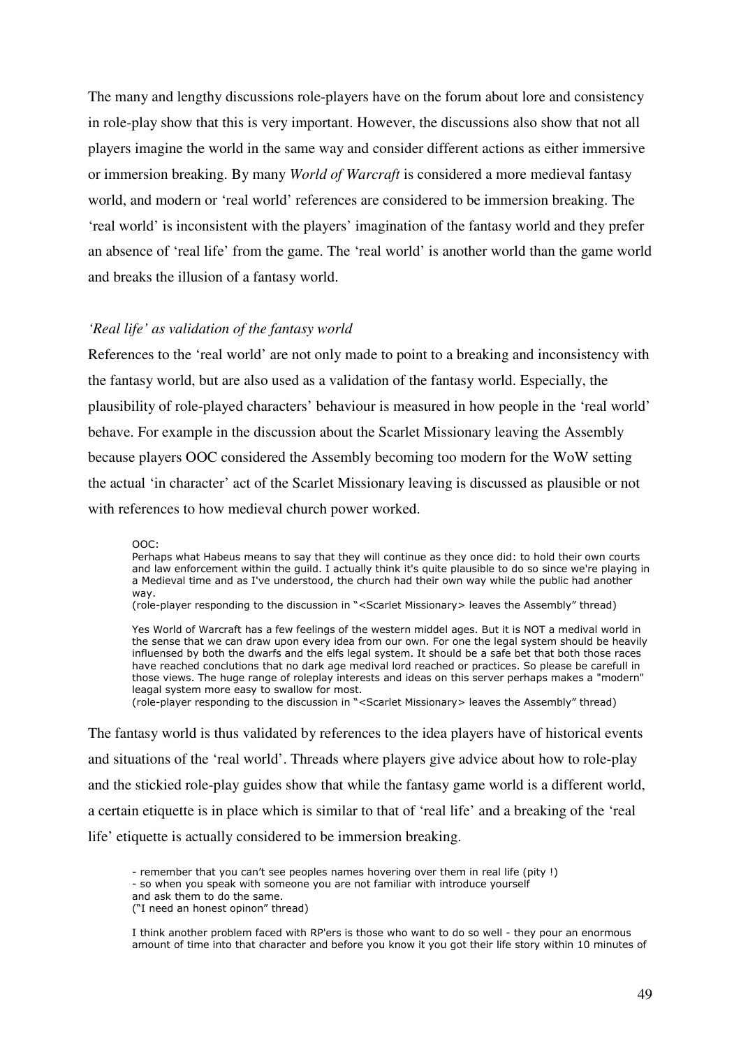The many and lengthy discussions role-players have on the forum about lore and consistency in role-play show that this is very important. However, the discussions also show that not all players imagine the world in the same way and consider different actions as either immersive or immersion breaking. By many *World of Warcraft* is considered a more medieval fantasy world, and modern or 'real world' references are considered to be immersion breaking. The 'real world' is inconsistent with the players' imagination of the fantasy world and they prefer an absence of 'real life' from the game. The 'real world' is another world than the game world and breaks the illusion of a fantasy world.

### *'Real life' as validation of the fantasy world*

References to the 'real world' are not only made to point to a breaking and inconsistency with the fantasy world, but are also used as a validation of the fantasy world. Especially, the plausibility of role-played characters' behaviour is measured in how people in the 'real world' behave. For example in the discussion about the Scarlet Missionary leaving the Assembly because players OOC considered the Assembly becoming too modern for the WoW setting the actual 'in character' act of the Scarlet Missionary leaving is discussed as plausible or not with references to how medieval church power worked.

> OOC:
> Perhaps what Habeus means to say that they will continue as they once did: to hold their own courts and law enforcement within the guild. I actually think it's quite plausible to do so since we're playing in a Medieval time and as I've understood, the church had their own way while the public had another way.
> (role-player responding to the discussion in "<Scarlet Missionary> leaves the Assembly" thread)

> Yes World of Warcraft has a few feelings of the western middel ages. But it is NOT a medival world in the sense that we can draw upon every idea from our own. For one the legal system should be heavily influensed by both the dwarfs and the elfs legal system. It should be a safe bet that both those races have reached conclutions that no dark age medival lord reached or practices. So please be carefull in those views. The huge range of roleplay interests and ideas on this server perhaps makes a "modern" leagal system more easy to swallow for most.
> (role-player responding to the discussion in "<Scarlet Missionary> leaves the Assembly" thread)

The fantasy world is thus validated by references to the idea players have of historical events and situations of the 'real world'. Threads where players give advice about how to role-play and the stickied role-play guides show that while the fantasy game world is a different world, a certain etiquette is in place which is similar to that of 'real life' and a breaking of the 'real life' etiquette is actually considered to be immersion breaking.

> - remember that you can't see peoples names hovering over them in real life (pity !)
> - so when you speak with someone you are not familiar with introduce yourself
> and ask them to do the same.
> ("I need an honest opinon" thread)

> I think another problem faced with RP'ers is those who want to do so well - they pour an enormous amount of time into that character and before you know it you got their life story within 10 minutes of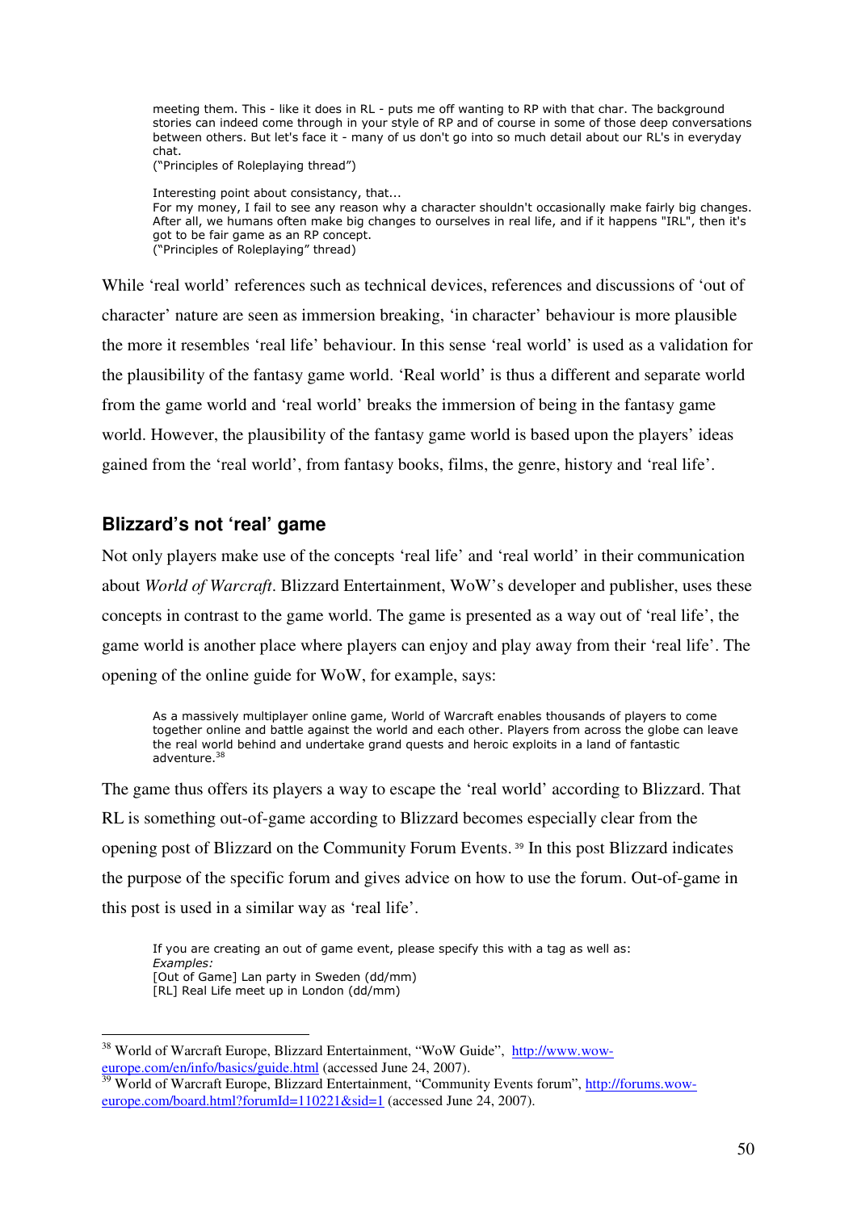> meeting them. This - like it does in RL - puts me off wanting to RP with that char. The background stories can indeed come through in your style of RP and of course in some of those deep conversations between others. But let's face it - many of us don't go into so much detail about our RL's in everyday chat.
> ("Principles of Roleplaying thread")

> Interesting point about consistancy, that...
> For my money, I fail to see any reason why a character shouldn't occasionally make fairly big changes. After all, we humans often make big changes to ourselves in real life, and if it happens "IRL", then it's got to be fair game as an RP concept.
> ("Principles of Roleplaying" thread)

While 'real world' references such as technical devices, references and discussions of 'out of character' nature are seen as immersion breaking, 'in character' behaviour is more plausible the more it resembles 'real life' behaviour. In this sense 'real world' is used as a validation for the plausibility of the fantasy game world. 'Real world' is thus a different and separate world from the game world and 'real world' breaks the immersion of being in the fantasy game world. However, the plausibility of the fantasy game world is based upon the players' ideas gained from the 'real world', from fantasy books, films, the genre, history and 'real life'.

## Blizzard's not 'real' game

Not only players make use of the concepts 'real life' and 'real world' in their communication about *World of Warcraft*. Blizzard Entertainment, WoW's developer and publisher, uses these concepts in contrast to the game world. The game is presented as a way out of 'real life', the game world is another place where players can enjoy and play away from their 'real life'. The opening of the online guide for WoW, for example, says:

> As a massively multiplayer online game, World of Warcraft enables thousands of players to come together online and battle against the world and each other. Players from across the globe can leave the real world behind and undertake grand quests and heroic exploits in a land of fantastic adventure.[38]

The game thus offers its players a way to escape the 'real world' according to Blizzard. That RL is something out-of-game according to Blizzard becomes especially clear from the opening post of Blizzard on the Community Forum Events.[39] In this post Blizzard indicates the purpose of the specific forum and gives advice on how to use the forum. Out-of-game in this post is used in a similar way as 'real life'.

> If you are creating an out of game event, please specify this with a tag as well as:
> *Examples:*
> [Out of Game] Lan party in Sweden (dd/mm)
> [RL] Real Life meet up in London (dd/mm)

---

[38] World of Warcraft Europe, Blizzard Entertainment, "WoW Guide", http://www.wow-europe.com/en/info/basics/guide.html (accessed June 24, 2007).

[39] World of Warcraft Europe, Blizzard Entertainment, "Community Events forum", http://forums.wow-europe.com/board.html?forumId=110221&sid=1 (accessed June 24, 2007).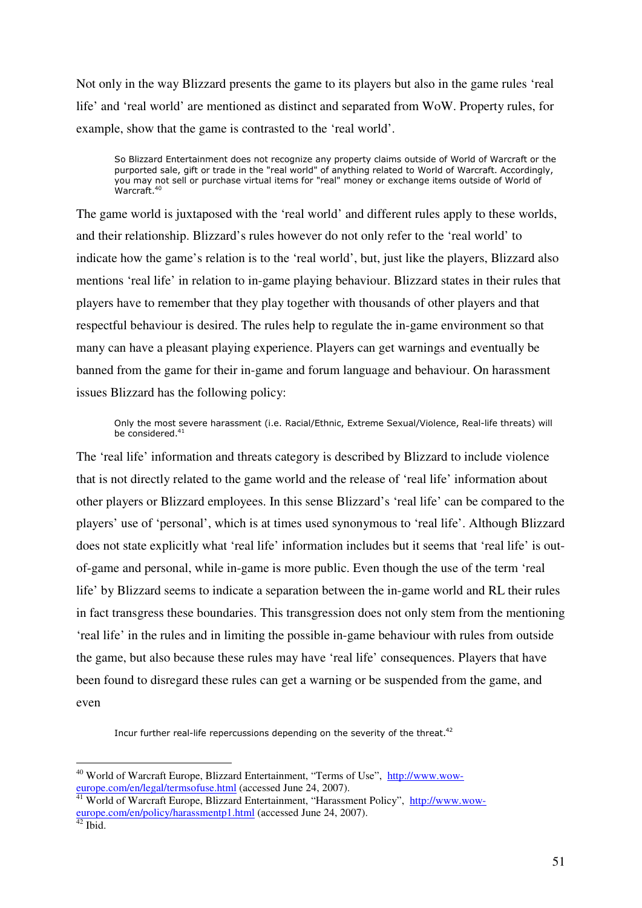Not only in the way Blizzard presents the game to its players but also in the game rules 'real life' and 'real world' are mentioned as distinct and separated from WoW. Property rules, for example, show that the game is contrasted to the 'real world'.

> So Blizzard Entertainment does not recognize any property claims outside of World of Warcraft or the purported sale, gift or trade in the "real world" of anything related to World of Warcraft. Accordingly, you may not sell or purchase virtual items for "real" money or exchange items outside of World of Warcraft.[40]

The game world is juxtaposed with the 'real world' and different rules apply to these worlds, and their relationship. Blizzard's rules however do not only refer to the 'real world' to indicate how the game's relation is to the 'real world', but, just like the players, Blizzard also mentions 'real life' in relation to in-game playing behaviour. Blizzard states in their rules that players have to remember that they play together with thousands of other players and that respectful behaviour is desired. The rules help to regulate the in-game environment so that many can have a pleasant playing experience. Players can get warnings and eventually be banned from the game for their in-game and forum language and behaviour. On harassment issues Blizzard has the following policy:

> Only the most severe harassment (i.e. Racial/Ethnic, Extreme Sexual/Violence, Real-life threats) will be considered.[41]

The 'real life' information and threats category is described by Blizzard to include violence that is not directly related to the game world and the release of 'real life' information about other players or Blizzard employees. In this sense Blizzard's 'real life' can be compared to the players' use of 'personal', which is at times used synonymous to 'real life'. Although Blizzard does not state explicitly what 'real life' information includes but it seems that 'real life' is out-of-game and personal, while in-game is more public. Even though the use of the term 'real life' by Blizzard seems to indicate a separation between the in-game world and RL their rules in fact transgress these boundaries. This transgression does not only stem from the mentioning 'real life' in the rules and in limiting the possible in-game behaviour with rules from outside the game, but also because these rules may have 'real life' consequences. Players that have been found to disregard these rules can get a warning or be suspended from the game, and even

> Incur further real-life repercussions depending on the severity of the threat.[42]

---

[40] World of Warcraft Europe, Blizzard Entertainment, "Terms of Use", http://www.wow-europe.com/en/legal/termsofuse.html (accessed June 24, 2007).

[41] World of Warcraft Europe, Blizzard Entertainment, "Harassment Policy", http://www.wow-europe.com/en/policy/harassmentp1.html (accessed June 24, 2007).

[42] Ibid.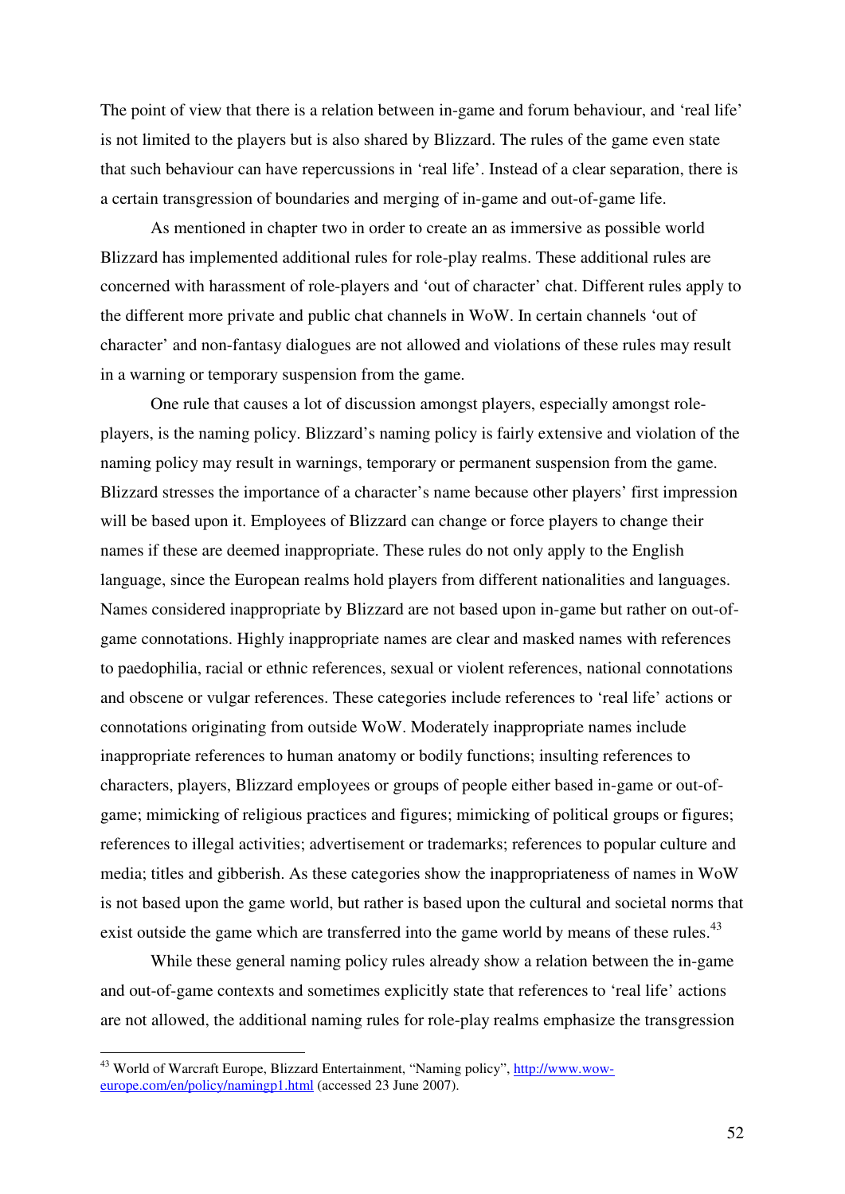The point of view that there is a relation between in-game and forum behaviour, and ‘real life’ is not limited to the players but is also shared by Blizzard. The rules of the game even state that such behaviour can have repercussions in ‘real life’. Instead of a clear separation, there is a certain transgression of boundaries and merging of in-game and out-of-game life.

As mentioned in chapter two in order to create an as immersive as possible world Blizzard has implemented additional rules for role-play realms. These additional rules are concerned with harassment of role-players and ‘out of character’ chat. Different rules apply to the different more private and public chat channels in WoW. In certain channels ‘out of character’ and non-fantasy dialogues are not allowed and violations of these rules may result in a warning or temporary suspension from the game.

One rule that causes a lot of discussion amongst players, especially amongst role-players, is the naming policy. Blizzard’s naming policy is fairly extensive and violation of the naming policy may result in warnings, temporary or permanent suspension from the game. Blizzard stresses the importance of a character’s name because other players’ first impression will be based upon it. Employees of Blizzard can change or force players to change their names if these are deemed inappropriate. These rules do not only apply to the English language, since the European realms hold players from different nationalities and languages. Names considered inappropriate by Blizzard are not based upon in-game but rather on out-of-game connotations. Highly inappropriate names are clear and masked names with references to paedophilia, racial or ethnic references, sexual or violent references, national connotations and obscene or vulgar references. These categories include references to ‘real life’ actions or connotations originating from outside WoW. Moderately inappropriate names include inappropriate references to human anatomy or bodily functions; insulting references to characters, players, Blizzard employees or groups of people either based in-game or out-of-game; mimicking of religious practices and figures; mimicking of political groups or figures; references to illegal activities; advertisement or trademarks; references to popular culture and media; titles and gibberish. As these categories show the inappropriateness of names in WoW is not based upon the game world, but rather is based upon the cultural and societal norms that exist outside the game which are transferred into the game world by means of these rules.[43]

While these general naming policy rules already show a relation between the in-game and out-of-game contexts and sometimes explicitly state that references to ‘real life’ actions are not allowed, the additional naming rules for role-play realms emphasize the transgression

---

[43] World of Warcraft Europe, Blizzard Entertainment, “Naming policy”, http://www.wow-europe.com/en/policy/namingp1.html (accessed 23 June 2007).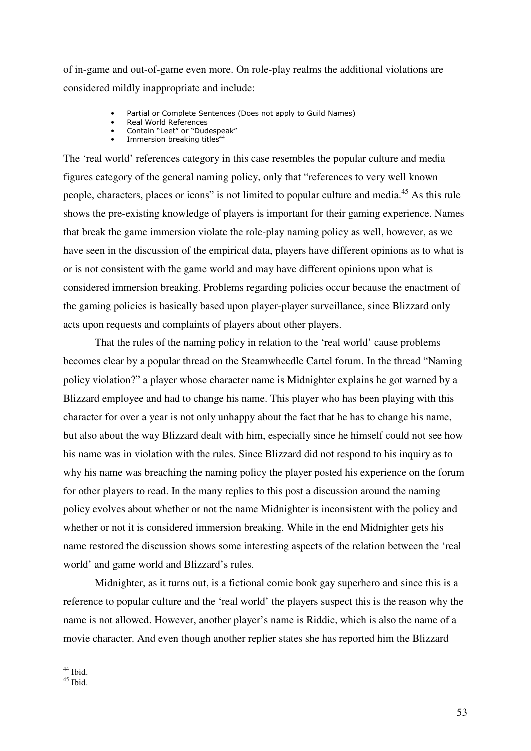of in-game and out-of-game even more. On role-play realms the additional violations are considered mildly inappropriate and include:

- Partial or Complete Sentences (Does not apply to Guild Names)
- Real World References
- Contain "Leet" or "Dudespeak"
- Immersion breaking titles[44]

The 'real world' references category in this case resembles the popular culture and media figures category of the general naming policy, only that "references to very well known people, characters, places or icons" is not limited to popular culture and media.[45] As this rule shows the pre-existing knowledge of players is important for their gaming experience. Names that break the game immersion violate the role-play naming policy as well, however, as we have seen in the discussion of the empirical data, players have different opinions as to what is or is not consistent with the game world and may have different opinions upon what is considered immersion breaking. Problems regarding policies occur because the enactment of the gaming policies is basically based upon player-player surveillance, since Blizzard only acts upon requests and complaints of players about other players.

That the rules of the naming policy in relation to the 'real world' cause problems becomes clear by a popular thread on the Steamwheedle Cartel forum. In the thread "Naming policy violation?" a player whose character name is Midnighter explains he got warned by a Blizzard employee and had to change his name. This player who has been playing with this character for over a year is not only unhappy about the fact that he has to change his name, but also about the way Blizzard dealt with him, especially since he himself could not see how his name was in violation with the rules. Since Blizzard did not respond to his inquiry as to why his name was breaching the naming policy the player posted his experience on the forum for other players to read. In the many replies to this post a discussion around the naming policy evolves about whether or not the name Midnighter is inconsistent with the policy and whether or not it is considered immersion breaking. While in the end Midnighter gets his name restored the discussion shows some interesting aspects of the relation between the 'real world' and game world and Blizzard's rules.

Midnighter, as it turns out, is a fictional comic book gay superhero and since this is a reference to popular culture and the 'real world' the players suspect this is the reason why the name is not allowed. However, another player's name is Riddic, which is also the name of a movie character. And even though another replier states she has reported him the Blizzard

---

[44] Ibid.

[45] Ibid.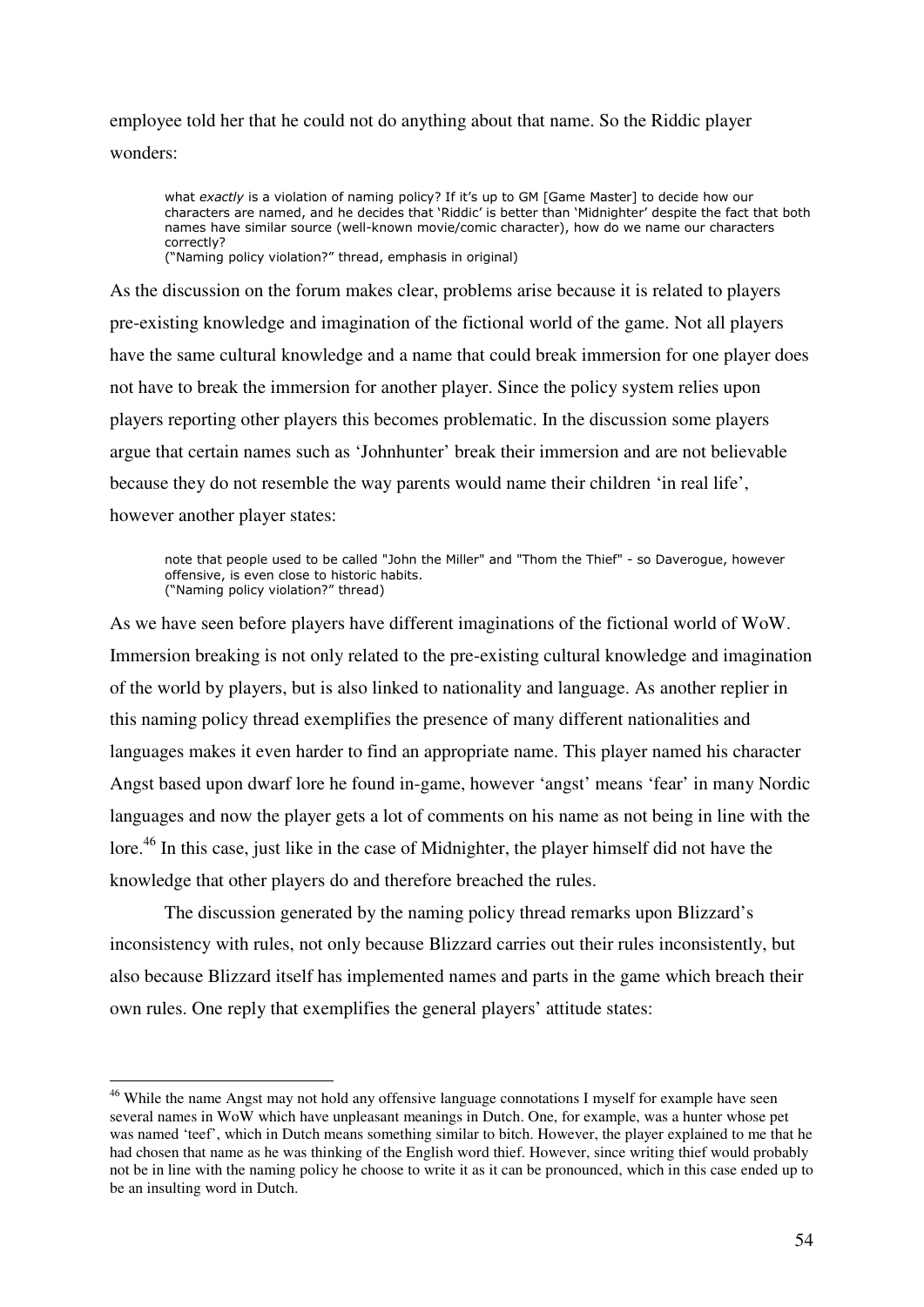employee told her that he could not do anything about that name. So the Riddic player wonders:

> what *exactly* is a violation of naming policy? If it's up to GM [Game Master] to decide how our characters are named, and he decides that 'Riddic' is better than 'Midnighter' despite the fact that both names have similar source (well-known movie/comic character), how do we name our characters correctly?
> ("Naming policy violation?" thread, emphasis in original)

As the discussion on the forum makes clear, problems arise because it is related to players pre-existing knowledge and imagination of the fictional world of the game. Not all players have the same cultural knowledge and a name that could break immersion for one player does not have to break the immersion for another player. Since the policy system relies upon players reporting other players this becomes problematic. In the discussion some players argue that certain names such as 'Johnhunter' break their immersion and are not believable because they do not resemble the way parents would name their children 'in real life', however another player states:

> note that people used to be called "John the Miller" and "Thom the Thief" - so Daverogue, however offensive, is even close to historic habits.
> ("Naming policy violation?" thread)

As we have seen before players have different imaginations of the fictional world of WoW. Immersion breaking is not only related to the pre-existing cultural knowledge and imagination of the world by players, but is also linked to nationality and language. As another replier in this naming policy thread exemplifies the presence of many different nationalities and languages makes it even harder to find an appropriate name. This player named his character Angst based upon dwarf lore he found in-game, however 'angst' means 'fear' in many Nordic languages and now the player gets a lot of comments on his name as not being in line with the lore.[46] In this case, just like in the case of Midnighter, the player himself did not have the knowledge that other players do and therefore breached the rules.

The discussion generated by the naming policy thread remarks upon Blizzard's inconsistency with rules, not only because Blizzard carries out their rules inconsistently, but also because Blizzard itself has implemented names and parts in the game which breach their own rules. One reply that exemplifies the general players' attitude states:

---

[46] While the name Angst may not hold any offensive language connotations I myself for example have seen several names in WoW which have unpleasant meanings in Dutch. One, for example, was a hunter whose pet was named 'teef', which in Dutch means something similar to bitch. However, the player explained to me that he had chosen that name as he was thinking of the English word thief. However, since writing thief would probably not be in line with the naming policy he choose to write it as it can be pronounced, which in this case ended up to be an insulting word in Dutch.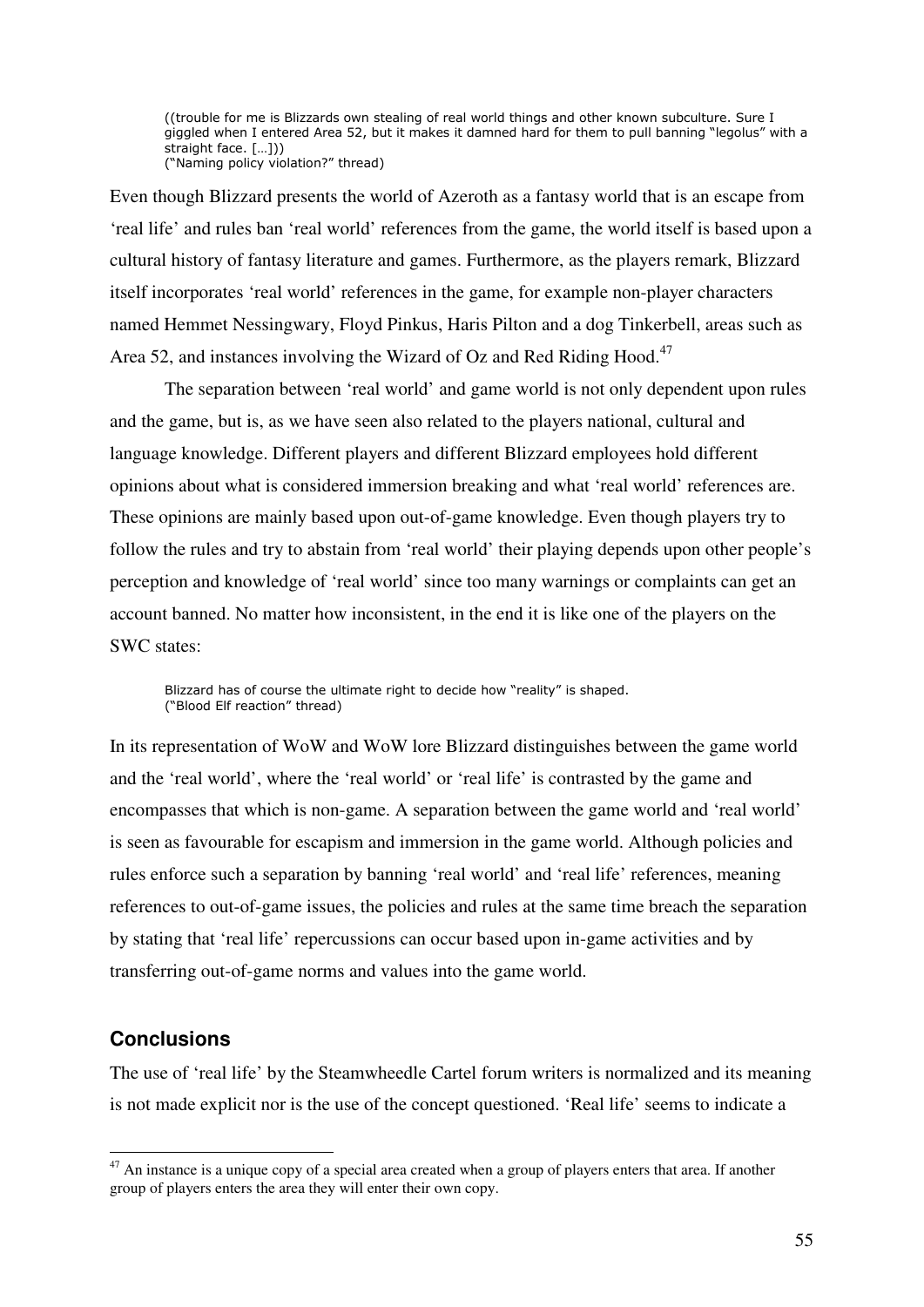> ((trouble for me is Blizzards own stealing of real world things and other known subculture. Sure I giggled when I entered Area 52, but it makes it damned hard for them to pull banning "legolus" with a straight face. […]))
> ("Naming policy violation?" thread)

Even though Blizzard presents the world of Azeroth as a fantasy world that is an escape from 'real life' and rules ban 'real world' references from the game, the world itself is based upon a cultural history of fantasy literature and games. Furthermore, as the players remark, Blizzard itself incorporates 'real world' references in the game, for example non-player characters named Hemmet Nessingwary, Floyd Pinkus, Haris Pilton and a dog Tinkerbell, areas such as Area 52, and instances involving the Wizard of Oz and Red Riding Hood.[47]

The separation between 'real world' and game world is not only dependent upon rules and the game, but is, as we have seen also related to the players national, cultural and language knowledge. Different players and different Blizzard employees hold different opinions about what is considered immersion breaking and what 'real world' references are. These opinions are mainly based upon out-of-game knowledge. Even though players try to follow the rules and try to abstain from 'real world' their playing depends upon other people's perception and knowledge of 'real world' since too many warnings or complaints can get an account banned. No matter how inconsistent, in the end it is like one of the players on the SWC states:

> Blizzard has of course the ultimate right to decide how "reality" is shaped.
> ("Blood Elf reaction" thread)

In its representation of WoW and WoW lore Blizzard distinguishes between the game world and the 'real world', where the 'real world' or 'real life' is contrasted by the game and encompasses that which is non-game. A separation between the game world and 'real world' is seen as favourable for escapism and immersion in the game world. Although policies and rules enforce such a separation by banning 'real world' and 'real life' references, meaning references to out-of-game issues, the policies and rules at the same time breach the separation by stating that 'real life' repercussions can occur based upon in-game activities and by transferring out-of-game norms and values into the game world.

## Conclusions

The use of 'real life' by the Steamwheedle Cartel forum writers is normalized and its meaning is not made explicit nor is the use of the concept questioned. 'Real life' seems to indicate a

---

[47] An instance is a unique copy of a special area created when a group of players enters that area. If another group of players enters the area they will enter their own copy.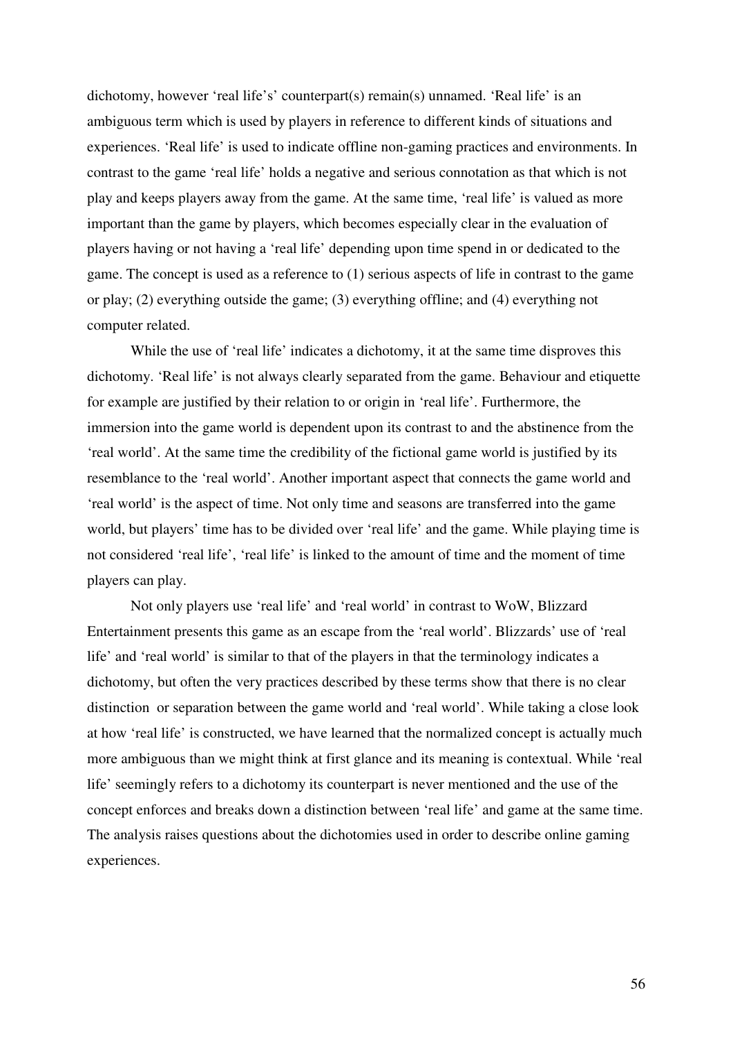dichotomy, however 'real life's' counterpart(s) remain(s) unnamed. 'Real life' is an ambiguous term which is used by players in reference to different kinds of situations and experiences. 'Real life' is used to indicate offline non-gaming practices and environments. In contrast to the game 'real life' holds a negative and serious connotation as that which is not play and keeps players away from the game. At the same time, 'real life' is valued as more important than the game by players, which becomes especially clear in the evaluation of players having or not having a 'real life' depending upon time spend in or dedicated to the game. The concept is used as a reference to (1) serious aspects of life in contrast to the game or play; (2) everything outside the game; (3) everything offline; and (4) everything not computer related.

While the use of 'real life' indicates a dichotomy, it at the same time disproves this dichotomy. 'Real life' is not always clearly separated from the game. Behaviour and etiquette for example are justified by their relation to or origin in 'real life'. Furthermore, the immersion into the game world is dependent upon its contrast to and the abstinence from the 'real world'. At the same time the credibility of the fictional game world is justified by its resemblance to the 'real world'. Another important aspect that connects the game world and 'real world' is the aspect of time. Not only time and seasons are transferred into the game world, but players' time has to be divided over 'real life' and the game. While playing time is not considered 'real life', 'real life' is linked to the amount of time and the moment of time players can play.

Not only players use 'real life' and 'real world' in contrast to WoW, Blizzard Entertainment presents this game as an escape from the 'real world'. Blizzards' use of 'real life' and 'real world' is similar to that of the players in that the terminology indicates a dichotomy, but often the very practices described by these terms show that there is no clear distinction or separation between the game world and 'real world'. While taking a close look at how 'real life' is constructed, we have learned that the normalized concept is actually much more ambiguous than we might think at first glance and its meaning is contextual. While 'real life' seemingly refers to a dichotomy its counterpart is never mentioned and the use of the concept enforces and breaks down a distinction between 'real life' and game at the same time. The analysis raises questions about the dichotomies used in order to describe online gaming experiences.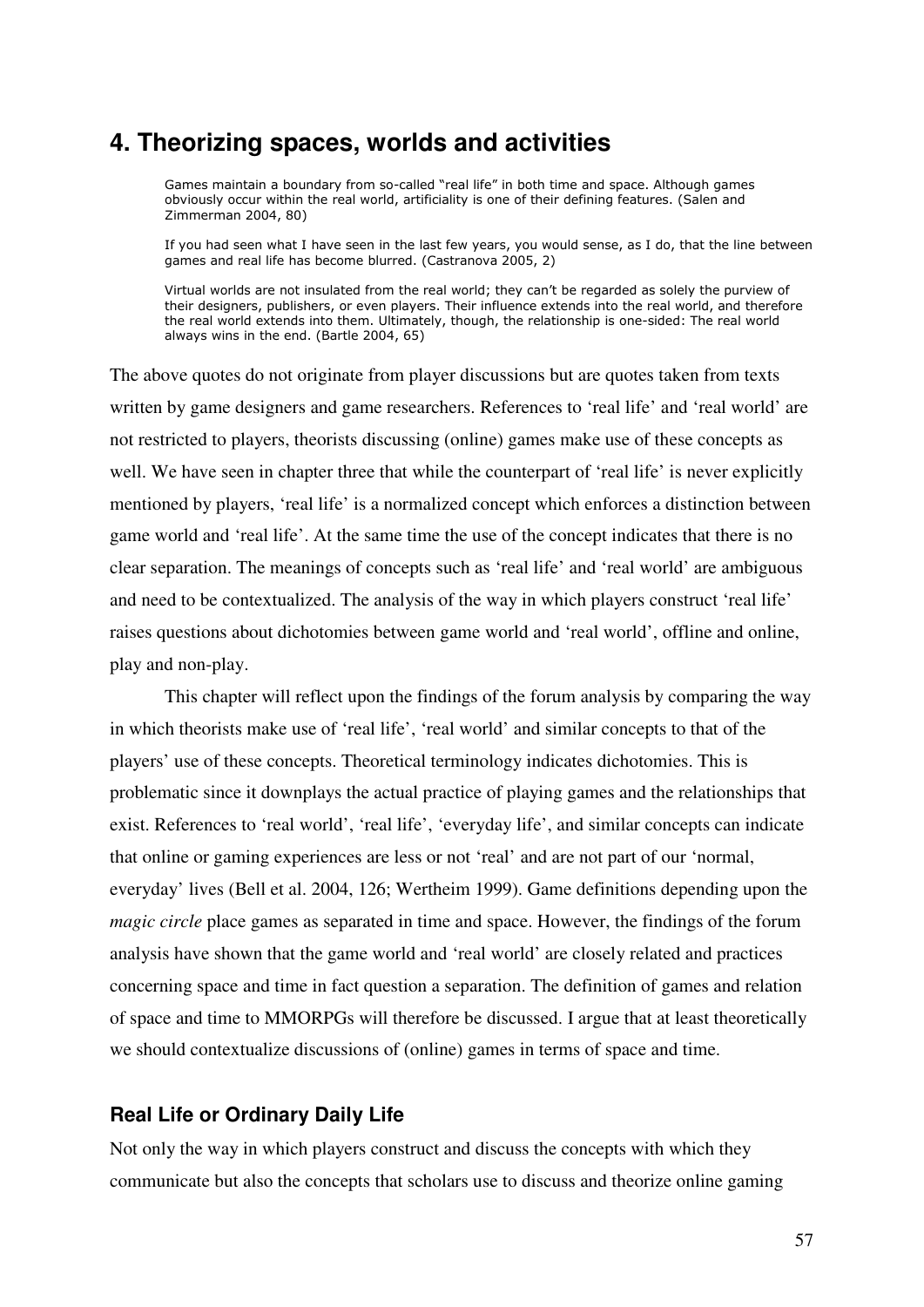## 4. Theorizing spaces, worlds and activities

> Games maintain a boundary from so-called "real life" in both time and space. Although games obviously occur within the real world, artificiality is one of their defining features. (Salen and Zimmerman 2004, 80)

> If you had seen what I have seen in the last few years, you would sense, as I do, that the line between games and real life has become blurred. (Castranova 2005, 2)

> Virtual worlds are not insulated from the real world; they can't be regarded as solely the purview of their designers, publishers, or even players. Their influence extends into the real world, and therefore the real world extends into them. Ultimately, though, the relationship is one-sided: The real world always wins in the end. (Bartle 2004, 65)

The above quotes do not originate from player discussions but are quotes taken from texts written by game designers and game researchers. References to 'real life' and 'real world' are not restricted to players, theorists discussing (online) games make use of these concepts as well. We have seen in chapter three that while the counterpart of 'real life' is never explicitly mentioned by players, 'real life' is a normalized concept which enforces a distinction between game world and 'real life'. At the same time the use of the concept indicates that there is no clear separation. The meanings of concepts such as 'real life' and 'real world' are ambiguous and need to be contextualized. The analysis of the way in which players construct 'real life' raises questions about dichotomies between game world and 'real world', offline and online, play and non-play.

This chapter will reflect upon the findings of the forum analysis by comparing the way in which theorists make use of 'real life', 'real world' and similar concepts to that of the players' use of these concepts. Theoretical terminology indicates dichotomies. This is problematic since it downplays the actual practice of playing games and the relationships that exist. References to 'real world', 'real life', 'everyday life', and similar concepts can indicate that online or gaming experiences are less or not 'real' and are not part of our 'normal, everyday' lives (Bell et al. 2004, 126; Wertheim 1999). Game definitions depending upon the *magic circle* place games as separated in time and space. However, the findings of the forum analysis have shown that the game world and 'real world' are closely related and practices concerning space and time in fact question a separation. The definition of games and relation of space and time to MMORPGs will therefore be discussed. I argue that at least theoretically we should contextualize discussions of (online) games in terms of space and time.

### Real Life or Ordinary Daily Life

Not only the way in which players construct and discuss the concepts with which they communicate but also the concepts that scholars use to discuss and theorize online gaming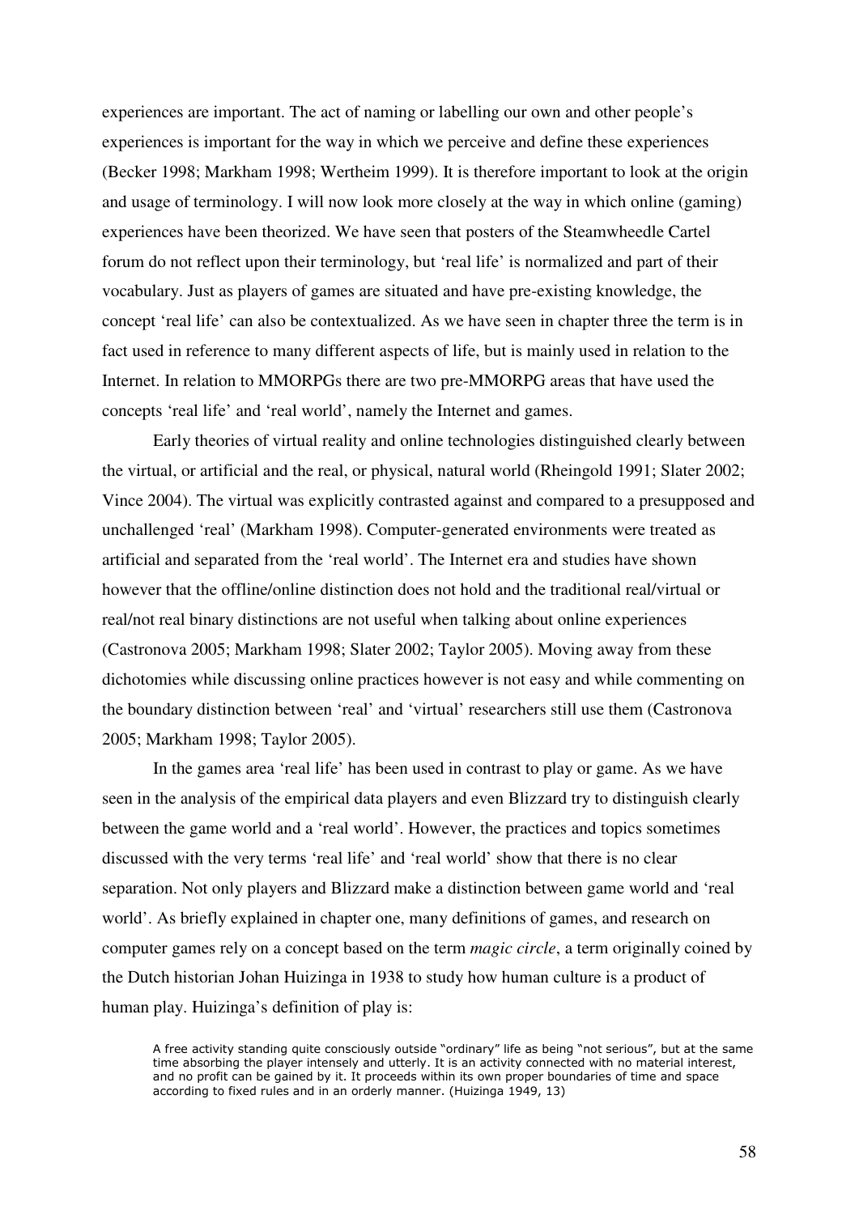experiences are important. The act of naming or labelling our own and other people's experiences is important for the way in which we perceive and define these experiences (Becker 1998; Markham 1998; Wertheim 1999). It is therefore important to look at the origin and usage of terminology. I will now look more closely at the way in which online (gaming) experiences have been theorized. We have seen that posters of the Steamwheedle Cartel forum do not reflect upon their terminology, but 'real life' is normalized and part of their vocabulary. Just as players of games are situated and have pre-existing knowledge, the concept 'real life' can also be contextualized. As we have seen in chapter three the term is in fact used in reference to many different aspects of life, but is mainly used in relation to the Internet. In relation to MMORPGs there are two pre-MMORPG areas that have used the concepts 'real life' and 'real world', namely the Internet and games.

Early theories of virtual reality and online technologies distinguished clearly between the virtual, or artificial and the real, or physical, natural world (Rheingold 1991; Slater 2002; Vince 2004). The virtual was explicitly contrasted against and compared to a presupposed and unchallenged 'real' (Markham 1998). Computer-generated environments were treated as artificial and separated from the 'real world'. The Internet era and studies have shown however that the offline/online distinction does not hold and the traditional real/virtual or real/not real binary distinctions are not useful when talking about online experiences (Castronova 2005; Markham 1998; Slater 2002; Taylor 2005). Moving away from these dichotomies while discussing online practices however is not easy and while commenting on the boundary distinction between 'real' and 'virtual' researchers still use them (Castronova 2005; Markham 1998; Taylor 2005).

In the games area 'real life' has been used in contrast to play or game. As we have seen in the analysis of the empirical data players and even Blizzard try to distinguish clearly between the game world and a 'real world'. However, the practices and topics sometimes discussed with the very terms 'real life' and 'real world' show that there is no clear separation. Not only players and Blizzard make a distinction between game world and 'real world'. As briefly explained in chapter one, many definitions of games, and research on computer games rely on a concept based on the term *magic circle*, a term originally coined by the Dutch historian Johan Huizinga in 1938 to study how human culture is a product of human play. Huizinga's definition of play is:

> A free activity standing quite consciously outside "ordinary" life as being "not serious", but at the same time absorbing the player intensely and utterly. It is an activity connected with no material interest, and no profit can be gained by it. It proceeds within its own proper boundaries of time and space according to fixed rules and in an orderly manner. (Huizinga 1949, 13)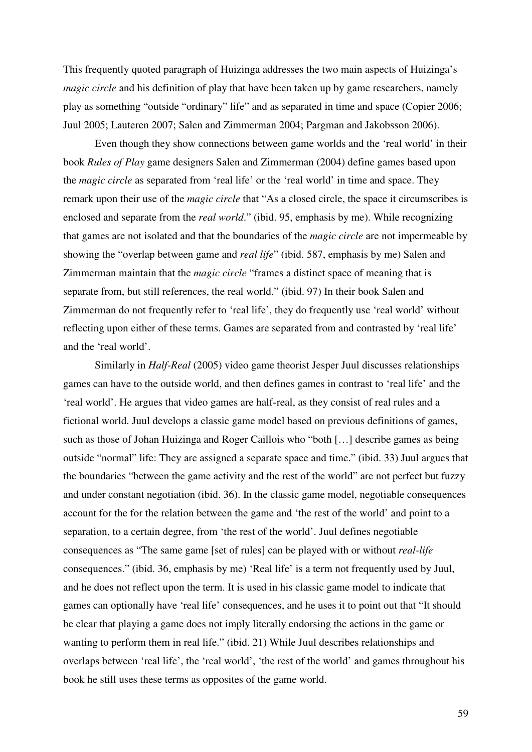This frequently quoted paragraph of Huizinga addresses the two main aspects of Huizinga's *magic circle* and his definition of play that have been taken up by game researchers, namely play as something "outside "ordinary" life" and as separated in time and space (Copier 2006; Juul 2005; Lauteren 2007; Salen and Zimmerman 2004; Pargman and Jakobsson 2006).

Even though they show connections between game worlds and the 'real world' in their book *Rules of Play* game designers Salen and Zimmerman (2004) define games based upon the *magic circle* as separated from 'real life' or the 'real world' in time and space. They remark upon their use of the *magic circle* that "As a closed circle, the space it circumscribes is enclosed and separate from the *real world*." (ibid. 95, emphasis by me). While recognizing that games are not isolated and that the boundaries of the *magic circle* are not impermeable by showing the "overlap between game and *real life*" (ibid. 587, emphasis by me) Salen and Zimmerman maintain that the *magic circle* "frames a distinct space of meaning that is separate from, but still references, the real world." (ibid. 97) In their book Salen and Zimmerman do not frequently refer to 'real life', they do frequently use 'real world' without reflecting upon either of these terms. Games are separated from and contrasted by 'real life' and the 'real world'.

Similarly in *Half-Real* (2005) video game theorist Jesper Juul discusses relationships games can have to the outside world, and then defines games in contrast to 'real life' and the 'real world'. He argues that video games are half-real, as they consist of real rules and a fictional world. Juul develops a classic game model based on previous definitions of games, such as those of Johan Huizinga and Roger Caillois who "both […] describe games as being outside "normal" life: They are assigned a separate space and time." (ibid. 33) Juul argues that the boundaries "between the game activity and the rest of the world" are not perfect but fuzzy and under constant negotiation (ibid. 36). In the classic game model, negotiable consequences account for the for the relation between the game and 'the rest of the world' and point to a separation, to a certain degree, from 'the rest of the world'. Juul defines negotiable consequences as "The same game [set of rules] can be played with or without *real-life* consequences." (ibid. 36, emphasis by me) 'Real life' is a term not frequently used by Juul, and he does not reflect upon the term. It is used in his classic game model to indicate that games can optionally have 'real life' consequences, and he uses it to point out that "It should be clear that playing a game does not imply literally endorsing the actions in the game or wanting to perform them in real life." (ibid. 21) While Juul describes relationships and overlaps between 'real life', the 'real world', 'the rest of the world' and games throughout his book he still uses these terms as opposites of the game world.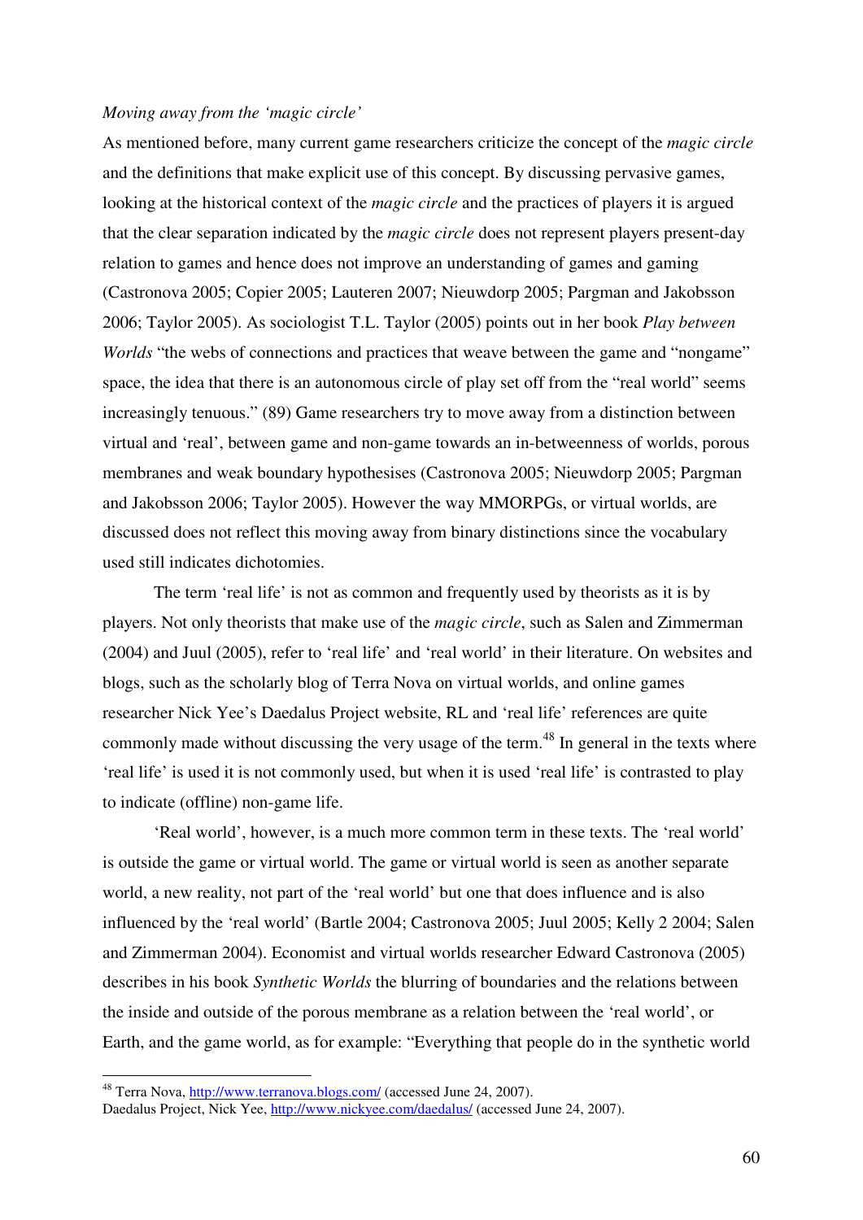*Moving away from the 'magic circle'*

As mentioned before, many current game researchers criticize the concept of the *magic circle* and the definitions that make explicit use of this concept. By discussing pervasive games, looking at the historical context of the *magic circle* and the practices of players it is argued that the clear separation indicated by the *magic circle* does not represent players present-day relation to games and hence does not improve an understanding of games and gaming (Castronova 2005; Copier 2005; Lauteren 2007; Nieuwdorp 2005; Pargman and Jakobsson 2006; Taylor 2005). As sociologist T.L. Taylor (2005) points out in her book *Play between Worlds* "the webs of connections and practices that weave between the game and "nongame" space, the idea that there is an autonomous circle of play set off from the "real world" seems increasingly tenuous." (89) Game researchers try to move away from a distinction between virtual and 'real', between game and non-game towards an in-betweenness of worlds, porous membranes and weak boundary hypothesises (Castronova 2005; Nieuwdorp 2005; Pargman and Jakobsson 2006; Taylor 2005). However the way MMORPGs, or virtual worlds, are discussed does not reflect this moving away from binary distinctions since the vocabulary used still indicates dichotomies.

The term 'real life' is not as common and frequently used by theorists as it is by players. Not only theorists that make use of the *magic circle*, such as Salen and Zimmerman (2004) and Juul (2005), refer to 'real life' and 'real world' in their literature. On websites and blogs, such as the scholarly blog of Terra Nova on virtual worlds, and online games researcher Nick Yee's Daedalus Project website, RL and 'real life' references are quite commonly made without discussing the very usage of the term.[48] In general in the texts where 'real life' is used it is not commonly used, but when it is used 'real life' is contrasted to play to indicate (offline) non-game life.

'Real world', however, is a much more common term in these texts. The 'real world' is outside the game or virtual world. The game or virtual world is seen as another separate world, a new reality, not part of the 'real world' but one that does influence and is also influenced by the 'real world' (Bartle 2004; Castronova 2005; Juul 2005; Kelly 2 2004; Salen and Zimmerman 2004). Economist and virtual worlds researcher Edward Castronova (2005) describes in his book *Synthetic Worlds* the blurring of boundaries and the relations between the inside and outside of the porous membrane as a relation between the 'real world', or Earth, and the game world, as for example: "Everything that people do in the synthetic world

[48] Terra Nova, http://www.terranova.blogs.com/ (accessed June 24, 2007).
Daedalus Project, Nick Yee, http://www.nickyee.com/daedalus/ (accessed June 24, 2007).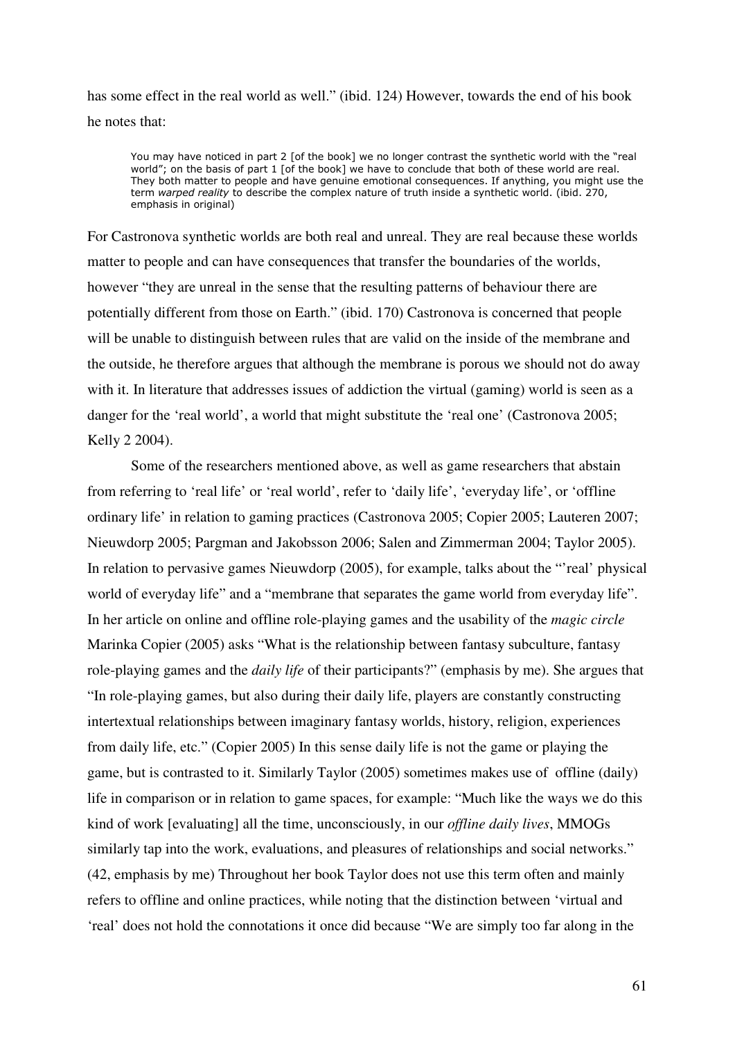has some effect in the real world as well." (ibid. 124) However, towards the end of his book he notes that:

> You may have noticed in part 2 [of the book] we no longer contrast the synthetic world with the "real world"; on the basis of part 1 [of the book] we have to conclude that both of these world are real. They both matter to people and have genuine emotional consequences. If anything, you might use the term *warped reality* to describe the complex nature of truth inside a synthetic world. (ibid. 270, emphasis in original)

For Castronova synthetic worlds are both real and unreal. They are real because these worlds matter to people and can have consequences that transfer the boundaries of the worlds, however "they are unreal in the sense that the resulting patterns of behaviour there are potentially different from those on Earth." (ibid. 170) Castronova is concerned that people will be unable to distinguish between rules that are valid on the inside of the membrane and the outside, he therefore argues that although the membrane is porous we should not do away with it. In literature that addresses issues of addiction the virtual (gaming) world is seen as a danger for the 'real world', a world that might substitute the 'real one' (Castronova 2005; Kelly 2 2004).

Some of the researchers mentioned above, as well as game researchers that abstain from referring to 'real life' or 'real world', refer to 'daily life', 'everyday life', or 'offline ordinary life' in relation to gaming practices (Castronova 2005; Copier 2005; Lauteren 2007; Nieuwdorp 2005; Pargman and Jakobsson 2006; Salen and Zimmerman 2004; Taylor 2005). In relation to pervasive games Nieuwdorp (2005), for example, talks about the "'real' physical world of everyday life" and a "membrane that separates the game world from everyday life". In her article on online and offline role-playing games and the usability of the *magic circle* Marinka Copier (2005) asks "What is the relationship between fantasy subculture, fantasy role-playing games and the *daily life* of their participants?" (emphasis by me). She argues that "In role-playing games, but also during their daily life, players are constantly constructing intertextual relationships between imaginary fantasy worlds, history, religion, experiences from daily life, etc." (Copier 2005) In this sense daily life is not the game or playing the game, but is contrasted to it. Similarly Taylor (2005) sometimes makes use of offline (daily) life in comparison or in relation to game spaces, for example: "Much like the ways we do this kind of work [evaluating] all the time, unconsciously, in our *offline daily lives*, MMOGs similarly tap into the work, evaluations, and pleasures of relationships and social networks." (42, emphasis by me) Throughout her book Taylor does not use this term often and mainly refers to offline and online practices, while noting that the distinction between 'virtual and 'real' does not hold the connotations it once did because "We are simply too far along in the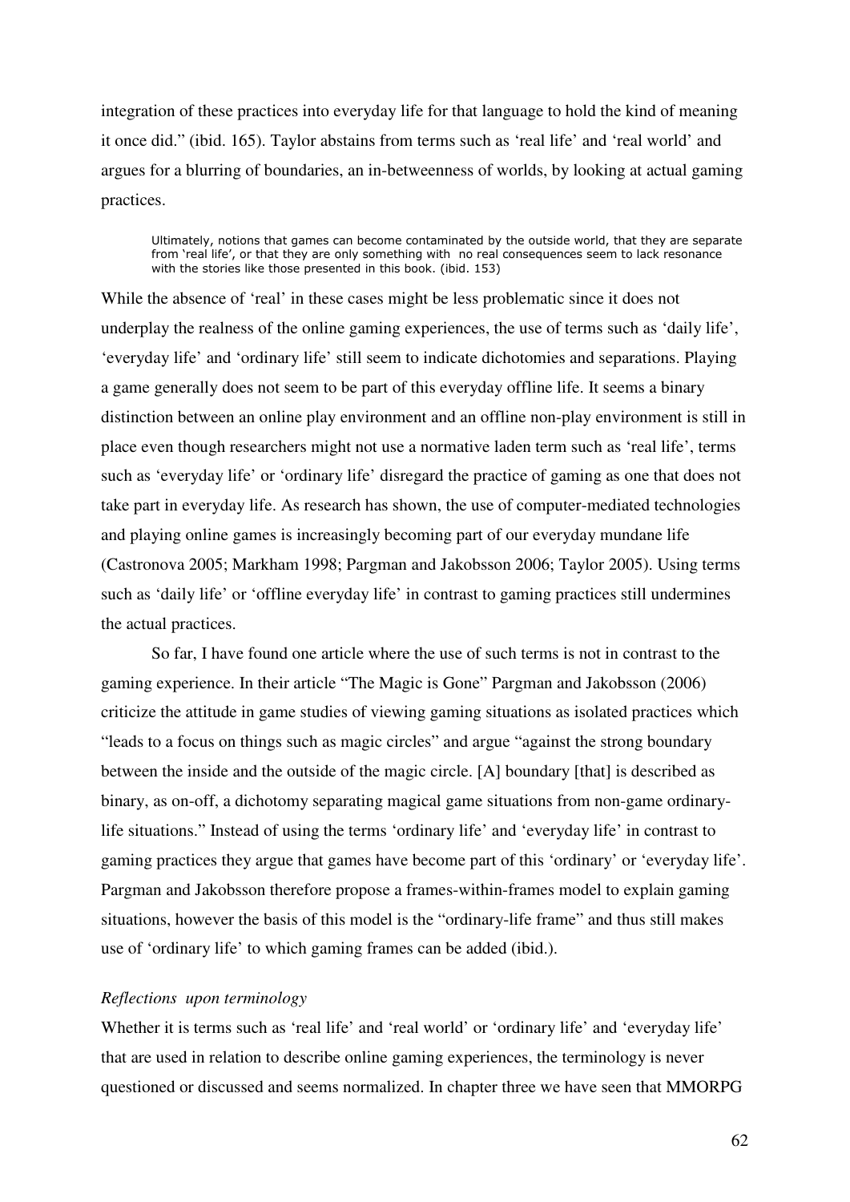integration of these practices into everyday life for that language to hold the kind of meaning it once did." (ibid. 165). Taylor abstains from terms such as 'real life' and 'real world' and argues for a blurring of boundaries, an in-betweenness of worlds, by looking at actual gaming practices.

> Ultimately, notions that games can become contaminated by the outside world, that they are separate from 'real life', or that they are only something with no real consequences seem to lack resonance with the stories like those presented in this book. (ibid. 153)

While the absence of 'real' in these cases might be less problematic since it does not underplay the realness of the online gaming experiences, the use of terms such as 'daily life', 'everyday life' and 'ordinary life' still seem to indicate dichotomies and separations. Playing a game generally does not seem to be part of this everyday offline life. It seems a binary distinction between an online play environment and an offline non-play environment is still in place even though researchers might not use a normative laden term such as 'real life', terms such as 'everyday life' or 'ordinary life' disregard the practice of gaming as one that does not take part in everyday life. As research has shown, the use of computer-mediated technologies and playing online games is increasingly becoming part of our everyday mundane life (Castronova 2005; Markham 1998; Pargman and Jakobsson 2006; Taylor 2005). Using terms such as 'daily life' or 'offline everyday life' in contrast to gaming practices still undermines the actual practices.

So far, I have found one article where the use of such terms is not in contrast to the gaming experience. In their article "The Magic is Gone" Pargman and Jakobsson (2006) criticize the attitude in game studies of viewing gaming situations as isolated practices which "leads to a focus on things such as magic circles" and argue "against the strong boundary between the inside and the outside of the magic circle. [A] boundary [that] is described as binary, as on-off, a dichotomy separating magical game situations from non-game ordinary-life situations." Instead of using the terms 'ordinary life' and 'everyday life' in contrast to gaming practices they argue that games have become part of this 'ordinary' or 'everyday life'. Pargman and Jakobsson therefore propose a frames-within-frames model to explain gaming situations, however the basis of this model is the "ordinary-life frame" and thus still makes use of 'ordinary life' to which gaming frames can be added (ibid.).

### *Reflections upon terminology*

Whether it is terms such as 'real life' and 'real world' or 'ordinary life' and 'everyday life' that are used in relation to describe online gaming experiences, the terminology is never questioned or discussed and seems normalized. In chapter three we have seen that MMORPG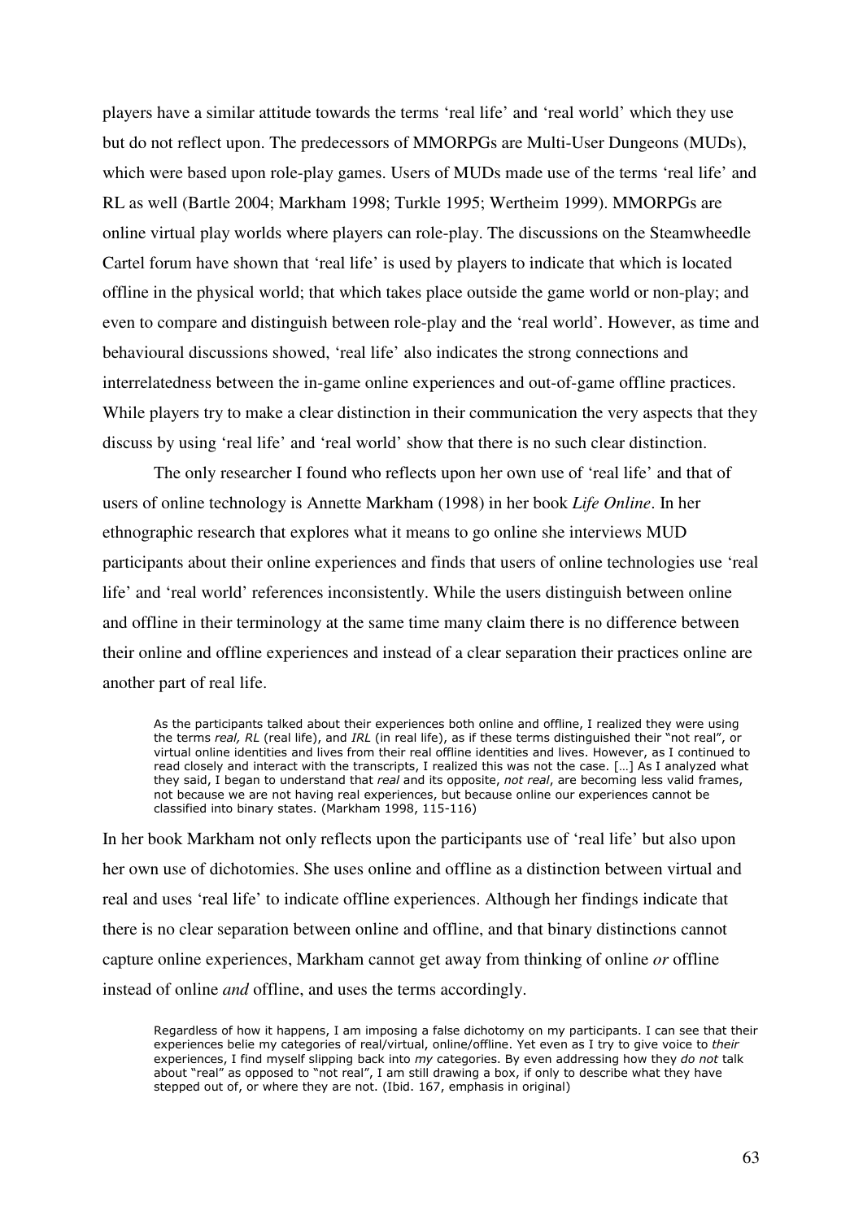players have a similar attitude towards the terms 'real life' and 'real world' which they use but do not reflect upon. The predecessors of MMORPGs are Multi-User Dungeons (MUDs), which were based upon role-play games. Users of MUDs made use of the terms 'real life' and RL as well (Bartle 2004; Markham 1998; Turkle 1995; Wertheim 1999). MMORPGs are online virtual play worlds where players can role-play. The discussions on the Steamwheedle Cartel forum have shown that 'real life' is used by players to indicate that which is located offline in the physical world; that which takes place outside the game world or non-play; and even to compare and distinguish between role-play and the 'real world'. However, as time and behavioural discussions showed, 'real life' also indicates the strong connections and interrelatedness between the in-game online experiences and out-of-game offline practices. While players try to make a clear distinction in their communication the very aspects that they discuss by using 'real life' and 'real world' show that there is no such clear distinction.

The only researcher I found who reflects upon her own use of 'real life' and that of users of online technology is Annette Markham (1998) in her book *Life Online*. In her ethnographic research that explores what it means to go online she interviews MUD participants about their online experiences and finds that users of online technologies use 'real life' and 'real world' references inconsistently. While the users distinguish between online and offline in their terminology at the same time many claim there is no difference between their online and offline experiences and instead of a clear separation their practices online are another part of real life.

> As the participants talked about their experiences both online and offline, I realized they were using the terms *real, RL* (real life), and *IRL* (in real life), as if these terms distinguished their "not real", or virtual online identities and lives from their real offline identities and lives. However, as I continued to read closely and interact with the transcripts, I realized this was not the case. […] As I analyzed what they said, I began to understand that *real* and its opposite, *not real*, are becoming less valid frames, not because we are not having real experiences, but because online our experiences cannot be classified into binary states. (Markham 1998, 115-116)

In her book Markham not only reflects upon the participants use of 'real life' but also upon her own use of dichotomies. She uses online and offline as a distinction between virtual and real and uses 'real life' to indicate offline experiences. Although her findings indicate that there is no clear separation between online and offline, and that binary distinctions cannot capture online experiences, Markham cannot get away from thinking of online *or* offline instead of online *and* offline, and uses the terms accordingly.

> Regardless of how it happens, I am imposing a false dichotomy on my participants. I can see that their experiences belie my categories of real/virtual, online/offline. Yet even as I try to give voice to *their* experiences, I find myself slipping back into *my* categories. By even addressing how they *do not* talk about "real" as opposed to "not real", I am still drawing a box, if only to describe what they have stepped out of, or where they are not. (Ibid. 167, emphasis in original)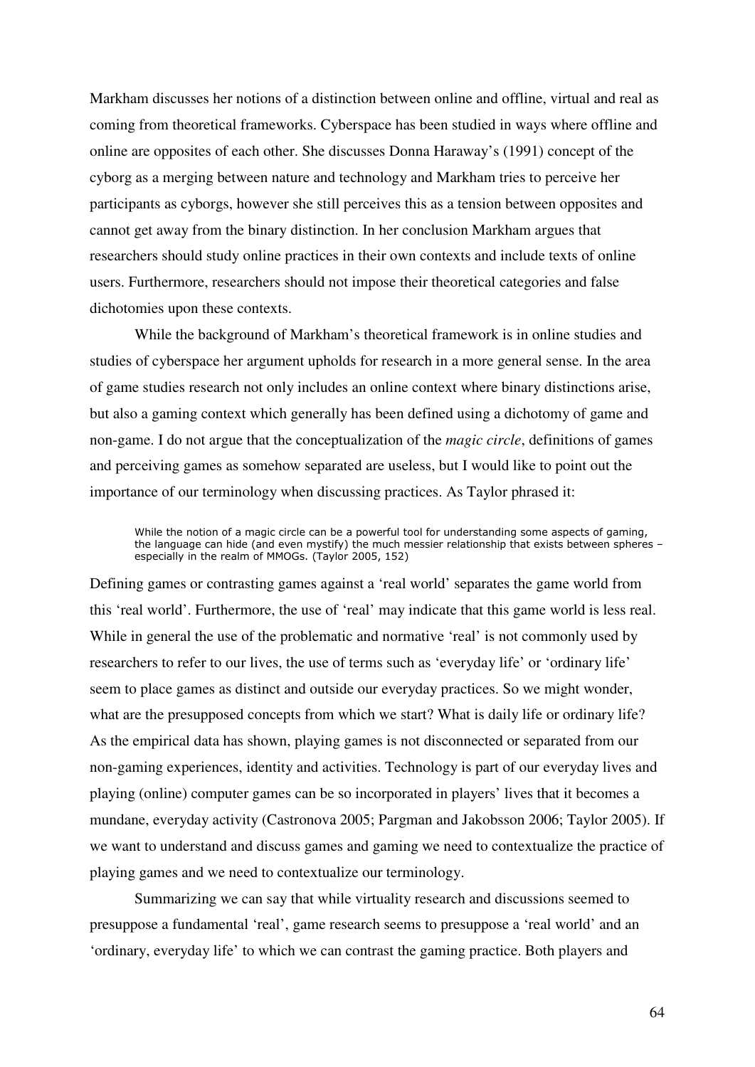Markham discusses her notions of a distinction between online and offline, virtual and real as coming from theoretical frameworks. Cyberspace has been studied in ways where offline and online are opposites of each other. She discusses Donna Haraway's (1991) concept of the cyborg as a merging between nature and technology and Markham tries to perceive her participants as cyborgs, however she still perceives this as a tension between opposites and cannot get away from the binary distinction. In her conclusion Markham argues that researchers should study online practices in their own contexts and include texts of online users. Furthermore, researchers should not impose their theoretical categories and false dichotomies upon these contexts.

While the background of Markham's theoretical framework is in online studies and studies of cyberspace her argument upholds for research in a more general sense. In the area of game studies research not only includes an online context where binary distinctions arise, but also a gaming context which generally has been defined using a dichotomy of game and non-game. I do not argue that the conceptualization of the *magic circle*, definitions of games and perceiving games as somehow separated are useless, but I would like to point out the importance of our terminology when discussing practices. As Taylor phrased it:

> While the notion of a magic circle can be a powerful tool for understanding some aspects of gaming, the language can hide (and even mystify) the much messier relationship that exists between spheres – especially in the realm of MMOGs. (Taylor 2005, 152)

Defining games or contrasting games against a 'real world' separates the game world from this 'real world'. Furthermore, the use of 'real' may indicate that this game world is less real. While in general the use of the problematic and normative 'real' is not commonly used by researchers to refer to our lives, the use of terms such as 'everyday life' or 'ordinary life' seem to place games as distinct and outside our everyday practices. So we might wonder, what are the presupposed concepts from which we start? What is daily life or ordinary life? As the empirical data has shown, playing games is not disconnected or separated from our non-gaming experiences, identity and activities. Technology is part of our everyday lives and playing (online) computer games can be so incorporated in players' lives that it becomes a mundane, everyday activity (Castronova 2005; Pargman and Jakobsson 2006; Taylor 2005). If we want to understand and discuss games and gaming we need to contextualize the practice of playing games and we need to contextualize our terminology.

Summarizing we can say that while virtuality research and discussions seemed to presuppose a fundamental 'real', game research seems to presuppose a 'real world' and an 'ordinary, everyday life' to which we can contrast the gaming practice. Both players and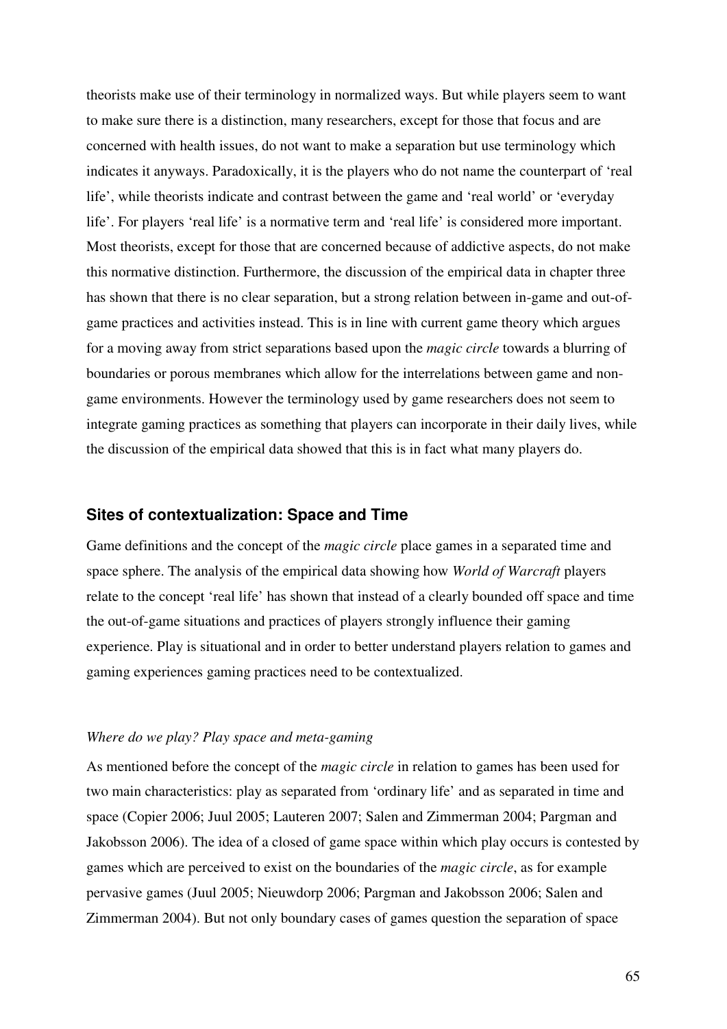theorists make use of their terminology in normalized ways. But while players seem to want to make sure there is a distinction, many researchers, except for those that focus and are concerned with health issues, do not want to make a separation but use terminology which indicates it anyways. Paradoxically, it is the players who do not name the counterpart of 'real life', while theorists indicate and contrast between the game and 'real world' or 'everyday life'. For players 'real life' is a normative term and 'real life' is considered more important. Most theorists, except for those that are concerned because of addictive aspects, do not make this normative distinction. Furthermore, the discussion of the empirical data in chapter three has shown that there is no clear separation, but a strong relation between in-game and out-of-game practices and activities instead. This is in line with current game theory which argues for a moving away from strict separations based upon the *magic circle* towards a blurring of boundaries or porous membranes which allow for the interrelations between game and non-game environments. However the terminology used by game researchers does not seem to integrate gaming practices as something that players can incorporate in their daily lives, while the discussion of the empirical data showed that this is in fact what many players do.

## Sites of contextualization: Space and Time

Game definitions and the concept of the *magic circle* place games in a separated time and space sphere. The analysis of the empirical data showing how *World of Warcraft* players relate to the concept 'real life' has shown that instead of a clearly bounded off space and time the out-of-game situations and practices of players strongly influence their gaming experience. Play is situational and in order to better understand players relation to games and gaming experiences gaming practices need to be contextualized.

### *Where do we play? Play space and meta-gaming*

As mentioned before the concept of the *magic circle* in relation to games has been used for two main characteristics: play as separated from 'ordinary life' and as separated in time and space (Copier 2006; Juul 2005; Lauteren 2007; Salen and Zimmerman 2004; Pargman and Jakobsson 2006). The idea of a closed of game space within which play occurs is contested by games which are perceived to exist on the boundaries of the *magic circle*, as for example pervasive games (Juul 2005; Nieuwdorp 2006; Pargman and Jakobsson 2006; Salen and Zimmerman 2004). But not only boundary cases of games question the separation of space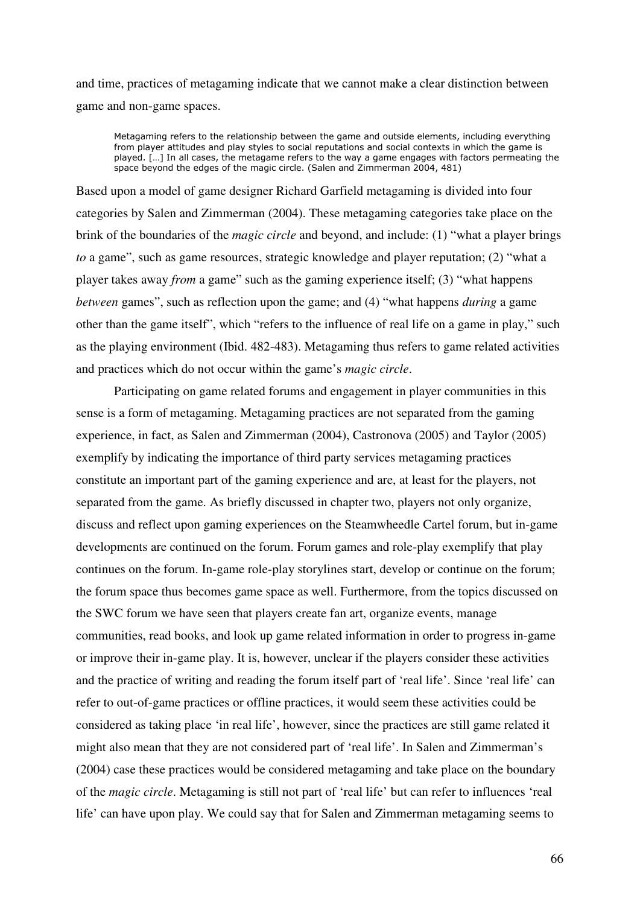and time, practices of metagaming indicate that we cannot make a clear distinction between game and non-game spaces.

> Metagaming refers to the relationship between the game and outside elements, including everything from player attitudes and play styles to social reputations and social contexts in which the game is played. […] In all cases, the metagame refers to the way a game engages with factors permeating the space beyond the edges of the magic circle. (Salen and Zimmerman 2004, 481)

Based upon a model of game designer Richard Garfield metagaming is divided into four categories by Salen and Zimmerman (2004). These metagaming categories take place on the brink of the boundaries of the *magic circle* and beyond, and include: (1) "what a player brings *to* a game", such as game resources, strategic knowledge and player reputation; (2) "what a player takes away *from* a game" such as the gaming experience itself; (3) "what happens *between* games", such as reflection upon the game; and (4) "what happens *during* a game other than the game itself", which "refers to the influence of real life on a game in play," such as the playing environment (Ibid. 482-483). Metagaming thus refers to game related activities and practices which do not occur within the game's *magic circle*.

Participating on game related forums and engagement in player communities in this sense is a form of metagaming. Metagaming practices are not separated from the gaming experience, in fact, as Salen and Zimmerman (2004), Castronova (2005) and Taylor (2005) exemplify by indicating the importance of third party services metagaming practices constitute an important part of the gaming experience and are, at least for the players, not separated from the game. As briefly discussed in chapter two, players not only organize, discuss and reflect upon gaming experiences on the Steamwheedle Cartel forum, but in-game developments are continued on the forum. Forum games and role-play exemplify that play continues on the forum. In-game role-play storylines start, develop or continue on the forum; the forum space thus becomes game space as well. Furthermore, from the topics discussed on the SWC forum we have seen that players create fan art, organize events, manage communities, read books, and look up game related information in order to progress in-game or improve their in-game play. It is, however, unclear if the players consider these activities and the practice of writing and reading the forum itself part of 'real life'. Since 'real life' can refer to out-of-game practices or offline practices, it would seem these activities could be considered as taking place 'in real life', however, since the practices are still game related it might also mean that they are not considered part of 'real life'. In Salen and Zimmerman's (2004) case these practices would be considered metagaming and take place on the boundary of the *magic circle*. Metagaming is still not part of 'real life' but can refer to influences 'real life' can have upon play. We could say that for Salen and Zimmerman metagaming seems to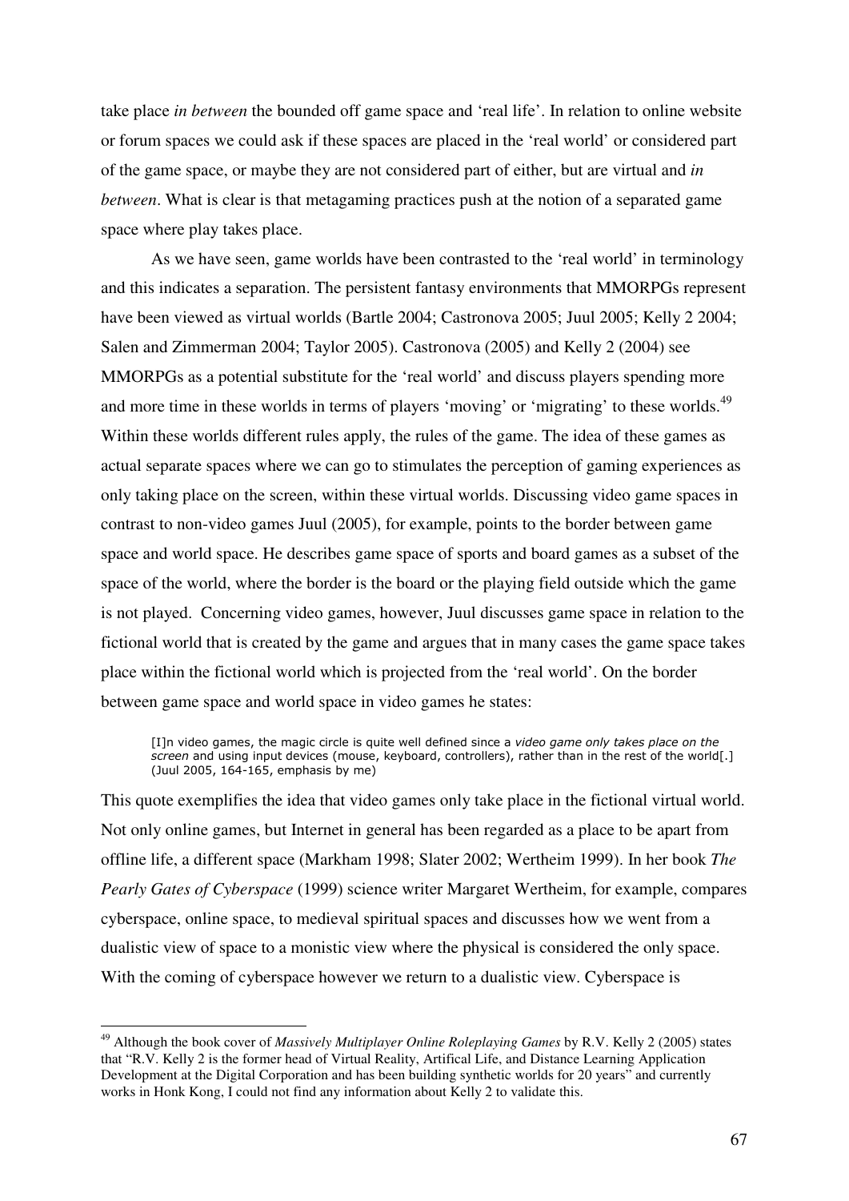take place *in between* the bounded off game space and 'real life'. In relation to online website or forum spaces we could ask if these spaces are placed in the 'real world' or considered part of the game space, or maybe they are not considered part of either, but are virtual and *in between*. What is clear is that metagaming practices push at the notion of a separated game space where play takes place.

As we have seen, game worlds have been contrasted to the 'real world' in terminology and this indicates a separation. The persistent fantasy environments that MMORPGs represent have been viewed as virtual worlds (Bartle 2004; Castronova 2005; Juul 2005; Kelly 2 2004; Salen and Zimmerman 2004; Taylor 2005). Castronova (2005) and Kelly 2 (2004) see MMORPGs as a potential substitute for the 'real world' and discuss players spending more and more time in these worlds in terms of players 'moving' or 'migrating' to these worlds.[49] Within these worlds different rules apply, the rules of the game. The idea of these games as actual separate spaces where we can go to stimulates the perception of gaming experiences as only taking place on the screen, within these virtual worlds. Discussing video game spaces in contrast to non-video games Juul (2005), for example, points to the border between game space and world space. He describes game space of sports and board games as a subset of the space of the world, where the border is the board or the playing field outside which the game is not played. Concerning video games, however, Juul discusses game space in relation to the fictional world that is created by the game and argues that in many cases the game space takes place within the fictional world which is projected from the 'real world'. On the border between game space and world space in video games he states:

> [I]n video games, the magic circle is quite well defined since a *video game only takes place on the screen* and using input devices (mouse, keyboard, controllers), rather than in the rest of the world[.] (Juul 2005, 164-165, emphasis by me)

This quote exemplifies the idea that video games only take place in the fictional virtual world. Not only online games, but Internet in general has been regarded as a place to be apart from offline life, a different space (Markham 1998; Slater 2002; Wertheim 1999). In her book *The Pearly Gates of Cyberspace* (1999) science writer Margaret Wertheim, for example, compares cyberspace, online space, to medieval spiritual spaces and discusses how we went from a dualistic view of space to a monistic view where the physical is considered the only space. With the coming of cyberspace however we return to a dualistic view. Cyberspace is

---

[49] Although the book cover of *Massively Multiplayer Online Roleplaying Games* by R.V. Kelly 2 (2005) states that "R.V. Kelly 2 is the former head of Virtual Reality, Artifical Life, and Distance Learning Application Development at the Digital Corporation and has been building synthetic worlds for 20 years" and currently works in Honk Kong, I could not find any information about Kelly 2 to validate this.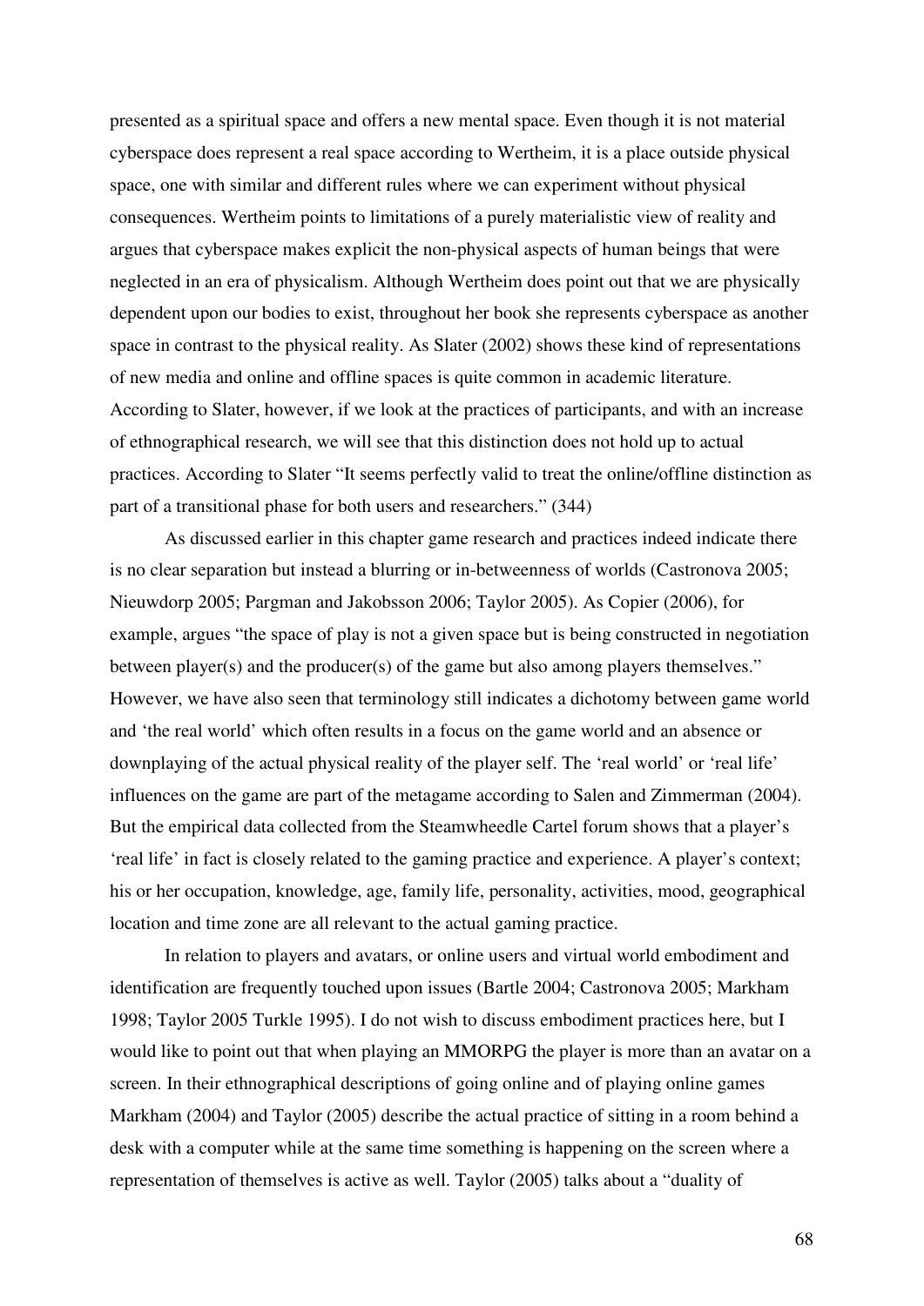presented as a spiritual space and offers a new mental space. Even though it is not material cyberspace does represent a real space according to Wertheim, it is a place outside physical space, one with similar and different rules where we can experiment without physical consequences. Wertheim points to limitations of a purely materialistic view of reality and argues that cyberspace makes explicit the non-physical aspects of human beings that were neglected in an era of physicalism. Although Wertheim does point out that we are physically dependent upon our bodies to exist, throughout her book she represents cyberspace as another space in contrast to the physical reality. As Slater (2002) shows these kind of representations of new media and online and offline spaces is quite common in academic literature. According to Slater, however, if we look at the practices of participants, and with an increase of ethnographical research, we will see that this distinction does not hold up to actual practices. According to Slater "It seems perfectly valid to treat the online/offline distinction as part of a transitional phase for both users and researchers." (344)

As discussed earlier in this chapter game research and practices indeed indicate there is no clear separation but instead a blurring or in-betweenness of worlds (Castronova 2005; Nieuwdorp 2005; Pargman and Jakobsson 2006; Taylor 2005). As Copier (2006), for example, argues "the space of play is not a given space but is being constructed in negotiation between player(s) and the producer(s) of the game but also among players themselves." However, we have also seen that terminology still indicates a dichotomy between game world and 'the real world' which often results in a focus on the game world and an absence or downplaying of the actual physical reality of the player self. The 'real world' or 'real life' influences on the game are part of the metagame according to Salen and Zimmerman (2004). But the empirical data collected from the Steamwheedle Cartel forum shows that a player's 'real life' in fact is closely related to the gaming practice and experience. A player's context; his or her occupation, knowledge, age, family life, personality, activities, mood, geographical location and time zone are all relevant to the actual gaming practice.

In relation to players and avatars, or online users and virtual world embodiment and identification are frequently touched upon issues (Bartle 2004; Castronova 2005; Markham 1998; Taylor 2005 Turkle 1995). I do not wish to discuss embodiment practices here, but I would like to point out that when playing an MMORPG the player is more than an avatar on a screen. In their ethnographical descriptions of going online and of playing online games Markham (2004) and Taylor (2005) describe the actual practice of sitting in a room behind a desk with a computer while at the same time something is happening on the screen where a representation of themselves is active as well. Taylor (2005) talks about a "duality of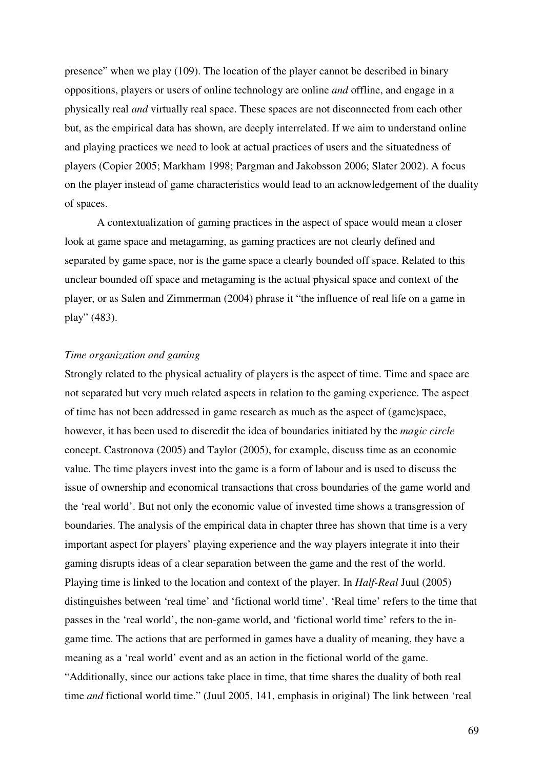presence" when we play (109). The location of the player cannot be described in binary oppositions, players or users of online technology are online *and* offline, and engage in a physically real *and* virtually real space. These spaces are not disconnected from each other but, as the empirical data has shown, are deeply interrelated. If we aim to understand online and playing practices we need to look at actual practices of users and the situatedness of players (Copier 2005; Markham 1998; Pargman and Jakobsson 2006; Slater 2002). A focus on the player instead of game characteristics would lead to an acknowledgement of the duality of spaces.

A contextualization of gaming practices in the aspect of space would mean a closer look at game space and metagaming, as gaming practices are not clearly defined and separated by game space, nor is the game space a clearly bounded off space. Related to this unclear bounded off space and metagaming is the actual physical space and context of the player, or as Salen and Zimmerman (2004) phrase it "the influence of real life on a game in play" (483).

*Time organization and gaming*

Strongly related to the physical actuality of players is the aspect of time. Time and space are not separated but very much related aspects in relation to the gaming experience. The aspect of time has not been addressed in game research as much as the aspect of (game)space, however, it has been used to discredit the idea of boundaries initiated by the *magic circle* concept. Castronova (2005) and Taylor (2005), for example, discuss time as an economic value. The time players invest into the game is a form of labour and is used to discuss the issue of ownership and economical transactions that cross boundaries of the game world and the 'real world'. But not only the economic value of invested time shows a transgression of boundaries. The analysis of the empirical data in chapter three has shown that time is a very important aspect for players' playing experience and the way players integrate it into their gaming disrupts ideas of a clear separation between the game and the rest of the world. Playing time is linked to the location and context of the player. In *Half-Real* Juul (2005) distinguishes between 'real time' and 'fictional world time'. 'Real time' refers to the time that passes in the 'real world', the non-game world, and 'fictional world time' refers to the in-game time. The actions that are performed in games have a duality of meaning, they have a meaning as a 'real world' event and as an action in the fictional world of the game. "Additionally, since our actions take place in time, that time shares the duality of both real time *and* fictional world time." (Juul 2005, 141, emphasis in original) The link between 'real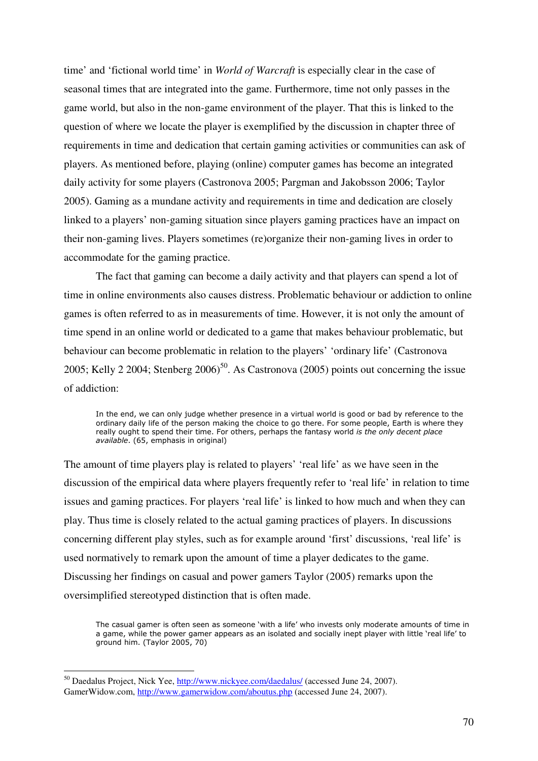time' and 'fictional world time' in *World of Warcraft* is especially clear in the case of seasonal times that are integrated into the game. Furthermore, time not only passes in the game world, but also in the non-game environment of the player. That this is linked to the question of where we locate the player is exemplified by the discussion in chapter three of requirements in time and dedication that certain gaming activities or communities can ask of players. As mentioned before, playing (online) computer games has become an integrated daily activity for some players (Castronova 2005; Pargman and Jakobsson 2006; Taylor 2005). Gaming as a mundane activity and requirements in time and dedication are closely linked to a players' non-gaming situation since players gaming practices have an impact on their non-gaming lives. Players sometimes (re)organize their non-gaming lives in order to accommodate for the gaming practice.

The fact that gaming can become a daily activity and that players can spend a lot of time in online environments also causes distress. Problematic behaviour or addiction to online games is often referred to as in measurements of time. However, it is not only the amount of time spend in an online world or dedicated to a game that makes behaviour problematic, but behaviour can become problematic in relation to the players' 'ordinary life' (Castronova 2005; Kelly 2 2004; Stenberg 2006)[50]. As Castronova (2005) points out concerning the issue of addiction:

> In the end, we can only judge whether presence in a virtual world is good or bad by reference to the ordinary daily life of the person making the choice to go there. For some people, Earth is where they really ought to spend their time. For others, perhaps the fantasy world *is the only decent place available*. (65, emphasis in original)

The amount of time players play is related to players' 'real life' as we have seen in the discussion of the empirical data where players frequently refer to 'real life' in relation to time issues and gaming practices. For players 'real life' is linked to how much and when they can play. Thus time is closely related to the actual gaming practices of players. In discussions concerning different play styles, such as for example around 'first' discussions, 'real life' is used normatively to remark upon the amount of time a player dedicates to the game. Discussing her findings on casual and power gamers Taylor (2005) remarks upon the oversimplified stereotyped distinction that is often made.

> The casual gamer is often seen as someone 'with a life' who invests only moderate amounts of time in a game, while the power gamer appears as an isolated and socially inept player with little 'real life' to ground him. (Taylor 2005, 70)

---

[50] Daedalus Project, Nick Yee, http://www.nickyee.com/daedalus/ (accessed June 24, 2007). GamerWidow.com, http://www.gamerwidow.com/aboutus.php (accessed June 24, 2007).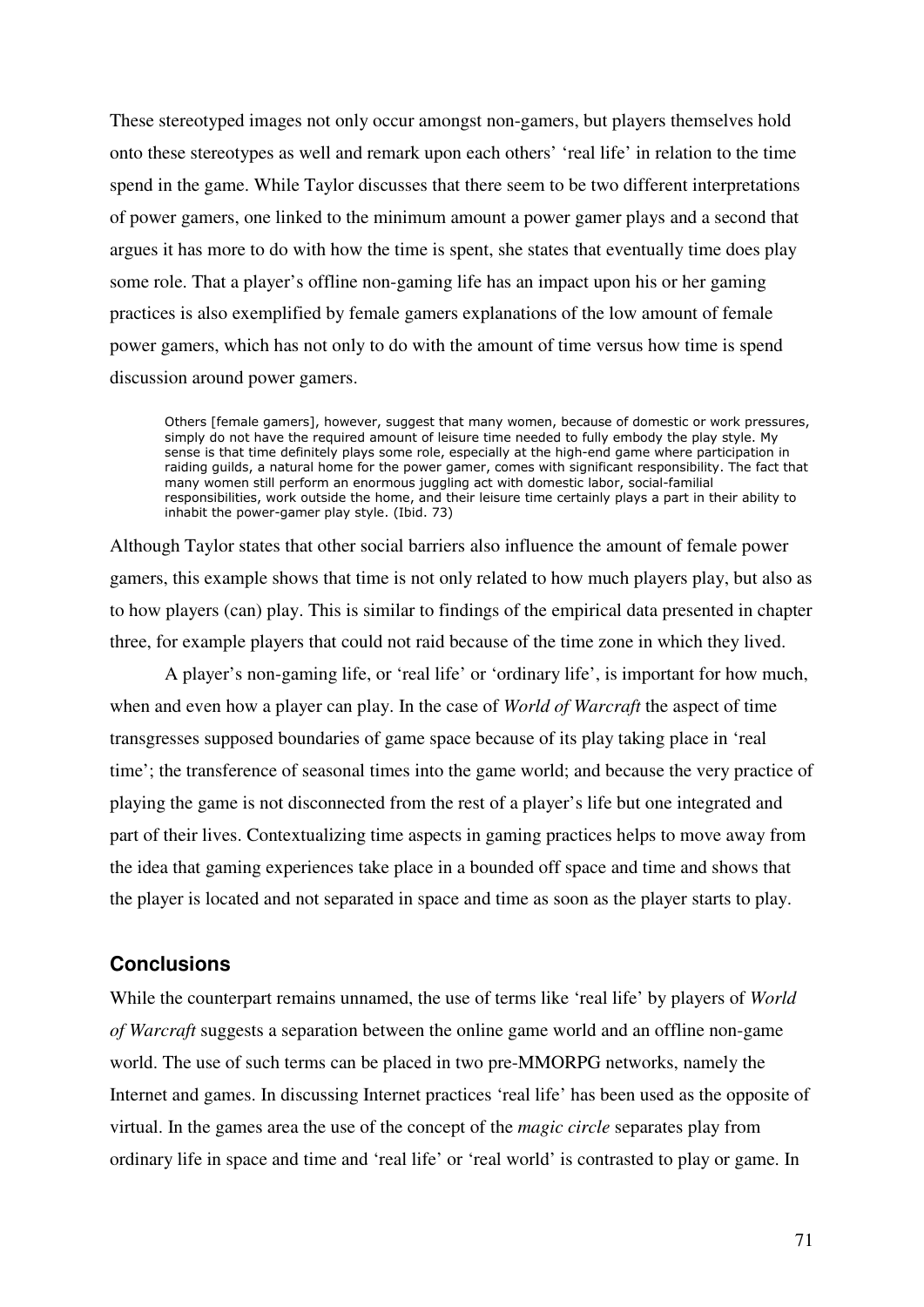These stereotyped images not only occur amongst non-gamers, but players themselves hold onto these stereotypes as well and remark upon each others' 'real life' in relation to the time spend in the game. While Taylor discusses that there seem to be two different interpretations of power gamers, one linked to the minimum amount a power gamer plays and a second that argues it has more to do with how the time is spent, she states that eventually time does play some role. That a player's offline non-gaming life has an impact upon his or her gaming practices is also exemplified by female gamers explanations of the low amount of female power gamers, which has not only to do with the amount of time versus how time is spend discussion around power gamers.

> Others [female gamers], however, suggest that many women, because of domestic or work pressures, simply do not have the required amount of leisure time needed to fully embody the play style. My sense is that time definitely plays some role, especially at the high-end game where participation in raiding guilds, a natural home for the power gamer, comes with significant responsibility. The fact that many women still perform an enormous juggling act with domestic labor, social-familial responsibilities, work outside the home, and their leisure time certainly plays a part in their ability to inhabit the power-gamer play style. (Ibid. 73)

Although Taylor states that other social barriers also influence the amount of female power gamers, this example shows that time is not only related to how much players play, but also as to how players (can) play. This is similar to findings of the empirical data presented in chapter three, for example players that could not raid because of the time zone in which they lived.

A player's non-gaming life, or 'real life' or 'ordinary life', is important for how much, when and even how a player can play. In the case of *World of Warcraft* the aspect of time transgresses supposed boundaries of game space because of its play taking place in 'real time'; the transference of seasonal times into the game world; and because the very practice of playing the game is not disconnected from the rest of a player's life but one integrated and part of their lives. Contextualizing time aspects in gaming practices helps to move away from the idea that gaming experiences take place in a bounded off space and time and shows that the player is located and not separated in space and time as soon as the player starts to play.

## Conclusions

While the counterpart remains unnamed, the use of terms like 'real life' by players of *World of Warcraft* suggests a separation between the online game world and an offline non-game world. The use of such terms can be placed in two pre-MMORPG networks, namely the Internet and games. In discussing Internet practices 'real life' has been used as the opposite of virtual. In the games area the use of the concept of the *magic circle* separates play from ordinary life in space and time and 'real life' or 'real world' is contrasted to play or game. In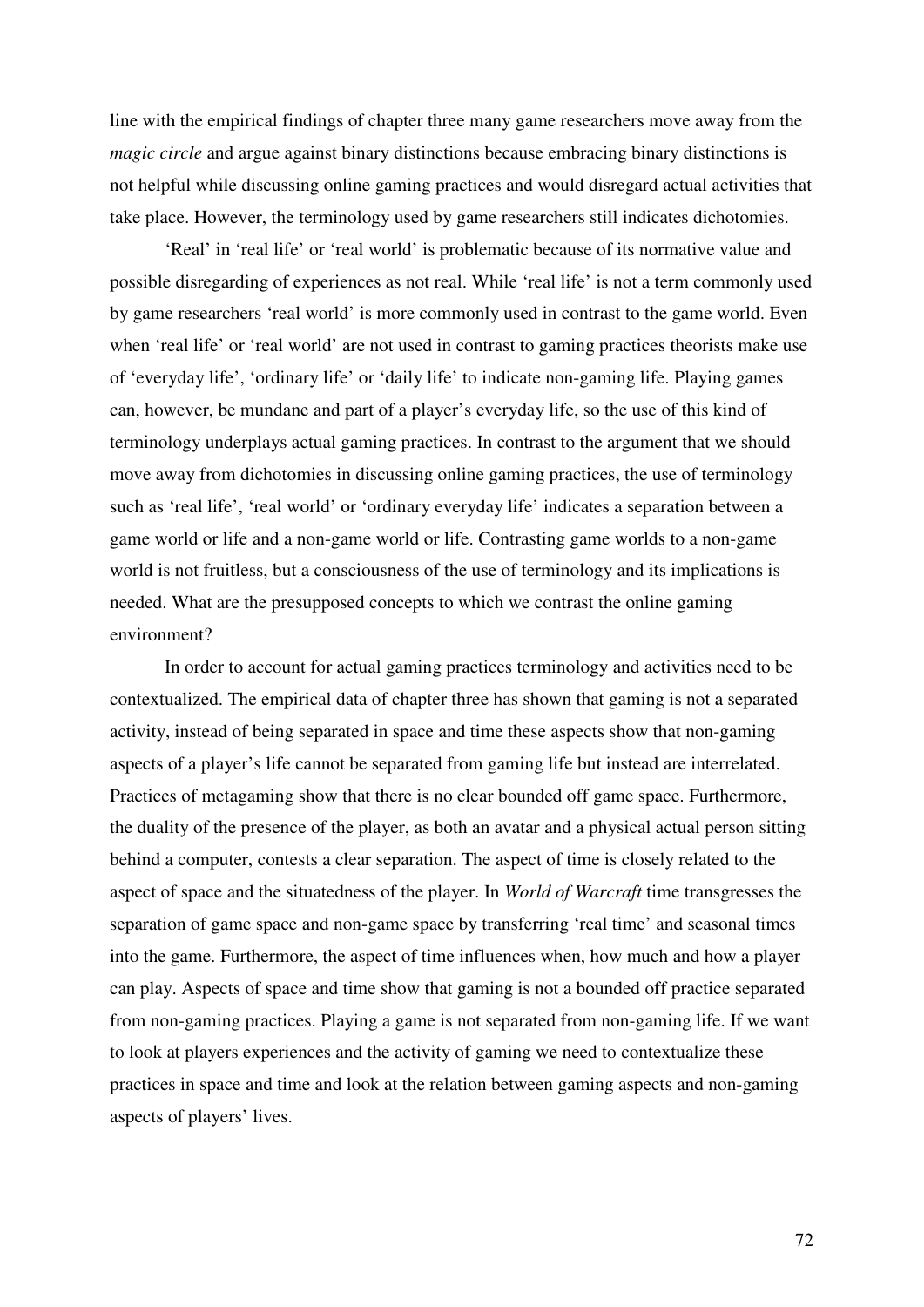line with the empirical findings of chapter three many game researchers move away from the *magic circle* and argue against binary distinctions because embracing binary distinctions is not helpful while discussing online gaming practices and would disregard actual activities that take place. However, the terminology used by game researchers still indicates dichotomies.

'Real' in 'real life' or 'real world' is problematic because of its normative value and possible disregarding of experiences as not real. While 'real life' is not a term commonly used by game researchers 'real world' is more commonly used in contrast to the game world. Even when 'real life' or 'real world' are not used in contrast to gaming practices theorists make use of 'everyday life', 'ordinary life' or 'daily life' to indicate non-gaming life. Playing games can, however, be mundane and part of a player's everyday life, so the use of this kind of terminology underplays actual gaming practices. In contrast to the argument that we should move away from dichotomies in discussing online gaming practices, the use of terminology such as 'real life', 'real world' or 'ordinary everyday life' indicates a separation between a game world or life and a non-game world or life. Contrasting game worlds to a non-game world is not fruitless, but a consciousness of the use of terminology and its implications is needed. What are the presupposed concepts to which we contrast the online gaming environment?

In order to account for actual gaming practices terminology and activities need to be contextualized. The empirical data of chapter three has shown that gaming is not a separated activity, instead of being separated in space and time these aspects show that non-gaming aspects of a player's life cannot be separated from gaming life but instead are interrelated. Practices of metagaming show that there is no clear bounded off game space. Furthermore, the duality of the presence of the player, as both an avatar and a physical actual person sitting behind a computer, contests a clear separation. The aspect of time is closely related to the aspect of space and the situatedness of the player. In *World of Warcraft* time transgresses the separation of game space and non-game space by transferring 'real time' and seasonal times into the game. Furthermore, the aspect of time influences when, how much and how a player can play. Aspects of space and time show that gaming is not a bounded off practice separated from non-gaming practices. Playing a game is not separated from non-gaming life. If we want to look at players experiences and the activity of gaming we need to contextualize these practices in space and time and look at the relation between gaming aspects and non-gaming aspects of players' lives.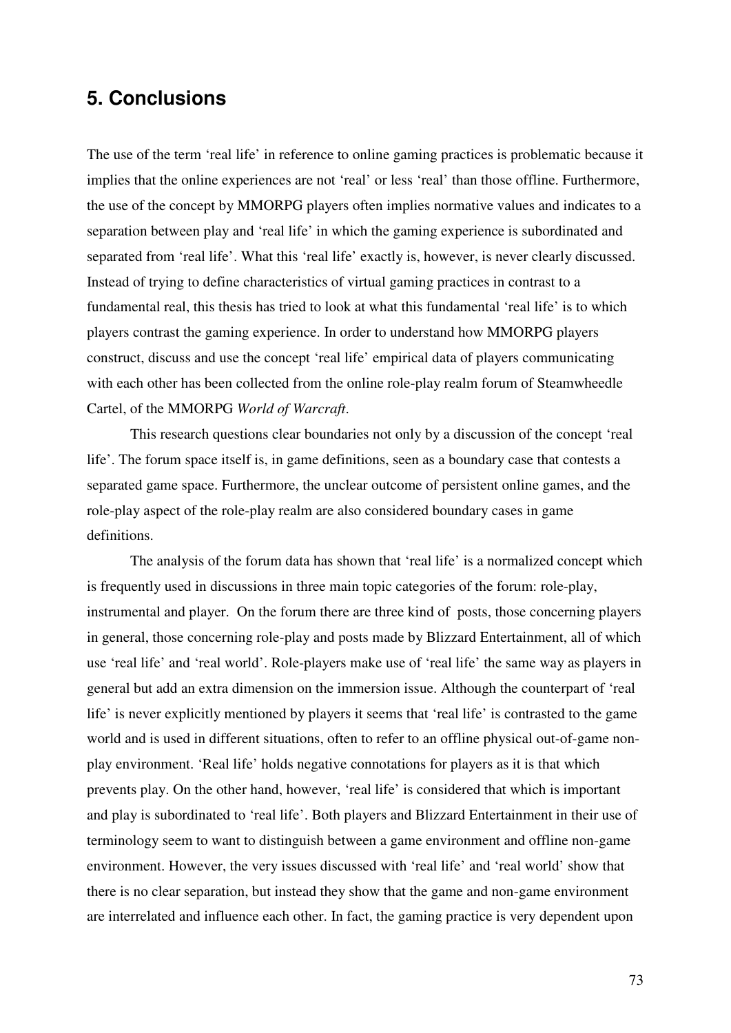## 5. Conclusions

The use of the term 'real life' in reference to online gaming practices is problematic because it implies that the online experiences are not 'real' or less 'real' than those offline. Furthermore, the use of the concept by MMORPG players often implies normative values and indicates to a separation between play and 'real life' in which the gaming experience is subordinated and separated from 'real life'. What this 'real life' exactly is, however, is never clearly discussed. Instead of trying to define characteristics of virtual gaming practices in contrast to a fundamental real, this thesis has tried to look at what this fundamental 'real life' is to which players contrast the gaming experience. In order to understand how MMORPG players construct, discuss and use the concept 'real life' empirical data of players communicating with each other has been collected from the online role-play realm forum of Steamwheedle Cartel, of the MMORPG *World of Warcraft*.

This research questions clear boundaries not only by a discussion of the concept 'real life'. The forum space itself is, in game definitions, seen as a boundary case that contests a separated game space. Furthermore, the unclear outcome of persistent online games, and the role-play aspect of the role-play realm are also considered boundary cases in game definitions.

The analysis of the forum data has shown that 'real life' is a normalized concept which is frequently used in discussions in three main topic categories of the forum: role-play, instrumental and player. On the forum there are three kind of posts, those concerning players in general, those concerning role-play and posts made by Blizzard Entertainment, all of which use 'real life' and 'real world'. Role-players make use of 'real life' the same way as players in general but add an extra dimension on the immersion issue. Although the counterpart of 'real life' is never explicitly mentioned by players it seems that 'real life' is contrasted to the game world and is used in different situations, often to refer to an offline physical out-of-game non-play environment. 'Real life' holds negative connotations for players as it is that which prevents play. On the other hand, however, 'real life' is considered that which is important and play is subordinated to 'real life'. Both players and Blizzard Entertainment in their use of terminology seem to want to distinguish between a game environment and offline non-game environment. However, the very issues discussed with 'real life' and 'real world' show that there is no clear separation, but instead they show that the game and non-game environment are interrelated and influence each other. In fact, the gaming practice is very dependent upon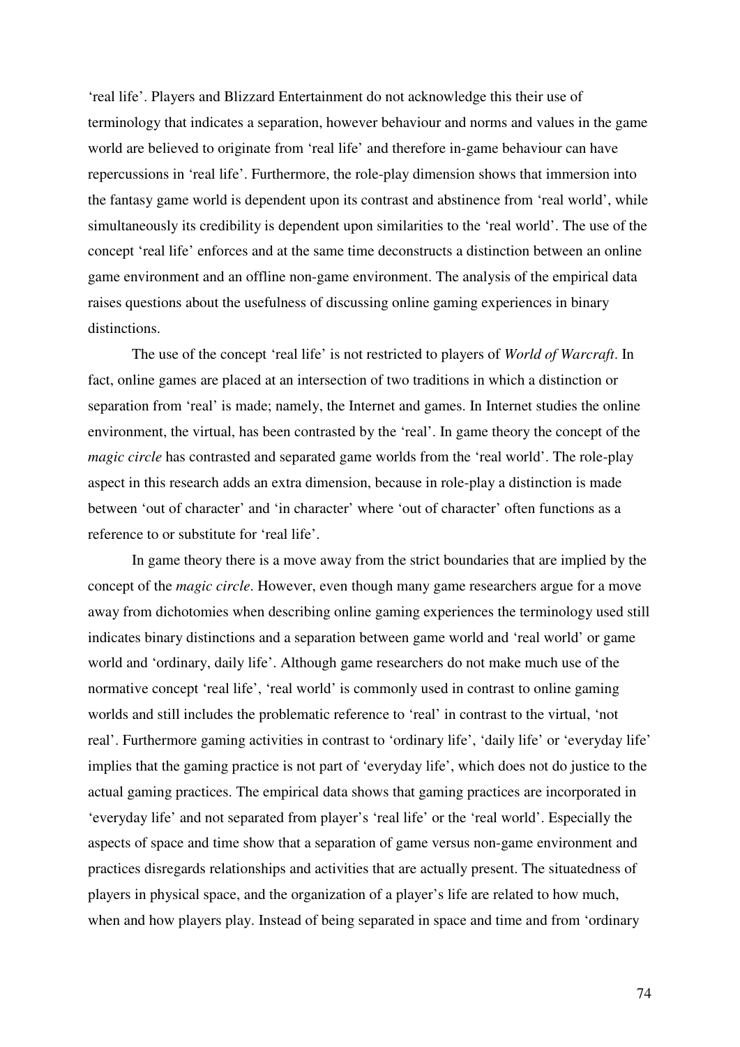'real life'. Players and Blizzard Entertainment do not acknowledge this their use of terminology that indicates a separation, however behaviour and norms and values in the game world are believed to originate from 'real life' and therefore in-game behaviour can have repercussions in 'real life'. Furthermore, the role-play dimension shows that immersion into the fantasy game world is dependent upon its contrast and abstinence from 'real world', while simultaneously its credibility is dependent upon similarities to the 'real world'. The use of the concept 'real life' enforces and at the same time deconstructs a distinction between an online game environment and an offline non-game environment. The analysis of the empirical data raises questions about the usefulness of discussing online gaming experiences in binary distinctions.

The use of the concept 'real life' is not restricted to players of *World of Warcraft*. In fact, online games are placed at an intersection of two traditions in which a distinction or separation from 'real' is made; namely, the Internet and games. In Internet studies the online environment, the virtual, has been contrasted by the 'real'. In game theory the concept of the *magic circle* has contrasted and separated game worlds from the 'real world'. The role-play aspect in this research adds an extra dimension, because in role-play a distinction is made between 'out of character' and 'in character' where 'out of character' often functions as a reference to or substitute for 'real life'.

In game theory there is a move away from the strict boundaries that are implied by the concept of the *magic circle*. However, even though many game researchers argue for a move away from dichotomies when describing online gaming experiences the terminology used still indicates binary distinctions and a separation between game world and 'real world' or game world and 'ordinary, daily life'. Although game researchers do not make much use of the normative concept 'real life', 'real world' is commonly used in contrast to online gaming worlds and still includes the problematic reference to 'real' in contrast to the virtual, 'not real'. Furthermore gaming activities in contrast to 'ordinary life', 'daily life' or 'everyday life' implies that the gaming practice is not part of 'everyday life', which does not do justice to the actual gaming practices. The empirical data shows that gaming practices are incorporated in 'everyday life' and not separated from player's 'real life' or the 'real world'. Especially the aspects of space and time show that a separation of game versus non-game environment and practices disregards relationships and activities that are actually present. The situatedness of players in physical space, and the organization of a player's life are related to how much, when and how players play. Instead of being separated in space and time and from 'ordinary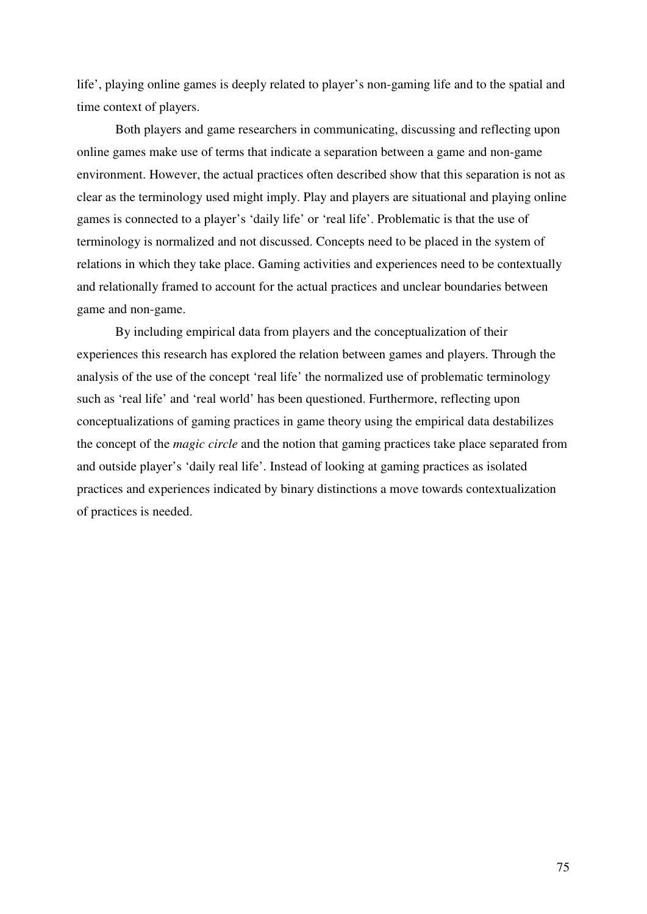life', playing online games is deeply related to player's non-gaming life and to the spatial and time context of players.

Both players and game researchers in communicating, discussing and reflecting upon online games make use of terms that indicate a separation between a game and non-game environment. However, the actual practices often described show that this separation is not as clear as the terminology used might imply. Play and players are situational and playing online games is connected to a player's 'daily life' or 'real life'. Problematic is that the use of terminology is normalized and not discussed. Concepts need to be placed in the system of relations in which they take place. Gaming activities and experiences need to be contextually and relationally framed to account for the actual practices and unclear boundaries between game and non-game.

By including empirical data from players and the conceptualization of their experiences this research has explored the relation between games and players. Through the analysis of the use of the concept 'real life' the normalized use of problematic terminology such as 'real life' and 'real world' has been questioned. Furthermore, reflecting upon conceptualizations of gaming practices in game theory using the empirical data destabilizes the concept of the *magic circle* and the notion that gaming practices take place separated from and outside player's 'daily real life'. Instead of looking at gaming practices as isolated practices and experiences indicated by binary distinctions a move towards contextualization of practices is needed.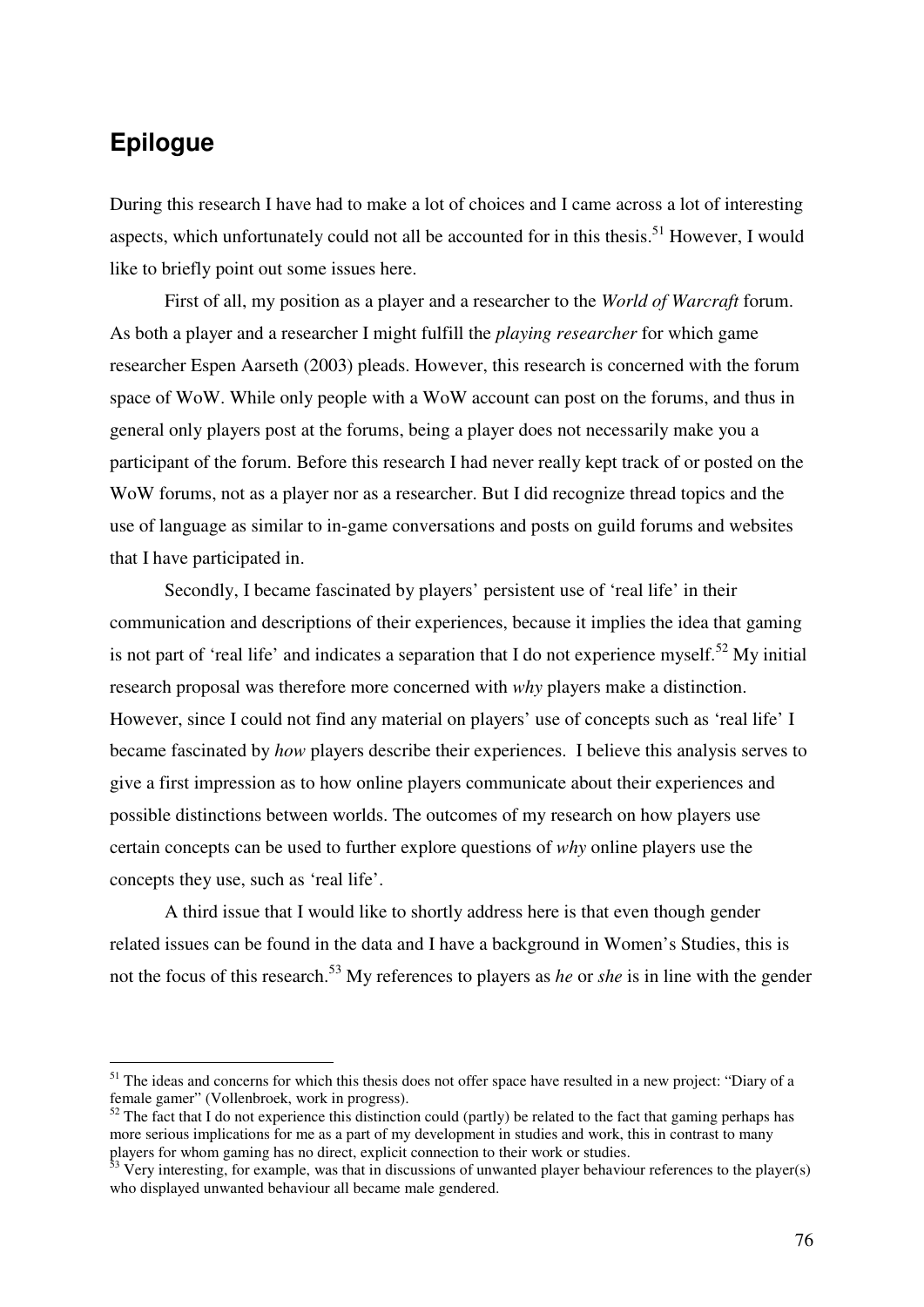# Epilogue

During this research I have had to make a lot of choices and I came across a lot of interesting aspects, which unfortunately could not all be accounted for in this thesis.[51] However, I would like to briefly point out some issues here.

First of all, my position as a player and a researcher to the *World of Warcraft* forum. As both a player and a researcher I might fulfill the *playing researcher* for which game researcher Espen Aarseth (2003) pleads. However, this research is concerned with the forum space of WoW. While only people with a WoW account can post on the forums, and thus in general only players post at the forums, being a player does not necessarily make you a participant of the forum. Before this research I had never really kept track of or posted on the WoW forums, not as a player nor as a researcher. But I did recognize thread topics and the use of language as similar to in-game conversations and posts on guild forums and websites that I have participated in.

Secondly, I became fascinated by players' persistent use of 'real life' in their communication and descriptions of their experiences, because it implies the idea that gaming is not part of 'real life' and indicates a separation that I do not experience myself.[52] My initial research proposal was therefore more concerned with *why* players make a distinction. However, since I could not find any material on players' use of concepts such as 'real life' I became fascinated by *how* players describe their experiences. I believe this analysis serves to give a first impression as to how online players communicate about their experiences and possible distinctions between worlds. The outcomes of my research on how players use certain concepts can be used to further explore questions of *why* online players use the concepts they use, such as 'real life'.

A third issue that I would like to shortly address here is that even though gender related issues can be found in the data and I have a background in Women's Studies, this is not the focus of this research.[53] My references to players as *he* or *she* is in line with the gender

---

[51] The ideas and concerns for which this thesis does not offer space have resulted in a new project: "Diary of a female gamer" (Vollenbroek, work in progress).

[52] The fact that I do not experience this distinction could (partly) be related to the fact that gaming perhaps has more serious implications for me as a part of my development in studies and work, this in contrast to many players for whom gaming has no direct, explicit connection to their work or studies.

[53] Very interesting, for example, was that in discussions of unwanted player behaviour references to the player(s) who displayed unwanted behaviour all became male gendered.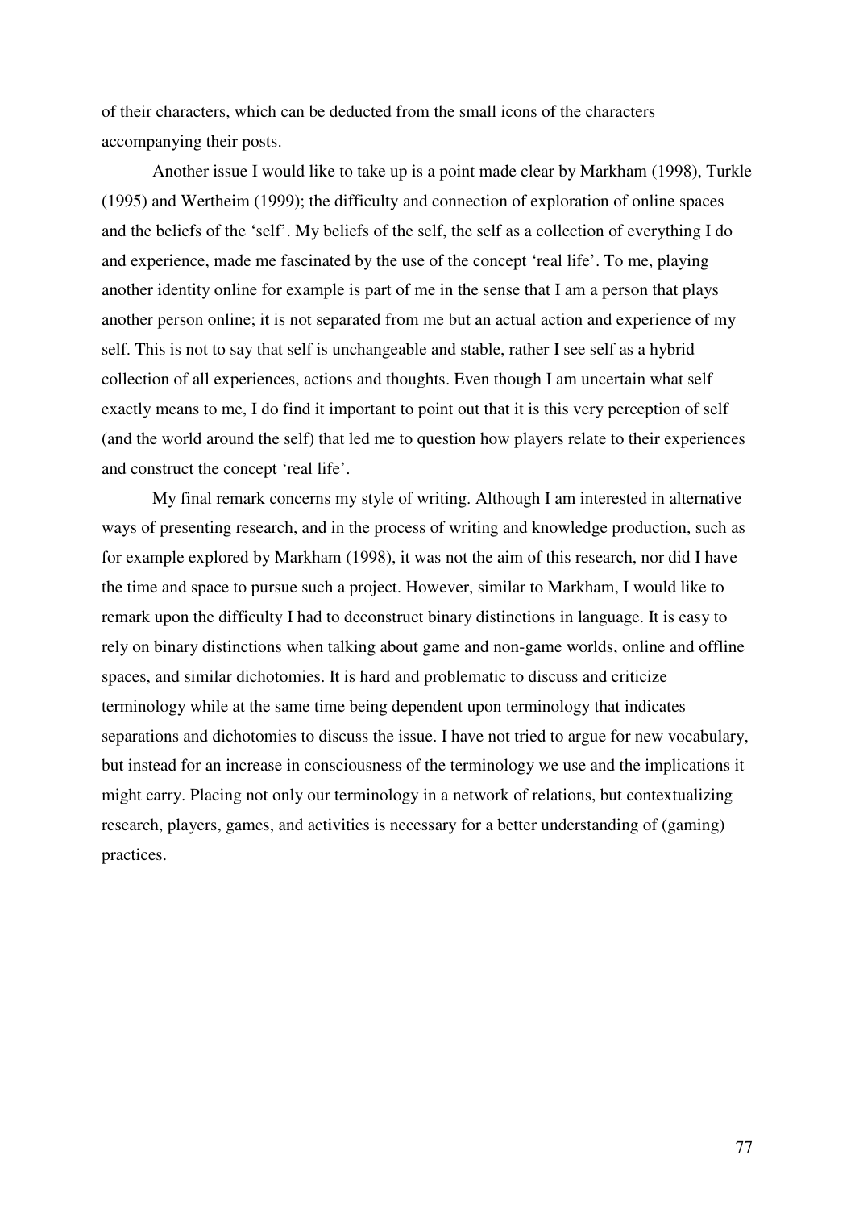of their characters, which can be deducted from the small icons of the characters accompanying their posts.

Another issue I would like to take up is a point made clear by Markham (1998), Turkle (1995) and Wertheim (1999); the difficulty and connection of exploration of online spaces and the beliefs of the 'self'. My beliefs of the self, the self as a collection of everything I do and experience, made me fascinated by the use of the concept 'real life'. To me, playing another identity online for example is part of me in the sense that I am a person that plays another person online; it is not separated from me but an actual action and experience of my self. This is not to say that self is unchangeable and stable, rather I see self as a hybrid collection of all experiences, actions and thoughts. Even though I am uncertain what self exactly means to me, I do find it important to point out that it is this very perception of self (and the world around the self) that led me to question how players relate to their experiences and construct the concept 'real life'.

My final remark concerns my style of writing. Although I am interested in alternative ways of presenting research, and in the process of writing and knowledge production, such as for example explored by Markham (1998), it was not the aim of this research, nor did I have the time and space to pursue such a project. However, similar to Markham, I would like to remark upon the difficulty I had to deconstruct binary distinctions in language. It is easy to rely on binary distinctions when talking about game and non-game worlds, online and offline spaces, and similar dichotomies. It is hard and problematic to discuss and criticize terminology while at the same time being dependent upon terminology that indicates separations and dichotomies to discuss the issue. I have not tried to argue for new vocabulary, but instead for an increase in consciousness of the terminology we use and the implications it might carry. Placing not only our terminology in a network of relations, but contextualizing research, players, games, and activities is necessary for a better understanding of (gaming) practices.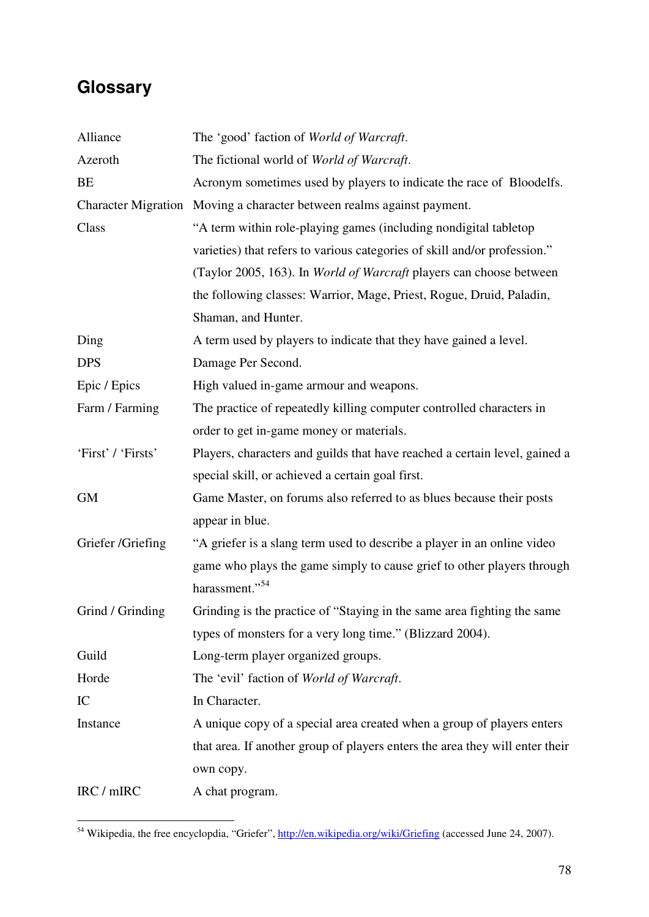## Glossary

| | |
|---|---|
| Alliance | The 'good' faction of *World of Warcraft*. |
| Azeroth | The fictional world of *World of Warcraft*. |
| BE | Acronym sometimes used by players to indicate the race of Bloodelfs. |
| Character Migration | Moving a character between realms against payment. |
| Class | "A term within role-playing games (including nondigital tabletop varieties) that refers to various categories of skill and/or profession." (Taylor 2005, 163). In *World of Warcraft* players can choose between the following classes: Warrior, Mage, Priest, Rogue, Druid, Paladin, Shaman, and Hunter. |
| Ding | A term used by players to indicate that they have gained a level. |
| DPS | Damage Per Second. |
| Epic / Epics | High valued in-game armour and weapons. |
| Farm / Farming | The practice of repeatedly killing computer controlled characters in order to get in-game money or materials. |
| 'First' / 'Firsts' | Players, characters and guilds that have reached a certain level, gained a special skill, or achieved a certain goal first. |
| GM | Game Master, on forums also referred to as blues because their posts appear in blue. |
| Griefer /Griefing | "A griefer is a slang term used to describe a player in an online video game who plays the game simply to cause grief to other players through harassment."[54] |
| Grind / Grinding | Grinding is the practice of "Staying in the same area fighting the same types of monsters for a very long time." (Blizzard 2004). |
| Guild | Long-term player organized groups. |
| Horde | The 'evil' faction of *World of Warcraft*. |
| IC | In Character. |
| Instance | A unique copy of a special area created when a group of players enters that area. If another group of players enters the area they will enter their own copy. |
| IRC / mIRC | A chat program. |

[54] Wikipedia, the free encyclopdia, "Griefer", http://en.wikipedia.org/wiki/Griefing (accessed June 24, 2007).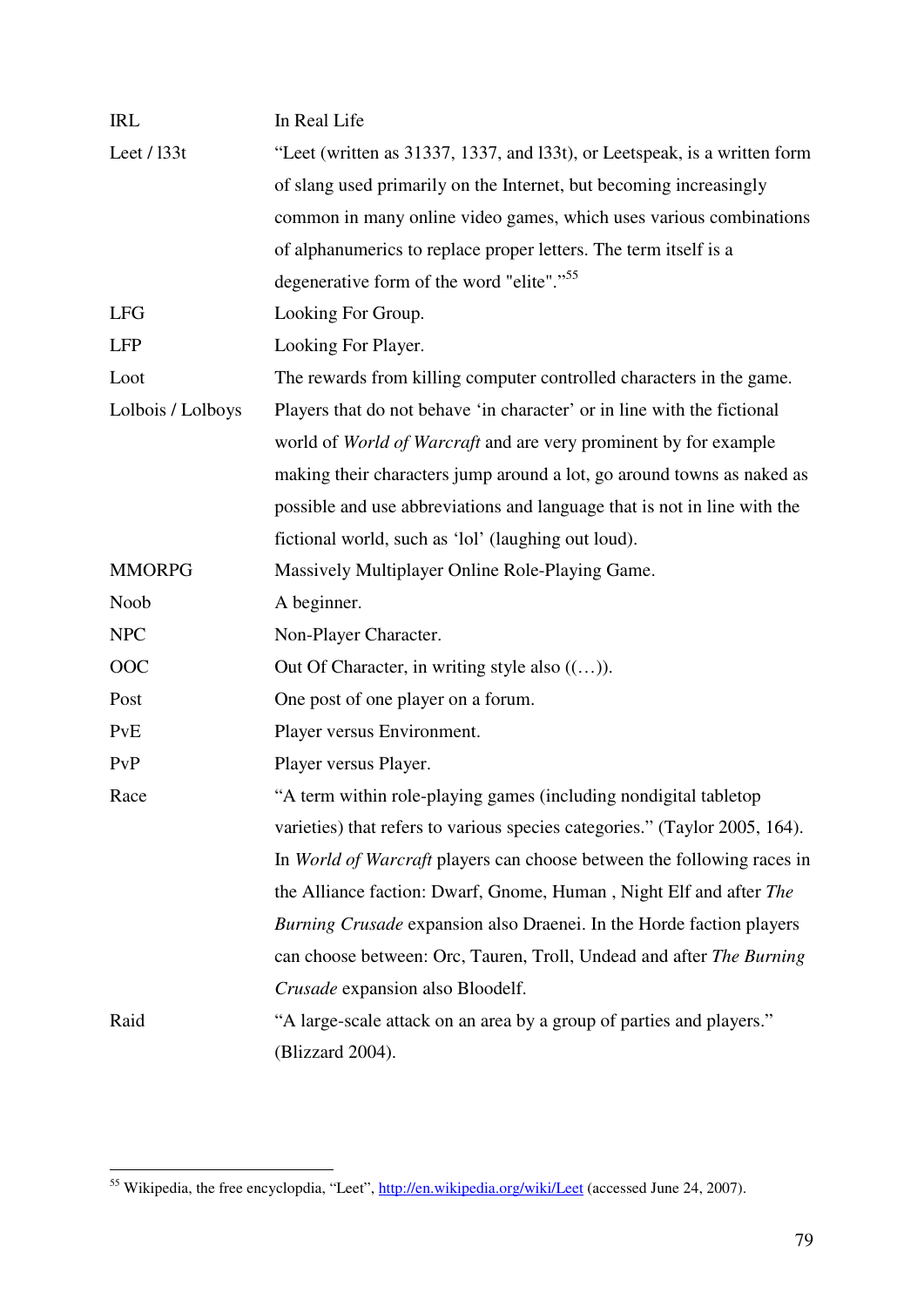| | |
|---|---|
| IRL | In Real Life |
| Leet / l33t | "Leet (written as 31337, 1337, and l33t), or Leetspeak, is a written form of slang used primarily on the Internet, but becoming increasingly common in many online video games, which uses various combinations of alphanumerics to replace proper letters. The term itself is a degenerative form of the word "elite"."[55] |
| LFG | Looking For Group. |
| LFP | Looking For Player. |
| Loot | The rewards from killing computer controlled characters in the game. |
| Lolbois / Lolboys | Players that do not behave 'in character' or in line with the fictional world of *World of Warcraft* and are very prominent by for example making their characters jump around a lot, go around towns as naked as possible and use abbreviations and language that is not in line with the fictional world, such as 'lol' (laughing out loud). |
| MMORPG | Massively Multiplayer Online Role-Playing Game. |
| Noob | A beginner. |
| NPC | Non-Player Character. |
| OOC | Out Of Character, in writing style also ((…)). |
| Post | One post of one player on a forum. |
| PvE | Player versus Environment. |
| PvP | Player versus Player. |
| Race | "A term within role-playing games (including nondigital tabletop varieties) that refers to various species categories." (Taylor 2005, 164). In *World of Warcraft* players can choose between the following races in the Alliance faction: Dwarf, Gnome, Human , Night Elf and after *The Burning Crusade* expansion also Draenei. In the Horde faction players can choose between: Orc, Tauren, Troll, Undead and after *The Burning Crusade* expansion also Bloodelf. |
| Raid | "A large-scale attack on an area by a group of parties and players." (Blizzard 2004). |

[55] Wikipedia, the free encyclopdia, "Leet", http://en.wikipedia.org/wiki/Leet (accessed June 24, 2007).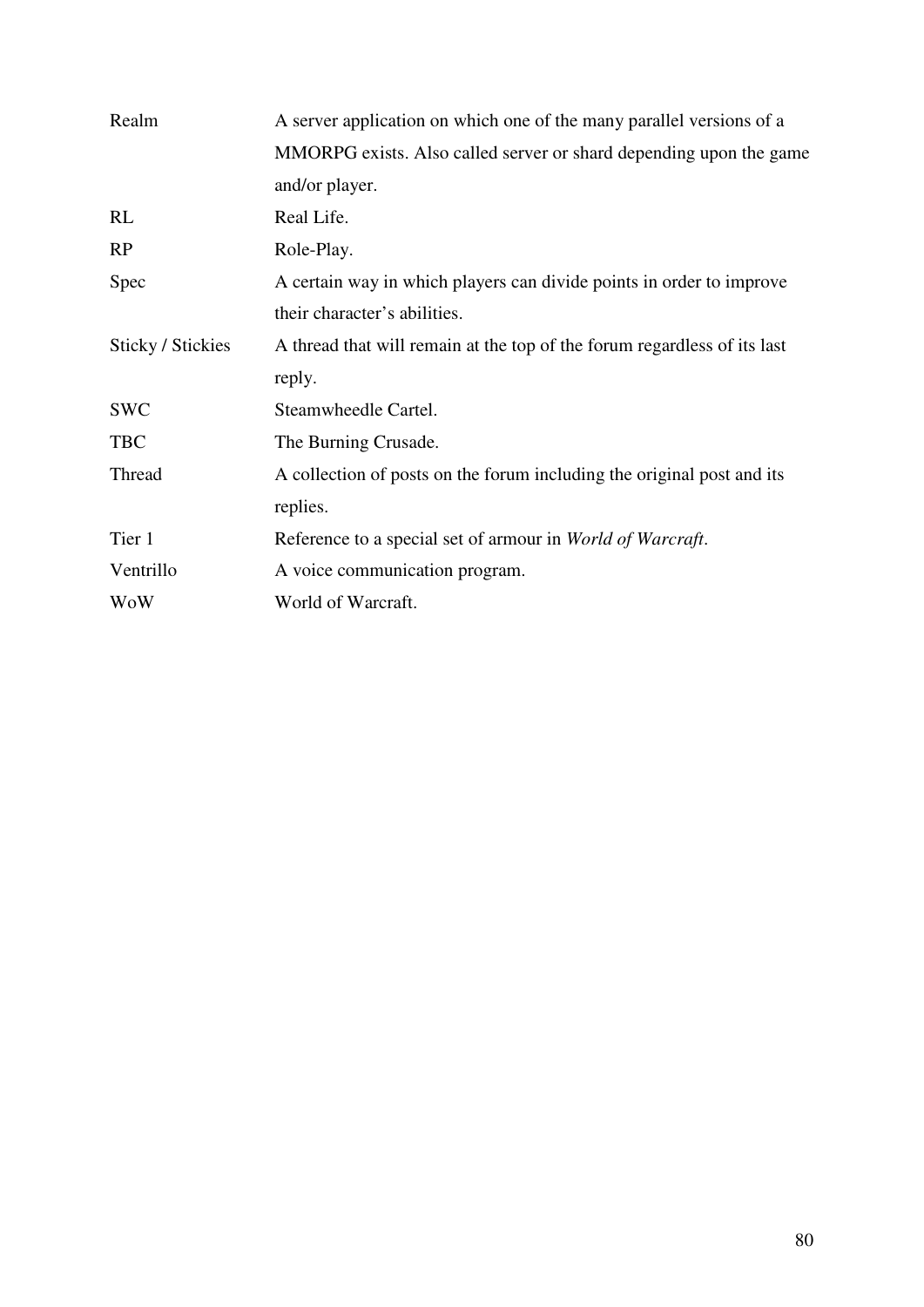| | |
|---|---|
| Realm | A server application on which one of the many parallel versions of a MMORPG exists. Also called server or shard depending upon the game and/or player. |
| RL | Real Life. |
| RP | Role-Play. |
| Spec | A certain way in which players can divide points in order to improve their character's abilities. |
| Sticky / Stickies | A thread that will remain at the top of the forum regardless of its last reply. |
| SWC | Steamwheedle Cartel. |
| TBC | The Burning Crusade. |
| Thread | A collection of posts on the forum including the original post and its replies. |
| Tier 1 | Reference to a special set of armour in *World of Warcraft*. |
| Ventrillo | A voice communication program. |
| WoW | World of Warcraft. |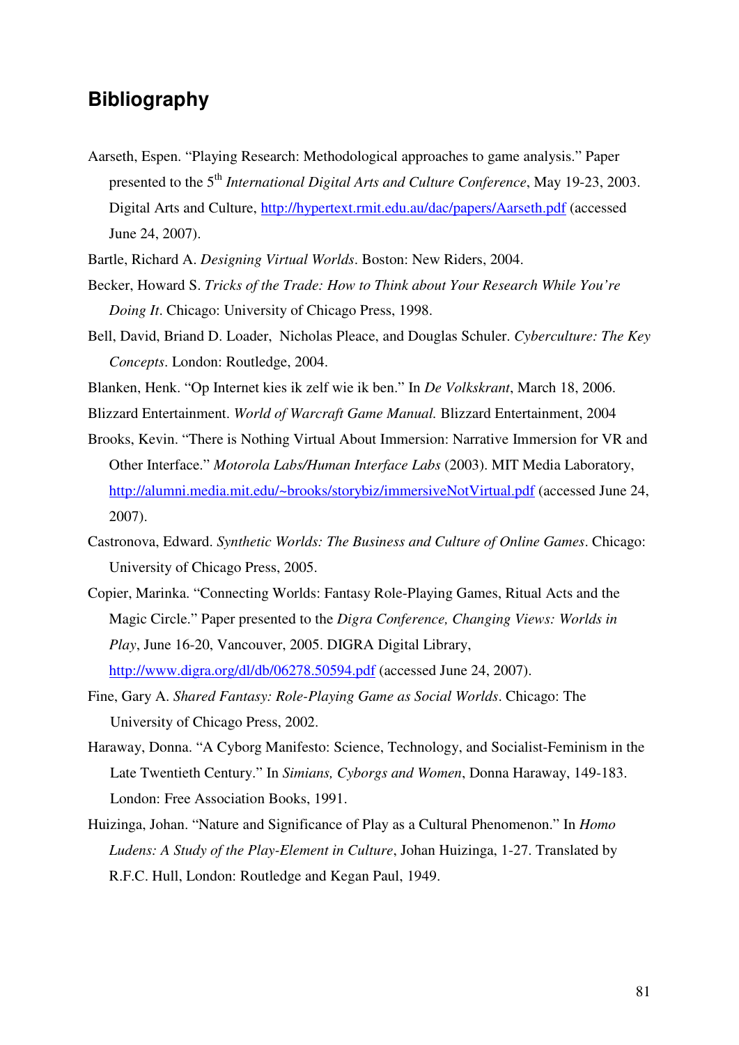## Bibliography

Aarseth, Espen. "Playing Research: Methodological approaches to game analysis." Paper presented to the 5th *International Digital Arts and Culture Conference*, May 19-23, 2003. Digital Arts and Culture, http://hypertext.rmit.edu.au/dac/papers/Aarseth.pdf (accessed June 24, 2007).

Bartle, Richard A. *Designing Virtual Worlds*. Boston: New Riders, 2004.

Becker, Howard S. *Tricks of the Trade: How to Think about Your Research While You're Doing It*. Chicago: University of Chicago Press, 1998.

Bell, David, Briand D. Loader, Nicholas Pleace, and Douglas Schuler. *Cyberculture: The Key Concepts*. London: Routledge, 2004.

Blanken, Henk. "Op Internet kies ik zelf wie ik ben." In *De Volkskrant*, March 18, 2006.

Blizzard Entertainment. *World of Warcraft Game Manual.* Blizzard Entertainment, 2004

Brooks, Kevin. "There is Nothing Virtual About Immersion: Narrative Immersion for VR and Other Interface." *Motorola Labs/Human Interface Labs* (2003). MIT Media Laboratory, http://alumni.media.mit.edu/~brooks/storybiz/immersiveNotVirtual.pdf (accessed June 24, 2007).

Castronova, Edward. *Synthetic Worlds: The Business and Culture of Online Games*. Chicago: University of Chicago Press, 2005.

Copier, Marinka. "Connecting Worlds: Fantasy Role-Playing Games, Ritual Acts and the Magic Circle." Paper presented to the *Digra Conference, Changing Views: Worlds in Play*, June 16-20, Vancouver, 2005. DIGRA Digital Library, http://www.digra.org/dl/db/06278.50594.pdf (accessed June 24, 2007).

Fine, Gary A. *Shared Fantasy: Role-Playing Game as Social Worlds*. Chicago: The University of Chicago Press, 2002.

Haraway, Donna. "A Cyborg Manifesto: Science, Technology, and Socialist-Feminism in the Late Twentieth Century." In *Simians, Cyborgs and Women*, Donna Haraway, 149-183. London: Free Association Books, 1991.

Huizinga, Johan. "Nature and Significance of Play as a Cultural Phenomenon." In *Homo Ludens: A Study of the Play-Element in Culture*, Johan Huizinga, 1-27. Translated by R.F.C. Hull, London: Routledge and Kegan Paul, 1949.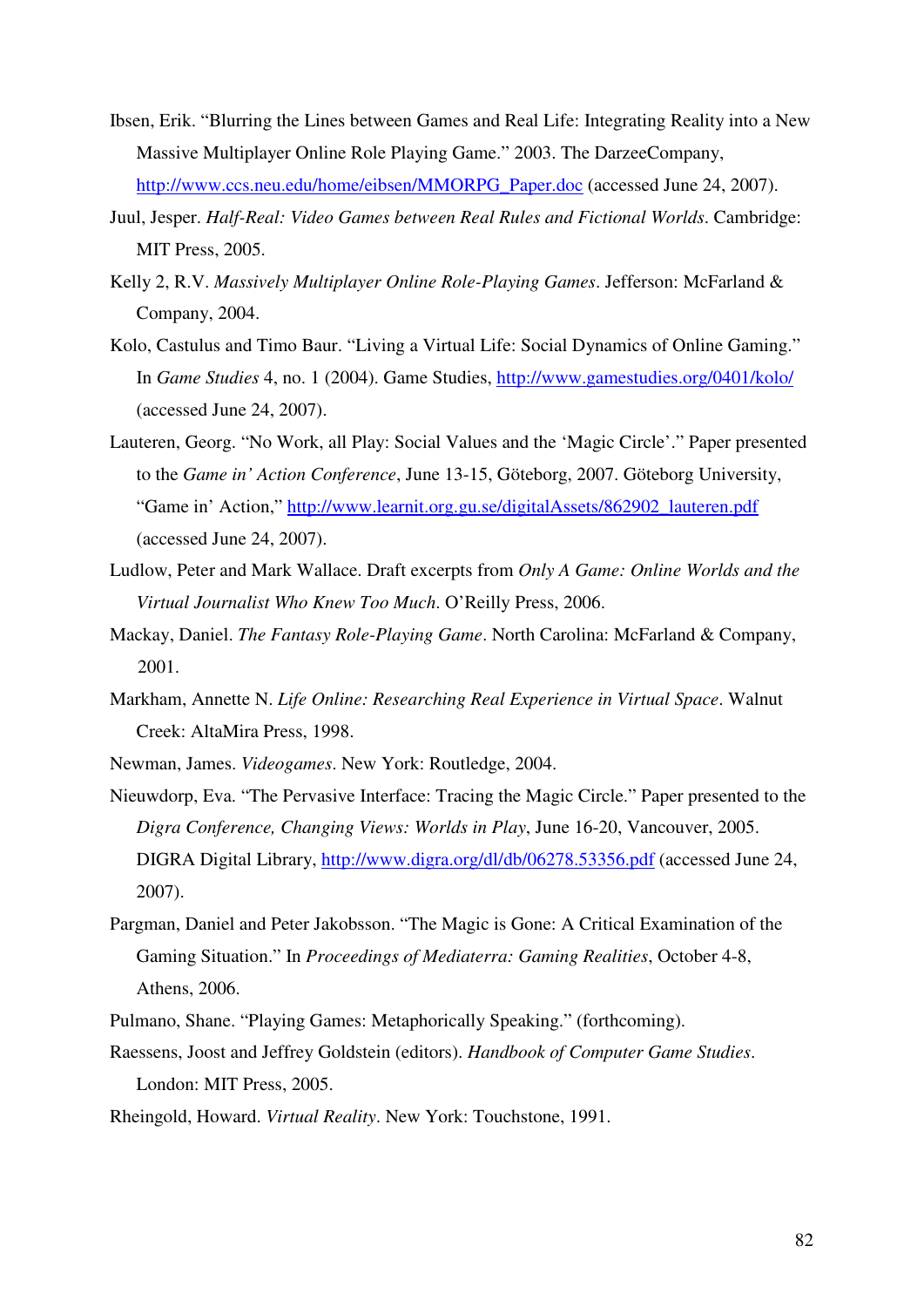Ibsen, Erik. "Blurring the Lines between Games and Real Life: Integrating Reality into a New Massive Multiplayer Online Role Playing Game." 2003. The DarzeeCompany, http://www.ccs.neu.edu/home/eibsen/MMORPG_Paper.doc (accessed June 24, 2007).

Juul, Jesper. *Half-Real: Video Games between Real Rules and Fictional Worlds*. Cambridge: MIT Press, 2005.

Kelly 2, R.V. *Massively Multiplayer Online Role-Playing Games*. Jefferson: McFarland & Company, 2004.

Kolo, Castulus and Timo Baur. "Living a Virtual Life: Social Dynamics of Online Gaming." In *Game Studies* 4, no. 1 (2004). Game Studies, http://www.gamestudies.org/0401/kolo/ (accessed June 24, 2007).

Lauteren, Georg. "No Work, all Play: Social Values and the 'Magic Circle'." Paper presented to the *Game in' Action Conference*, June 13-15, Göteborg, 2007. Göteborg University, "Game in' Action," http://www.learnit.org.gu.se/digitalAssets/862902_lauteren.pdf (accessed June 24, 2007).

Ludlow, Peter and Mark Wallace. Draft excerpts from *Only A Game: Online Worlds and the Virtual Journalist Who Knew Too Much*. O'Reilly Press, 2006.

Mackay, Daniel. *The Fantasy Role-Playing Game*. North Carolina: McFarland & Company, 2001.

Markham, Annette N. *Life Online: Researching Real Experience in Virtual Space*. Walnut Creek: AltaMira Press, 1998.

Newman, James. *Videogames*. New York: Routledge, 2004.

Nieuwdorp, Eva. "The Pervasive Interface: Tracing the Magic Circle." Paper presented to the *Digra Conference, Changing Views: Worlds in Play*, June 16-20, Vancouver, 2005. DIGRA Digital Library, http://www.digra.org/dl/db/06278.53356.pdf (accessed June 24, 2007).

Pargman, Daniel and Peter Jakobsson. "The Magic is Gone: A Critical Examination of the Gaming Situation." In *Proceedings of Mediaterra: Gaming Realities*, October 4-8, Athens, 2006.

Pulmano, Shane. "Playing Games: Metaphorically Speaking." (forthcoming).

Raessens, Joost and Jeffrey Goldstein (editors). *Handbook of Computer Game Studies*. London: MIT Press, 2005.

Rheingold, Howard. *Virtual Reality*. New York: Touchstone, 1991.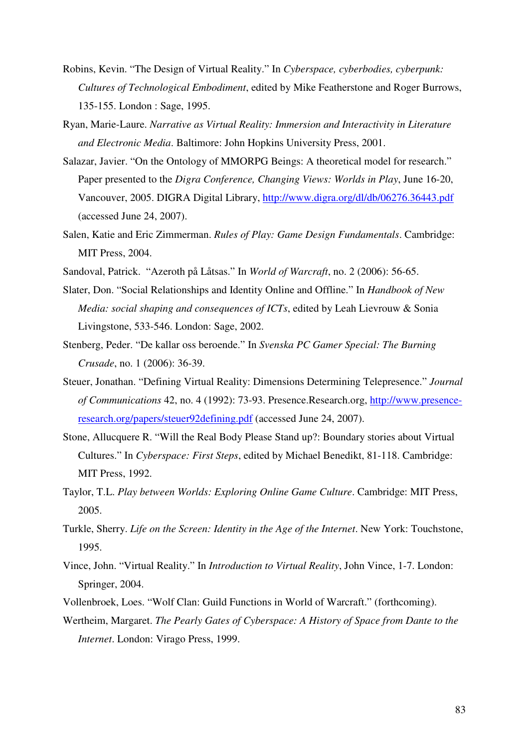Robins, Kevin. "The Design of Virtual Reality." In *Cyberspace, cyberbodies, cyberpunk: Cultures of Technological Embodiment*, edited by Mike Featherstone and Roger Burrows, 135-155. London : Sage, 1995.

Ryan, Marie-Laure. *Narrative as Virtual Reality: Immersion and Interactivity in Literature and Electronic Media*. Baltimore: John Hopkins University Press, 2001.

Salazar, Javier. "On the Ontology of MMORPG Beings: A theoretical model for research." Paper presented to the *Digra Conference, Changing Views: Worlds in Play*, June 16-20, Vancouver, 2005. DIGRA Digital Library, [http://www.digra.org/dl/db/06276.36443.pdf](http://www.digra.org/dl/db/06276.36443.pdf) (accessed June 24, 2007).

Salen, Katie and Eric Zimmerman. *Rules of Play: Game Design Fundamentals*. Cambridge: MIT Press, 2004.

Sandoval, Patrick. "Azeroth på Låtsas." In *World of Warcraft*, no. 2 (2006): 56-65.

Slater, Don. "Social Relationships and Identity Online and Offline." In *Handbook of New Media: social shaping and consequences of ICTs*, edited by Leah Lievrouw & Sonia Livingstone, 533-546. London: Sage, 2002.

Stenberg, Peder. "De kallar oss beroende." In *Svenska PC Gamer Special: The Burning Crusade*, no. 1 (2006): 36-39.

Steuer, Jonathan. "Defining Virtual Reality: Dimensions Determining Telepresence." *Journal of Communications* 42, no. 4 (1992): 73-93. Presence.Research.org, [http://www.presence-research.org/papers/steuer92defining.pdf](http://www.presence-research.org/papers/steuer92defining.pdf) (accessed June 24, 2007).

Stone, Allucquere R. "Will the Real Body Please Stand up?: Boundary stories about Virtual Cultures." In *Cyberspace: First Steps*, edited by Michael Benedikt, 81-118. Cambridge: MIT Press, 1992.

Taylor, T.L. *Play between Worlds: Exploring Online Game Culture*. Cambridge: MIT Press, 2005.

Turkle, Sherry. *Life on the Screen: Identity in the Age of the Internet*. New York: Touchstone, 1995.

Vince, John. "Virtual Reality." In *Introduction to Virtual Reality*, John Vince, 1-7. London: Springer, 2004.

Vollenbroek, Loes. "Wolf Clan: Guild Functions in World of Warcraft." (forthcoming).

Wertheim, Margaret. *The Pearly Gates of Cyberspace: A History of Space from Dante to the Internet*. London: Virago Press, 1999.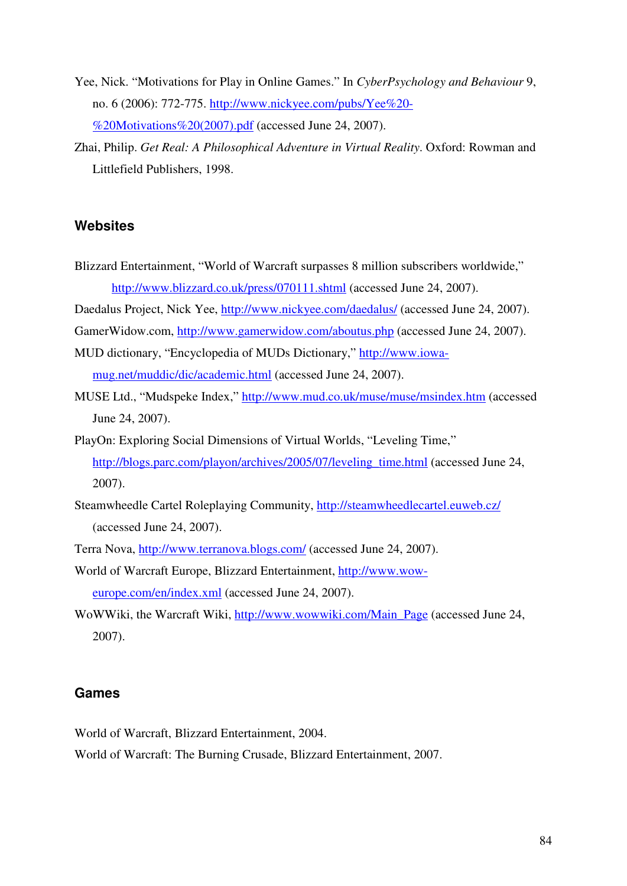Yee, Nick. "Motivations for Play in Online Games." In *CyberPsychology and Behaviour* 9, no. 6 (2006): 772-775. http://www.nickyee.com/pubs/Yee%20-%20Motivations%20(2007).pdf (accessed June 24, 2007).

Zhai, Philip. *Get Real: A Philosophical Adventure in Virtual Reality*. Oxford: Rowman and Littlefield Publishers, 1998.

## Websites

Blizzard Entertainment, "World of Warcraft surpasses 8 million subscribers worldwide," http://www.blizzard.co.uk/press/070111.shtml (accessed June 24, 2007).

Daedalus Project, Nick Yee, http://www.nickyee.com/daedalus/ (accessed June 24, 2007).

GamerWidow.com, http://www.gamerwidow.com/aboutus.php (accessed June 24, 2007).

MUD dictionary, "Encyclopedia of MUDs Dictionary," http://www.iowa-mug.net/muddic/dic/academic.html (accessed June 24, 2007).

MUSE Ltd., "Mudspeke Index," http://www.mud.co.uk/muse/muse/msindex.htm (accessed June 24, 2007).

PlayOn: Exploring Social Dimensions of Virtual Worlds, "Leveling Time," http://blogs.parc.com/playon/archives/2005/07/leveling_time.html (accessed June 24, 2007).

Steamwheedle Cartel Roleplaying Community, http://steamwheedlecartel.euweb.cz/ (accessed June 24, 2007).

Terra Nova, http://www.terranova.blogs.com/ (accessed June 24, 2007).

World of Warcraft Europe, Blizzard Entertainment, http://www.wow-europe.com/en/index.xml (accessed June 24, 2007).

WoWWiki, the Warcraft Wiki, http://www.wowwiki.com/Main_Page (accessed June 24, 2007).

## Games

World of Warcraft, Blizzard Entertainment, 2004.

World of Warcraft: The Burning Crusade, Blizzard Entertainment, 2007.